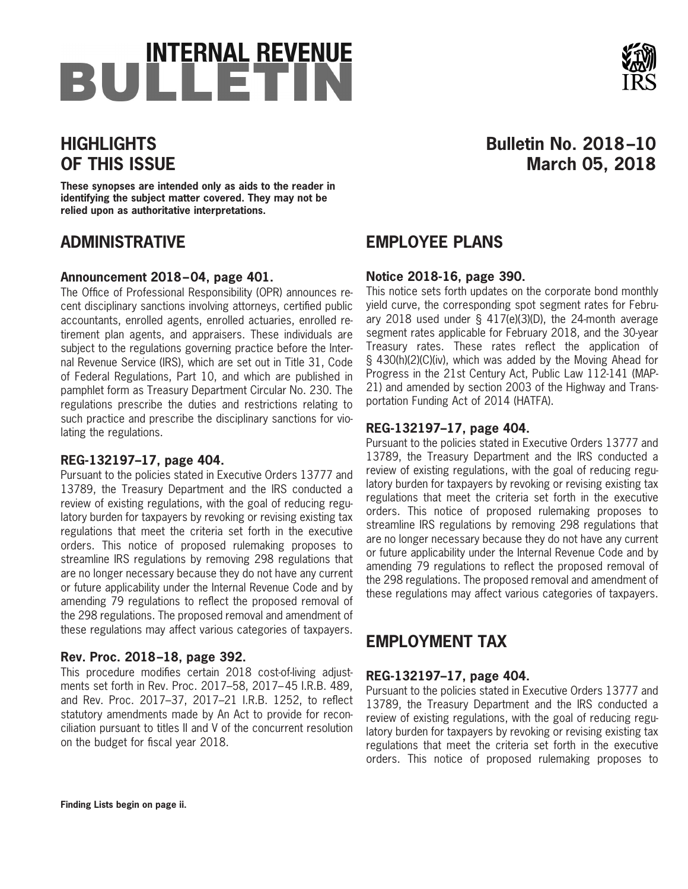# INTERNAL REVENUE BULLETIN

## HIGHLIGHTS OF THIS ISSUE

**Bulletin No. 2018–10**
**March 05, 2018**

**These synopses are intended only as aids to the reader in identifying the subject matter covered. They may not be relied upon as authoritative interpretations.**

## ADMINISTRATIVE

### Announcement 2018–04, page 401.

The Office of Professional Responsibility (OPR) announces recent disciplinary sanctions involving attorneys, certified public accountants, enrolled agents, enrolled actuaries, enrolled retirement plan agents, and appraisers. These individuals are subject to the regulations governing practice before the Internal Revenue Service (IRS), which are set out in Title 31, Code of Federal Regulations, Part 10, and which are published in pamphlet form as Treasury Department Circular No. 230. The regulations prescribe the duties and restrictions relating to such practice and prescribe the disciplinary sanctions for violating the regulations.

### REG-132197–17, page 404.

Pursuant to the policies stated in Executive Orders 13777 and 13789, the Treasury Department and the IRS conducted a review of existing regulations, with the goal of reducing regulatory burden for taxpayers by revoking or revising existing tax regulations that meet the criteria set forth in the executive orders. This notice of proposed rulemaking proposes to streamline IRS regulations by removing 298 regulations that are no longer necessary because they do not have any current or future applicability under the Internal Revenue Code and by amending 79 regulations to reflect the proposed removal of the 298 regulations. The proposed removal and amendment of these regulations may affect various categories of taxpayers.

### Rev. Proc. 2018–18, page 392.

This procedure modifies certain 2018 cost-of-living adjustments set forth in Rev. Proc. 2017–58, 2017–45 I.R.B. 489, and Rev. Proc. 2017–37, 2017–21 I.R.B. 1252, to reflect statutory amendments made by An Act to provide for reconciliation pursuant to titles II and V of the concurrent resolution on the budget for fiscal year 2018.

## EMPLOYEE PLANS

### Notice 2018-16, page 390.

This notice sets forth updates on the corporate bond monthly yield curve, the corresponding spot segment rates for February 2018 used under § 417(e)(3)(D), the 24-month average segment rates applicable for February 2018, and the 30-year Treasury rates. These rates reflect the application of § 430(h)(2)(C)(iv), which was added by the Moving Ahead for Progress in the 21st Century Act, Public Law 112-141 (MAP-21) and amended by section 2003 of the Highway and Transportation Funding Act of 2014 (HATFA).

### REG-132197–17, page 404.

Pursuant to the policies stated in Executive Orders 13777 and 13789, the Treasury Department and the IRS conducted a review of existing regulations, with the goal of reducing regulatory burden for taxpayers by revoking or revising existing tax regulations that meet the criteria set forth in the executive orders. This notice of proposed rulemaking proposes to streamline IRS regulations by removing 298 regulations that are no longer necessary because they do not have any current or future applicability under the Internal Revenue Code and by amending 79 regulations to reflect the proposed removal of the 298 regulations. The proposed removal and amendment of these regulations may affect various categories of taxpayers.

## EMPLOYMENT TAX

### REG-132197–17, page 404.

Pursuant to the policies stated in Executive Orders 13777 and 13789, the Treasury Department and the IRS conducted a review of existing regulations, with the goal of reducing regulatory burden for taxpayers by revoking or revising existing tax regulations that meet the criteria set forth in the executive orders. This notice of proposed rulemaking proposes to

**Finding Lists begin on page ii.**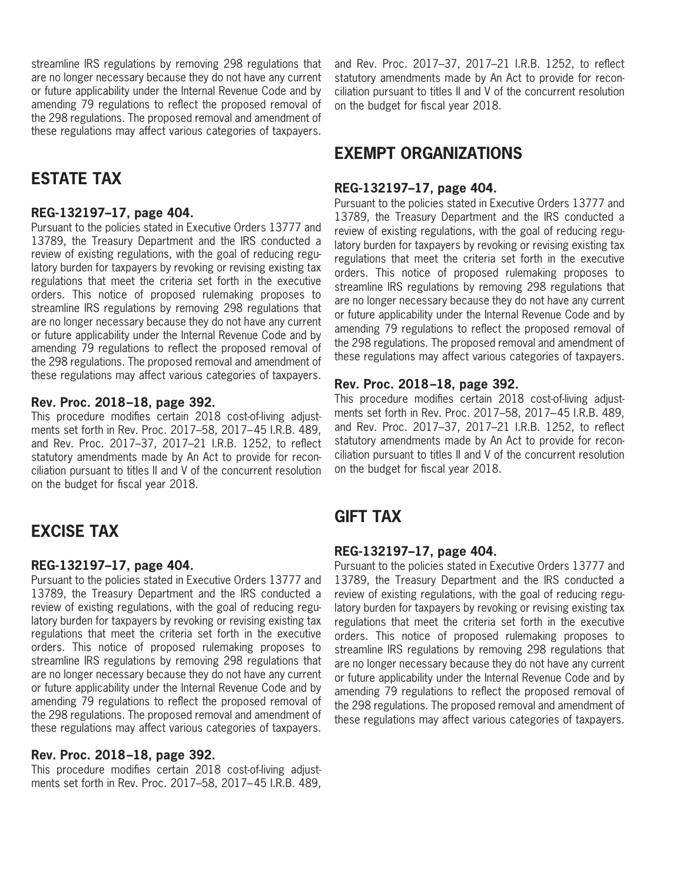streamline IRS regulations by removing 298 regulations that are no longer necessary because they do not have any current or future applicability under the Internal Revenue Code and by amending 79 regulations to reflect the proposed removal of the 298 regulations. The proposed removal and amendment of these regulations may affect various categories of taxpayers.

## ESTATE TAX

### REG-132197–17, page 404.

Pursuant to the policies stated in Executive Orders 13777 and 13789, the Treasury Department and the IRS conducted a review of existing regulations, with the goal of reducing regulatory burden for taxpayers by revoking or revising existing tax regulations that meet the criteria set forth in the executive orders. This notice of proposed rulemaking proposes to streamline IRS regulations by removing 298 regulations that are no longer necessary because they do not have any current or future applicability under the Internal Revenue Code and by amending 79 regulations to reflect the proposed removal of the 298 regulations. The proposed removal and amendment of these regulations may affect various categories of taxpayers.

### Rev. Proc. 2018–18, page 392.

This procedure modifies certain 2018 cost-of-living adjustments set forth in Rev. Proc. 2017–58, 2017–45 I.R.B. 489, and Rev. Proc. 2017–37, 2017–21 I.R.B. 1252, to reflect statutory amendments made by An Act to provide for reconciliation pursuant to titles II and V of the concurrent resolution on the budget for fiscal year 2018.

## EXCISE TAX

### REG-132197–17, page 404.

Pursuant to the policies stated in Executive Orders 13777 and 13789, the Treasury Department and the IRS conducted a review of existing regulations, with the goal of reducing regulatory burden for taxpayers by revoking or revising existing tax regulations that meet the criteria set forth in the executive orders. This notice of proposed rulemaking proposes to streamline IRS regulations by removing 298 regulations that are no longer necessary because they do not have any current or future applicability under the Internal Revenue Code and by amending 79 regulations to reflect the proposed removal of the 298 regulations. The proposed removal and amendment of these regulations may affect various categories of taxpayers.

### Rev. Proc. 2018–18, page 392.

This procedure modifies certain 2018 cost-of-living adjustments set forth in Rev. Proc. 2017–58, 2017–45 I.R.B. 489, and Rev. Proc. 2017–37, 2017–21 I.R.B. 1252, to reflect statutory amendments made by An Act to provide for reconciliation pursuant to titles II and V of the concurrent resolution on the budget for fiscal year 2018.

## EXEMPT ORGANIZATIONS

### REG-132197–17, page 404.

Pursuant to the policies stated in Executive Orders 13777 and 13789, the Treasury Department and the IRS conducted a review of existing regulations, with the goal of reducing regulatory burden for taxpayers by revoking or revising existing tax regulations that meet the criteria set forth in the executive orders. This notice of proposed rulemaking proposes to streamline IRS regulations by removing 298 regulations that are no longer necessary because they do not have any current or future applicability under the Internal Revenue Code and by amending 79 regulations to reflect the proposed removal of the 298 regulations. The proposed removal and amendment of these regulations may affect various categories of taxpayers.

### Rev. Proc. 2018–18, page 392.

This procedure modifies certain 2018 cost-of-living adjustments set forth in Rev. Proc. 2017–58, 2017–45 I.R.B. 489, and Rev. Proc. 2017–37, 2017–21 I.R.B. 1252, to reflect statutory amendments made by An Act to provide for reconciliation pursuant to titles II and V of the concurrent resolution on the budget for fiscal year 2018.

## GIFT TAX

### REG-132197–17, page 404.

Pursuant to the policies stated in Executive Orders 13777 and 13789, the Treasury Department and the IRS conducted a review of existing regulations, with the goal of reducing regulatory burden for taxpayers by revoking or revising existing tax regulations that meet the criteria set forth in the executive orders. This notice of proposed rulemaking proposes to streamline IRS regulations by removing 298 regulations that are no longer necessary because they do not have any current or future applicability under the Internal Revenue Code and by amending 79 regulations to reflect the proposed removal of the 298 regulations. The proposed removal and amendment of these regulations may affect various categories of taxpayers.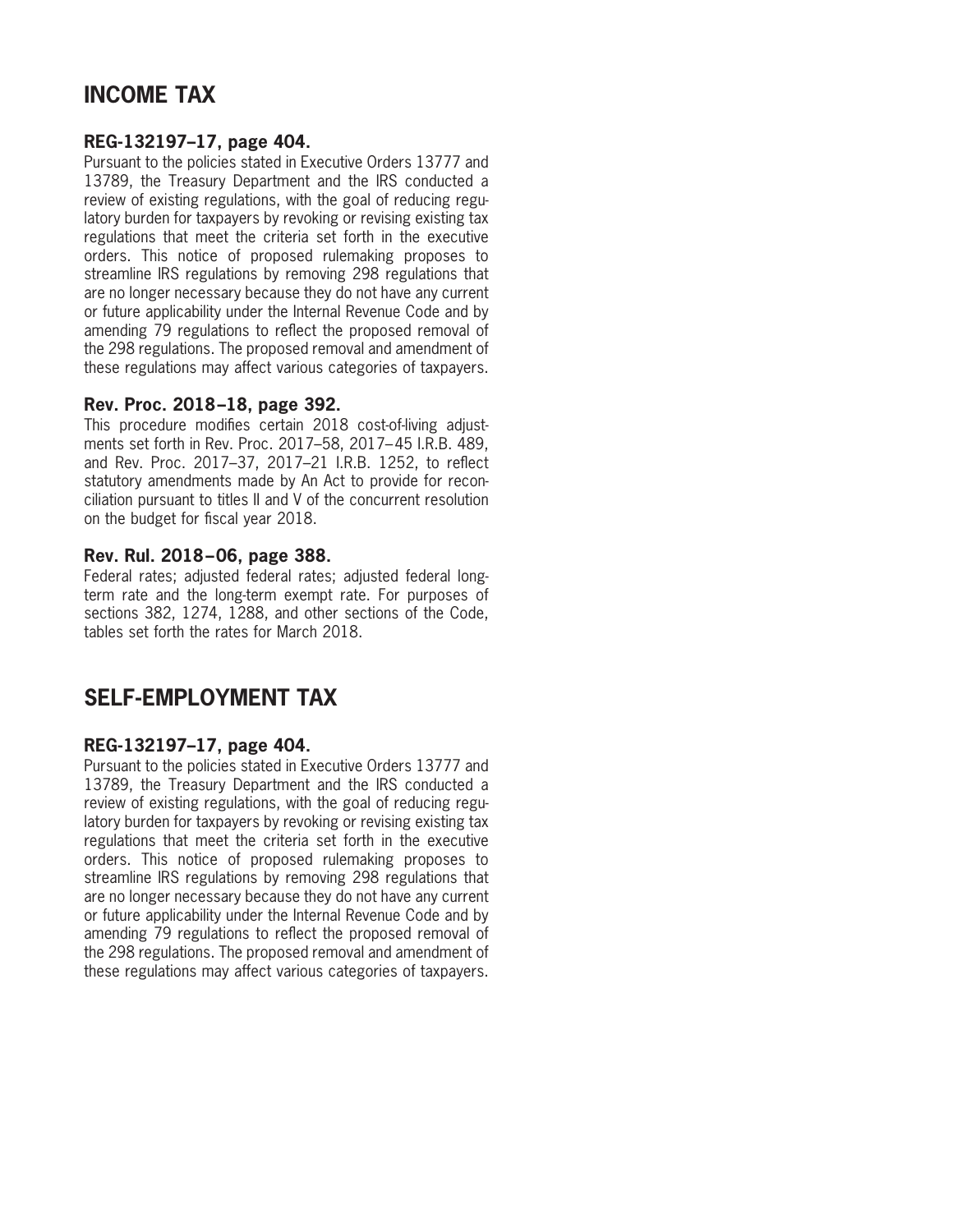## INCOME TAX

### REG-132197–17, page 404.

Pursuant to the policies stated in Executive Orders 13777 and 13789, the Treasury Department and the IRS conducted a review of existing regulations, with the goal of reducing regulatory burden for taxpayers by revoking or revising existing tax regulations that meet the criteria set forth in the executive orders. This notice of proposed rulemaking proposes to streamline IRS regulations by removing 298 regulations that are no longer necessary because they do not have any current or future applicability under the Internal Revenue Code and by amending 79 regulations to reflect the proposed removal of the 298 regulations. The proposed removal and amendment of these regulations may affect various categories of taxpayers.

### Rev. Proc. 2018–18, page 392.

This procedure modifies certain 2018 cost-of-living adjustments set forth in Rev. Proc. 2017–58, 2017–45 I.R.B. 489, and Rev. Proc. 2017–37, 2017–21 I.R.B. 1252, to reflect statutory amendments made by An Act to provide for reconciliation pursuant to titles II and V of the concurrent resolution on the budget for fiscal year 2018.

### Rev. Rul. 2018–06, page 388.

Federal rates; adjusted federal rates; adjusted federal long-term rate and the long-term exempt rate. For purposes of sections 382, 1274, 1288, and other sections of the Code, tables set forth the rates for March 2018.

## SELF-EMPLOYMENT TAX

### REG-132197–17, page 404.

Pursuant to the policies stated in Executive Orders 13777 and 13789, the Treasury Department and the IRS conducted a review of existing regulations, with the goal of reducing regulatory burden for taxpayers by revoking or revising existing tax regulations that meet the criteria set forth in the executive orders. This notice of proposed rulemaking proposes to streamline IRS regulations by removing 298 regulations that are no longer necessary because they do not have any current or future applicability under the Internal Revenue Code and by amending 79 regulations to reflect the proposed removal of the 298 regulations. The proposed removal and amendment of these regulations may affect various categories of taxpayers.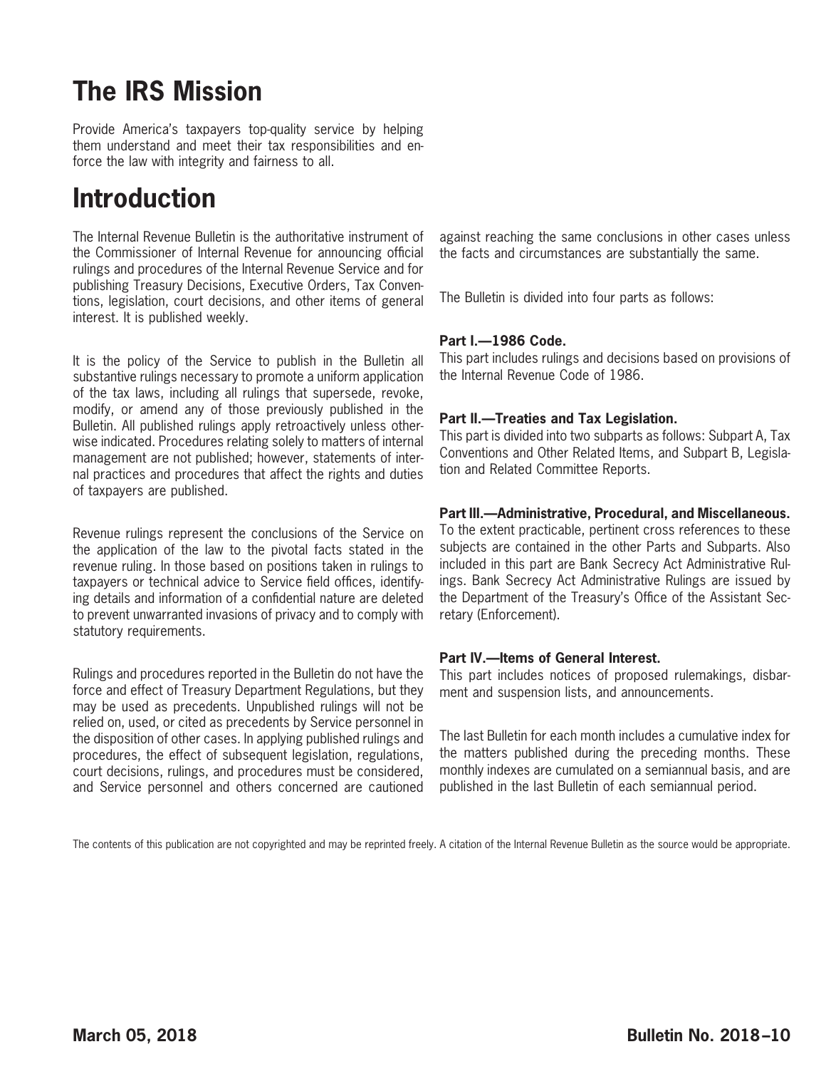# The IRS Mission

Provide America's taxpayers top-quality service by helping them understand and meet their tax responsibilities and enforce the law with integrity and fairness to all.

# Introduction

The Internal Revenue Bulletin is the authoritative instrument of the Commissioner of Internal Revenue for announcing official rulings and procedures of the Internal Revenue Service and for publishing Treasury Decisions, Executive Orders, Tax Conventions, legislation, court decisions, and other items of general interest. It is published weekly.

It is the policy of the Service to publish in the Bulletin all substantive rulings necessary to promote a uniform application of the tax laws, including all rulings that supersede, revoke, modify, or amend any of those previously published in the Bulletin. All published rulings apply retroactively unless otherwise indicated. Procedures relating solely to matters of internal management are not published; however, statements of internal practices and procedures that affect the rights and duties of taxpayers are published.

Revenue rulings represent the conclusions of the Service on the application of the law to the pivotal facts stated in the revenue ruling. In those based on positions taken in rulings to taxpayers or technical advice to Service field offices, identifying details and information of a confidential nature are deleted to prevent unwarranted invasions of privacy and to comply with statutory requirements.

Rulings and procedures reported in the Bulletin do not have the force and effect of Treasury Department Regulations, but they may be used as precedents. Unpublished rulings will not be relied on, used, or cited as precedents by Service personnel in the disposition of other cases. In applying published rulings and procedures, the effect of subsequent legislation, regulations, court decisions, rulings, and procedures must be considered, and Service personnel and others concerned are cautioned against reaching the same conclusions in other cases unless the facts and circumstances are substantially the same.

The Bulletin is divided into four parts as follows:

**Part I.—1986 Code.**
This part includes rulings and decisions based on provisions of the Internal Revenue Code of 1986.

**Part II.—Treaties and Tax Legislation.**
This part is divided into two subparts as follows: Subpart A, Tax Conventions and Other Related Items, and Subpart B, Legislation and Related Committee Reports.

**Part III.—Administrative, Procedural, and Miscellaneous.**
To the extent practicable, pertinent cross references to these subjects are contained in the other Parts and Subparts. Also included in this part are Bank Secrecy Act Administrative Rulings. Bank Secrecy Act Administrative Rulings are issued by the Department of the Treasury's Office of the Assistant Secretary (Enforcement).

**Part IV.—Items of General Interest.**
This part includes notices of proposed rulemakings, disbarment and suspension lists, and announcements.

The last Bulletin for each month includes a cumulative index for the matters published during the preceding months. These monthly indexes are cumulated on a semiannual basis, and are published in the last Bulletin of each semiannual period.

The contents of this publication are not copyrighted and may be reprinted freely. A citation of the Internal Revenue Bulletin as the source would be appropriate.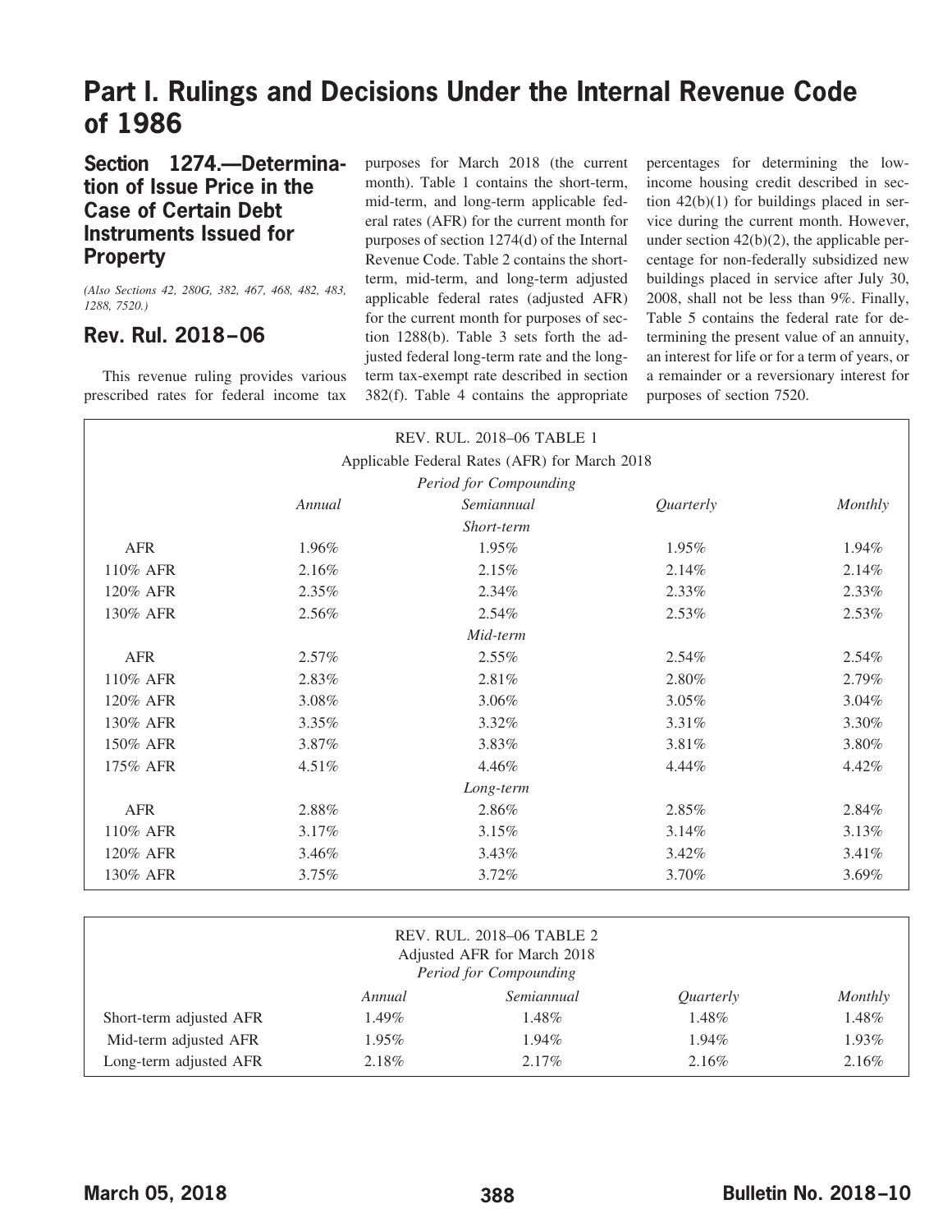# Part I. Rulings and Decisions Under the Internal Revenue Code of 1986

## Section 1274.—Determination of Issue Price in the Case of Certain Debt Instruments Issued for Property

*(Also Sections 42, 280G, 382, 467, 468, 482, 483, 1288, 7520.)*

## Rev. Rul. 2018–06

This revenue ruling provides various prescribed rates for federal income tax purposes for March 2018 (the current month). Table 1 contains the short-term, mid-term, and long-term applicable federal rates (AFR) for the current month for purposes of section 1274(d) of the Internal Revenue Code. Table 2 contains the short-term, mid-term, and long-term adjusted applicable federal rates (adjusted AFR) for the current month for purposes of section 1288(b). Table 3 sets forth the adjusted federal long-term rate and the long-term tax-exempt rate described in section 382(f). Table 4 contains the appropriate percentages for determining the low-income housing credit described in section 42(b)(1) for buildings placed in service during the current month. However, under section 42(b)(2), the applicable percentage for non-federally subsidized new buildings placed in service after July 30, 2008, shall not be less than 9%. Finally, Table 5 contains the federal rate for determining the present value of an annuity, an interest for life or for a term of years, or a remainder or a reversionary interest for purposes of section 7520.

REV. RUL. 2018–06 TABLE 1
Applicable Federal Rates (AFR) for March 2018
*Period for Compounding*

| | *Annual* | *Semiannual* | *Quarterly* | *Monthly* |
|---|---|---|---|---|
| | | *Short-term* | | |
| AFR | 1.96% | 1.95% | 1.95% | 1.94% |
| 110% AFR | 2.16% | 2.15% | 2.14% | 2.14% |
| 120% AFR | 2.35% | 2.34% | 2.33% | 2.33% |
| 130% AFR | 2.56% | 2.54% | 2.53% | 2.53% |
| | | *Mid-term* | | |
| AFR | 2.57% | 2.55% | 2.54% | 2.54% |
| 110% AFR | 2.83% | 2.81% | 2.80% | 2.79% |
| 120% AFR | 3.08% | 3.06% | 3.05% | 3.04% |
| 130% AFR | 3.35% | 3.32% | 3.31% | 3.30% |
| 150% AFR | 3.87% | 3.83% | 3.81% | 3.80% |
| 175% AFR | 4.51% | 4.46% | 4.44% | 4.42% |
| | | *Long-term* | | |
| AFR | 2.88% | 2.86% | 2.85% | 2.84% |
| 110% AFR | 3.17% | 3.15% | 3.14% | 3.13% |
| 120% AFR | 3.46% | 3.43% | 3.42% | 3.41% |
| 130% AFR | 3.75% | 3.72% | 3.70% | 3.69% |

REV. RUL. 2018–06 TABLE 2
Adjusted AFR for March 2018
*Period for Compounding*

| | *Annual* | *Semiannual* | *Quarterly* | *Monthly* |
|---|---|---|---|---|
| Short-term adjusted AFR | 1.49% | 1.48% | 1.48% | 1.48% |
| Mid-term adjusted AFR | 1.95% | 1.94% | 1.94% | 1.93% |
| Long-term adjusted AFR | 2.18% | 2.17% | 2.16% | 2.16% |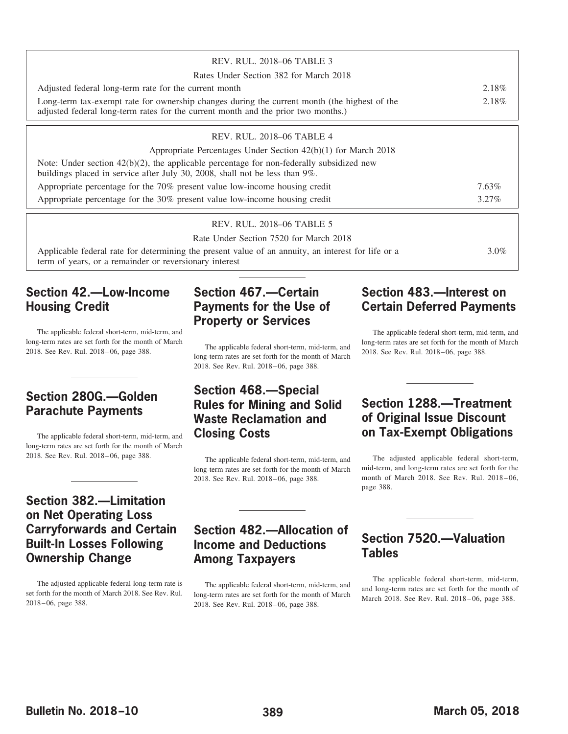| REV. RUL. 2018–06 TABLE 3 | |
| --- | --- |
| Rates Under Section 382 for March 2018 | |
| Adjusted federal long-term rate for the current month | 2.18% |
| Long-term tax-exempt rate for ownership changes during the current month (the highest of the adjusted federal long-term rates for the current month and the prior two months.) | 2.18% |

| REV. RUL. 2018–06 TABLE 4 | |
| --- | --- |
| Appropriate Percentages Under Section 42(b)(1) for March 2018 | |
| Note: Under section 42(b)(2), the applicable percentage for non-federally subsidized new buildings placed in service after July 30, 2008, shall not be less than 9%. | |
| Appropriate percentage for the 70% present value low-income housing credit | 7.63% |
| Appropriate percentage for the 30% present value low-income housing credit | 3.27% |

| REV. RUL. 2018–06 TABLE 5 | |
| --- | --- |
| Rate Under Section 7520 for March 2018 | |
| Applicable federal rate for determining the present value of an annuity, an interest for life or a term of years, or a remainder or reversionary interest | 3.0% |

## Section 42.—Low-Income Housing Credit

The applicable federal short-term, mid-term, and long-term rates are set forth for the month of March 2018. See Rev. Rul. 2018–06, page 388.

## Section 280G.—Golden Parachute Payments

The applicable federal short-term, mid-term, and long-term rates are set forth for the month of March 2018. See Rev. Rul. 2018–06, page 388.

## Section 382.—Limitation on Net Operating Loss Carryforwards and Certain Built-In Losses Following Ownership Change

The adjusted applicable federal long-term rate is set forth for the month of March 2018. See Rev. Rul. 2018–06, page 388.

## Section 467.—Certain Payments for the Use of Property or Services

The applicable federal short-term, mid-term, and long-term rates are set forth for the month of March 2018. See Rev. Rul. 2018–06, page 388.

## Section 468.—Special Rules for Mining and Solid Waste Reclamation and Closing Costs

The applicable federal short-term, mid-term, and long-term rates are set forth for the month of March 2018. See Rev. Rul. 2018–06, page 388.

## Section 482.—Allocation of Income and Deductions Among Taxpayers

The applicable federal short-term, mid-term, and long-term rates are set forth for the month of March 2018. See Rev. Rul. 2018–06, page 388.

## Section 483.—Interest on Certain Deferred Payments

The applicable federal short-term, mid-term, and long-term rates are set forth for the month of March 2018. See Rev. Rul. 2018–06, page 388.

## Section 1288.—Treatment of Original Issue Discount on Tax-Exempt Obligations

The adjusted applicable federal short-term, mid-term, and long-term rates are set forth for the month of March 2018. See Rev. Rul. 2018–06, page 388.

## Section 7520.—Valuation Tables

The applicable federal short-term, mid-term, and long-term rates are set forth for the month of March 2018. See Rev. Rul. 2018–06, page 388.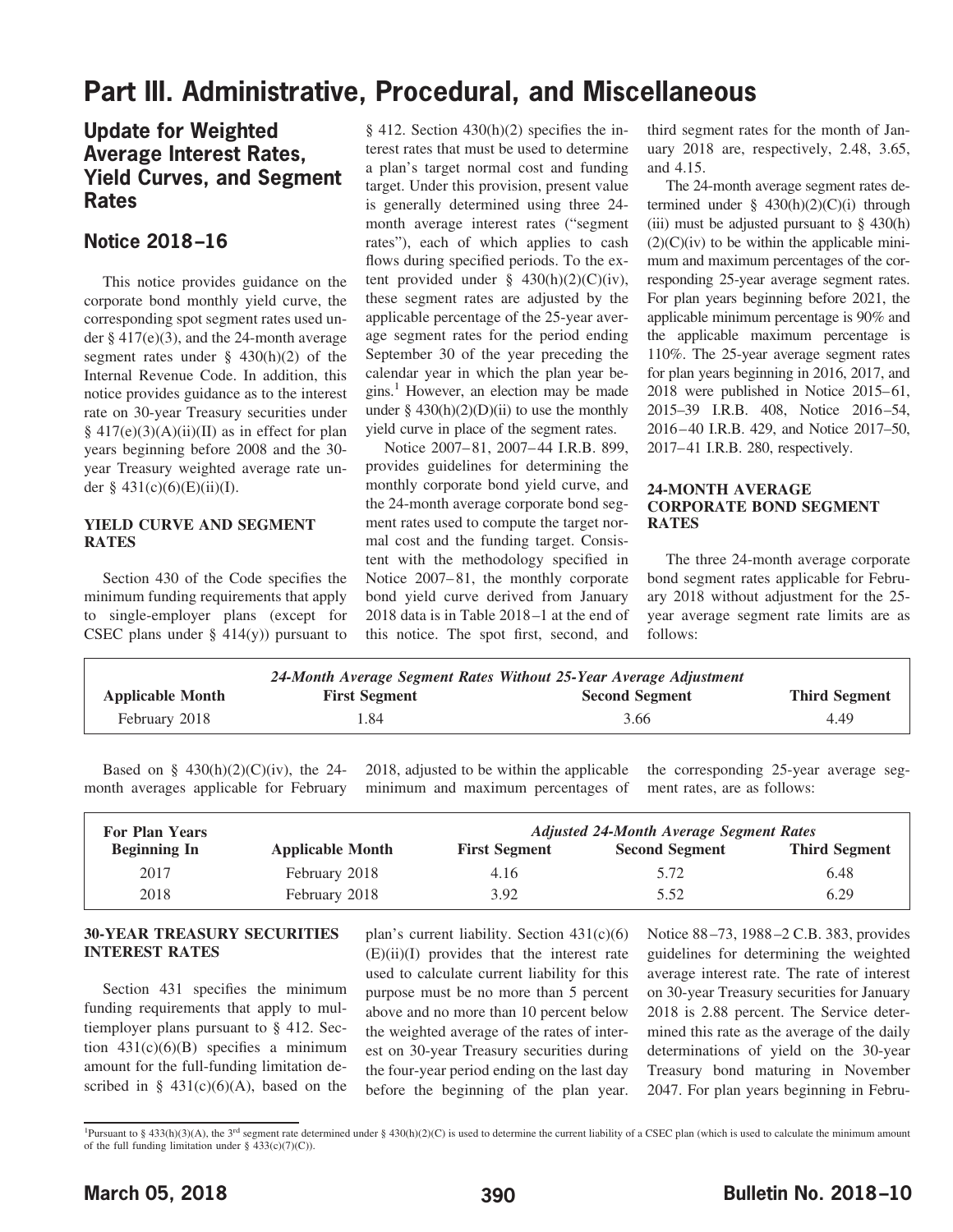# Part III. Administrative, Procedural, and Miscellaneous

## Update for Weighted Average Interest Rates, Yield Curves, and Segment Rates

## Notice 2018–16

This notice provides guidance on the corporate bond monthly yield curve, the corresponding spot segment rates used under § 417(e)(3), and the 24-month average segment rates under § 430(h)(2) of the Internal Revenue Code. In addition, this notice provides guidance as to the interest rate on 30-year Treasury securities under § 417(e)(3)(A)(ii)(II) as in effect for plan years beginning before 2008 and the 30-year Treasury weighted average rate under § 431(c)(6)(E)(ii)(I).

### YIELD CURVE AND SEGMENT RATES

Section 430 of the Code specifies the minimum funding requirements that apply to single-employer plans (except for CSEC plans under § 414(y)) pursuant to § 412. Section 430(h)(2) specifies the interest rates that must be used to determine a plan's target normal cost and funding target. Under this provision, present value is generally determined using three 24-month average interest rates ("segment rates"), each of which applies to cash flows during specified periods. To the extent provided under § 430(h)(2)(C)(iv), these segment rates are adjusted by the applicable percentage of the 25-year average segment rates for the period ending September 30 of the year preceding the calendar year in which the plan year begins.[1] However, an election may be made under § 430(h)(2)(D)(ii) to use the monthly yield curve in place of the segment rates.

Notice 2007–81, 2007–44 I.R.B. 899, provides guidelines for determining the monthly corporate bond yield curve, and the 24-month average corporate bond segment rates used to compute the target normal cost and the funding target. Consistent with the methodology specified in Notice 2007–81, the monthly corporate bond yield curve derived from January 2018 data is in Table 2018–1 at the end of this notice. The spot first, second, and third segment rates for the month of January 2018 are, respectively, 2.48, 3.65, and 4.15.

The 24-month average segment rates determined under § 430(h)(2)(C)(i) through (iii) must be adjusted pursuant to § 430(h)(2)(C)(iv) to be within the applicable minimum and maximum percentages of the corresponding 25-year average segment rates. For plan years beginning before 2021, the applicable minimum percentage is 90% and the applicable maximum percentage is 110%. The 25-year average segment rates for plan years beginning in 2016, 2017, and 2018 were published in Notice 2015–61, 2015–39 I.R.B. 408, Notice 2016–54, 2016–40 I.R.B. 429, and Notice 2017–50, 2017–41 I.R.B. 280, respectively.

### 24-MONTH AVERAGE CORPORATE BOND SEGMENT RATES

The three 24-month average corporate bond segment rates applicable for February 2018 without adjustment for the 25-year average segment rate limits are as follows:

| | *24-Month Average Segment Rates Without 25-Year Average Adjustment* | | |
|---|---|---|---|
| **Applicable Month** | **First Segment** | **Second Segment** | **Third Segment** |
| February 2018 | 1.84 | 3.66 | 4.49 |

Based on § 430(h)(2)(C)(iv), the 24-month averages applicable for February 2018, adjusted to be within the applicable minimum and maximum percentages of the corresponding 25-year average segment rates, are as follows:

| For Plan Years | | *Adjusted 24-Month Average Segment Rates* | | |
|---|---|---|---|---|
| **Beginning In** | **Applicable Month** | **First Segment** | **Second Segment** | **Third Segment** |
| 2017 | February 2018 | 4.16 | 5.72 | 6.48 |
| 2018 | February 2018 | 3.92 | 5.52 | 6.29 |

### 30-YEAR TREASURY SECURITIES INTEREST RATES

Section 431 specifies the minimum funding requirements that apply to multiemployer plans pursuant to § 412. Section 431(c)(6)(B) specifies a minimum amount for the full-funding limitation described in § 431(c)(6)(A), based on the plan's current liability. Section 431(c)(6)(E)(ii)(I) provides that the interest rate used to calculate current liability for this purpose must be no more than 5 percent above and no more than 10 percent below the weighted average of the rates of interest on 30-year Treasury securities during the four-year period ending on the last day before the beginning of the plan year. Notice 88–73, 1988–2 C.B. 383, provides guidelines for determining the weighted average interest rate. The rate of interest on 30-year Treasury securities for January 2018 is 2.88 percent. The Service determined this rate as the average of the daily determinations of yield on the 30-year Treasury bond maturing in November 2047. For plan years beginning in Febru-

---

[1] Pursuant to § 433(h)(3)(A), the 3rd segment rate determined under § 430(h)(2)(C) is used to determine the current liability of a CSEC plan (which is used to calculate the minimum amount of the full funding limitation under § 433(c)(7)(C)).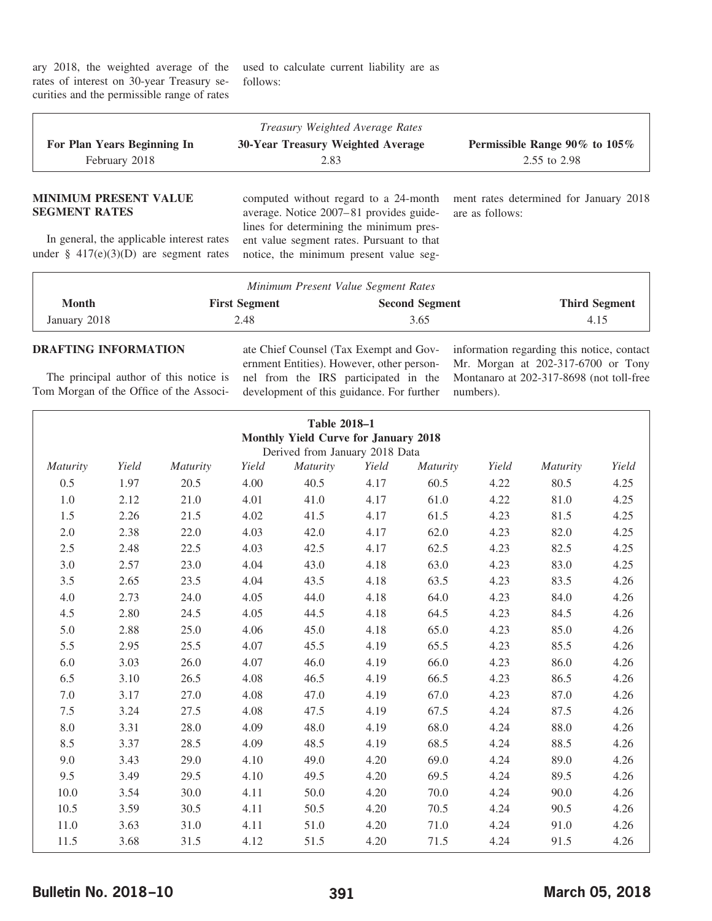ary 2018, the weighted average of the rates of interest on 30-year Treasury securities and the permissible range of rates used to calculate current liability are as follows:

| *Treasury Weighted Average Rates* | | |
|---|---|---|
| **For Plan Years Beginning In** | **30-Year Treasury Weighted Average** | **Permissible Range 90% to 105%** |
| February 2018 | 2.83 | 2.55 to 2.98 |

### MINIMUM PRESENT VALUE SEGMENT RATES

In general, the applicable interest rates under § 417(e)(3)(D) are segment rates computed without regard to a 24-month average. Notice 2007–81 provides guidelines for determining the minimum present value segment rates. Pursuant to that notice, the minimum present value segment rates determined for January 2018 are as follows:

| *Minimum Present Value Segment Rates* | | | |
|---|---|---|---|
| **Month** | **First Segment** | **Second Segment** | **Third Segment** |
| January 2018 | 2.48 | 3.65 | 4.15 |

### DRAFTING INFORMATION

The principal author of this notice is Tom Morgan of the Office of the Associate Chief Counsel (Tax Exempt and Government Entities). However, other personnel from the IRS participated in the development of this guidance. For further information regarding this notice, contact Mr. Morgan at 202-317-6700 or Tony Montanaro at 202-317-8698 (not toll-free numbers).

**Table 2018–1**
**Monthly Yield Curve for January 2018**
Derived from January 2018 Data

| *Maturity* | *Yield* | *Maturity* | *Yield* | *Maturity* | *Yield* | *Maturity* | *Yield* | *Maturity* | *Yield* |
|---|---|---|---|---|---|---|---|---|---|
| 0.5 | 1.97 | 20.5 | 4.00 | 40.5 | 4.17 | 60.5 | 4.22 | 80.5 | 4.25 |
| 1.0 | 2.12 | 21.0 | 4.01 | 41.0 | 4.17 | 61.0 | 4.22 | 81.0 | 4.25 |
| 1.5 | 2.26 | 21.5 | 4.02 | 41.5 | 4.17 | 61.5 | 4.23 | 81.5 | 4.25 |
| 2.0 | 2.38 | 22.0 | 4.03 | 42.0 | 4.17 | 62.0 | 4.23 | 82.0 | 4.25 |
| 2.5 | 2.48 | 22.5 | 4.03 | 42.5 | 4.17 | 62.5 | 4.23 | 82.5 | 4.25 |
| 3.0 | 2.57 | 23.0 | 4.04 | 43.0 | 4.18 | 63.0 | 4.23 | 83.0 | 4.25 |
| 3.5 | 2.65 | 23.5 | 4.04 | 43.5 | 4.18 | 63.5 | 4.23 | 83.5 | 4.26 |
| 4.0 | 2.73 | 24.0 | 4.05 | 44.0 | 4.18 | 64.0 | 4.23 | 84.0 | 4.26 |
| 4.5 | 2.80 | 24.5 | 4.05 | 44.5 | 4.18 | 64.5 | 4.23 | 84.5 | 4.26 |
| 5.0 | 2.88 | 25.0 | 4.06 | 45.0 | 4.18 | 65.0 | 4.23 | 85.0 | 4.26 |
| 5.5 | 2.95 | 25.5 | 4.07 | 45.5 | 4.19 | 65.5 | 4.23 | 85.5 | 4.26 |
| 6.0 | 3.03 | 26.0 | 4.07 | 46.0 | 4.19 | 66.0 | 4.23 | 86.0 | 4.26 |
| 6.5 | 3.10 | 26.5 | 4.08 | 46.5 | 4.19 | 66.5 | 4.23 | 86.5 | 4.26 |
| 7.0 | 3.17 | 27.0 | 4.08 | 47.0 | 4.19 | 67.0 | 4.23 | 87.0 | 4.26 |
| 7.5 | 3.24 | 27.5 | 4.08 | 47.5 | 4.19 | 67.5 | 4.24 | 87.5 | 4.26 |
| 8.0 | 3.31 | 28.0 | 4.09 | 48.0 | 4.19 | 68.0 | 4.24 | 88.0 | 4.26 |
| 8.5 | 3.37 | 28.5 | 4.09 | 48.5 | 4.19 | 68.5 | 4.24 | 88.5 | 4.26 |
| 9.0 | 3.43 | 29.0 | 4.10 | 49.0 | 4.20 | 69.0 | 4.24 | 89.0 | 4.26 |
| 9.5 | 3.49 | 29.5 | 4.10 | 49.5 | 4.20 | 69.5 | 4.24 | 89.5 | 4.26 |
| 10.0 | 3.54 | 30.0 | 4.11 | 50.0 | 4.20 | 70.0 | 4.24 | 90.0 | 4.26 |
| 10.5 | 3.59 | 30.5 | 4.11 | 50.5 | 4.20 | 70.5 | 4.24 | 90.5 | 4.26 |
| 11.0 | 3.63 | 31.0 | 4.11 | 51.0 | 4.20 | 71.0 | 4.24 | 91.0 | 4.26 |
| 11.5 | 3.68 | 31.5 | 4.12 | 51.5 | 4.20 | 71.5 | 4.24 | 91.5 | 4.26 |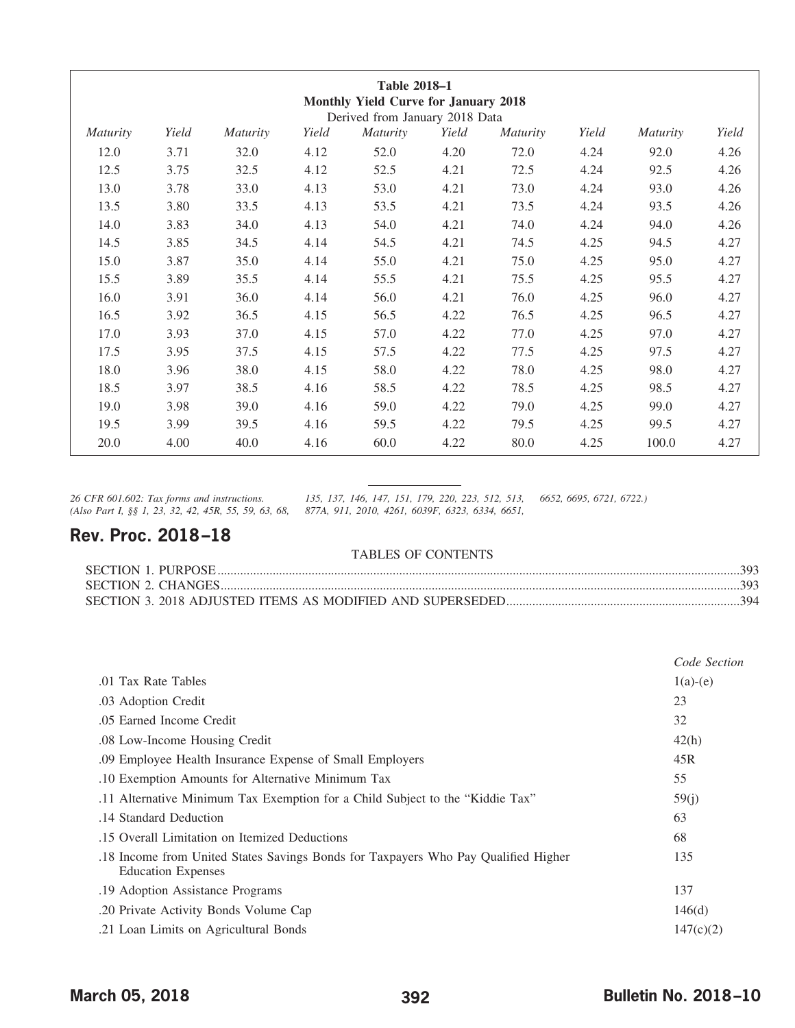**Table 2018–1**
**Monthly Yield Curve for January 2018**
Derived from January 2018 Data

| *Maturity* | *Yield* | *Maturity* | *Yield* | *Maturity* | *Yield* | *Maturity* | *Yield* | *Maturity* | *Yield* |
|---|---|---|---|---|---|---|---|---|---|
| 12.0 | 3.71 | 32.0 | 4.12 | 52.0 | 4.20 | 72.0 | 4.24 | 92.0 | 4.26 |
| 12.5 | 3.75 | 32.5 | 4.12 | 52.5 | 4.21 | 72.5 | 4.24 | 92.5 | 4.26 |
| 13.0 | 3.78 | 33.0 | 4.13 | 53.0 | 4.21 | 73.0 | 4.24 | 93.0 | 4.26 |
| 13.5 | 3.80 | 33.5 | 4.13 | 53.5 | 4.21 | 73.5 | 4.24 | 93.5 | 4.26 |
| 14.0 | 3.83 | 34.0 | 4.13 | 54.0 | 4.21 | 74.0 | 4.24 | 94.0 | 4.26 |
| 14.5 | 3.85 | 34.5 | 4.14 | 54.5 | 4.21 | 74.5 | 4.25 | 94.5 | 4.27 |
| 15.0 | 3.87 | 35.0 | 4.14 | 55.0 | 4.21 | 75.0 | 4.25 | 95.0 | 4.27 |
| 15.5 | 3.89 | 35.5 | 4.14 | 55.5 | 4.21 | 75.5 | 4.25 | 95.5 | 4.27 |
| 16.0 | 3.91 | 36.0 | 4.14 | 56.0 | 4.21 | 76.0 | 4.25 | 96.0 | 4.27 |
| 16.5 | 3.92 | 36.5 | 4.15 | 56.5 | 4.22 | 76.5 | 4.25 | 96.5 | 4.27 |
| 17.0 | 3.93 | 37.0 | 4.15 | 57.0 | 4.22 | 77.0 | 4.25 | 97.0 | 4.27 |
| 17.5 | 3.95 | 37.5 | 4.15 | 57.5 | 4.22 | 77.5 | 4.25 | 97.5 | 4.27 |
| 18.0 | 3.96 | 38.0 | 4.15 | 58.0 | 4.22 | 78.0 | 4.25 | 98.0 | 4.27 |
| 18.5 | 3.97 | 38.5 | 4.16 | 58.5 | 4.22 | 78.5 | 4.25 | 98.5 | 4.27 |
| 19.0 | 3.98 | 39.0 | 4.16 | 59.0 | 4.22 | 79.0 | 4.25 | 99.0 | 4.27 |
| 19.5 | 3.99 | 39.5 | 4.16 | 59.5 | 4.22 | 79.5 | 4.25 | 99.5 | 4.27 |
| 20.0 | 4.00 | 40.0 | 4.16 | 60.0 | 4.22 | 80.0 | 4.25 | 100.0 | 4.27 |

*26 CFR 601.602: Tax forms and instructions. (Also Part I, §§ 1, 23, 32, 42, 45R, 55, 59, 63, 68, 135, 137, 146, 147, 151, 179, 220, 223, 512, 513, 877A, 911, 2010, 4261, 6039F, 6323, 6334, 6651, 6652, 6695, 6721, 6722.)*

## Rev. Proc. 2018–18

TABLES OF CONTENTS

SECTION 1. PURPOSE ..... 393
SECTION 2. CHANGES ..... 393
SECTION 3. 2018 ADJUSTED ITEMS AS MODIFIED AND SUPERSEDED ..... 394

| | *Code Section* |
|---|---|
| .01 Tax Rate Tables | 1(a)-(e) |
| .03 Adoption Credit | 23 |
| .05 Earned Income Credit | 32 |
| .08 Low-Income Housing Credit | 42(h) |
| .09 Employee Health Insurance Expense of Small Employers | 45R |
| .10 Exemption Amounts for Alternative Minimum Tax | 55 |
| .11 Alternative Minimum Tax Exemption for a Child Subject to the "Kiddie Tax" | 59(j) |
| .14 Standard Deduction | 63 |
| .15 Overall Limitation on Itemized Deductions | 68 |
| .18 Income from United States Savings Bonds for Taxpayers Who Pay Qualified Higher Education Expenses | 135 |
| .19 Adoption Assistance Programs | 137 |
| .20 Private Activity Bonds Volume Cap | 146(d) |
| .21 Loan Limits on Agricultural Bonds | 147(c)(2) |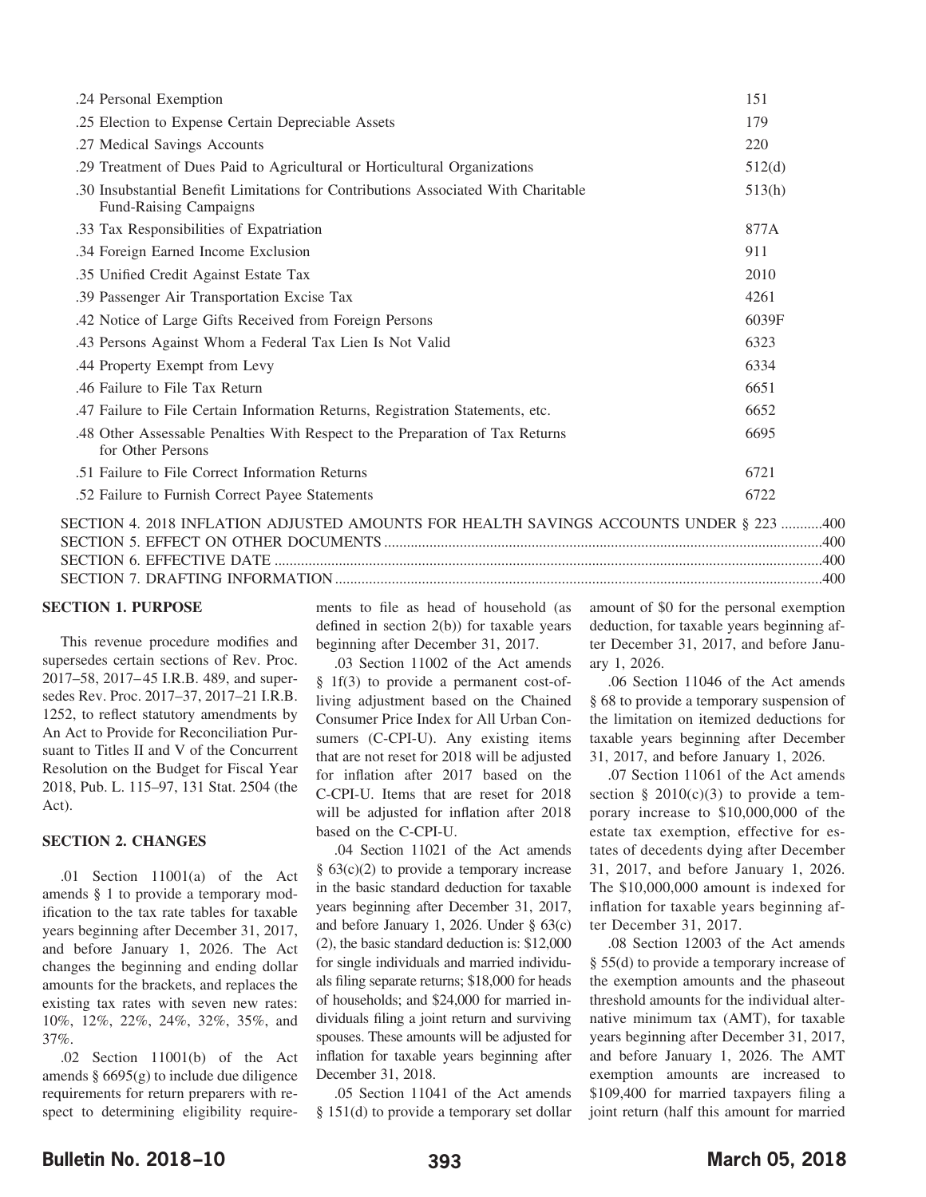| | |
|---|---|
| .24 Personal Exemption | 151 |
| .25 Election to Expense Certain Depreciable Assets | 179 |
| .27 Medical Savings Accounts | 220 |
| .29 Treatment of Dues Paid to Agricultural or Horticultural Organizations | 512(d) |
| .30 Insubstantial Benefit Limitations for Contributions Associated With Charitable Fund-Raising Campaigns | 513(h) |
| .33 Tax Responsibilities of Expatriation | 877A |
| .34 Foreign Earned Income Exclusion | 911 |
| .35 Unified Credit Against Estate Tax | 2010 |
| .39 Passenger Air Transportation Excise Tax | 4261 |
| .42 Notice of Large Gifts Received from Foreign Persons | 6039F |
| .43 Persons Against Whom a Federal Tax Lien Is Not Valid | 6323 |
| .44 Property Exempt from Levy | 6334 |
| .46 Failure to File Tax Return | 6651 |
| .47 Failure to File Certain Information Returns, Registration Statements, etc. | 6652 |
| .48 Other Assessable Penalties With Respect to the Preparation of Tax Returns for Other Persons | 6695 |
| .51 Failure to File Correct Information Returns | 6721 |
| .52 Failure to Furnish Correct Payee Statements | 6722 |

SECTION 4. 2018 INFLATION ADJUSTED AMOUNTS FOR HEALTH SAVINGS ACCOUNTS UNDER § 223 ...........400
SECTION 5. EFFECT ON OTHER DOCUMENTS ...........400
SECTION 6. EFFECTIVE DATE ...........400
SECTION 7. DRAFTING INFORMATION ...........400

## SECTION 1. PURPOSE

This revenue procedure modifies and supersedes certain sections of Rev. Proc. 2017–58, 2017–45 I.R.B. 489, and supersedes Rev. Proc. 2017–37, 2017–21 I.R.B. 1252, to reflect statutory amendments by An Act to Provide for Reconciliation Pursuant to Titles II and V of the Concurrent Resolution on the Budget for Fiscal Year 2018, Pub. L. 115–97, 131 Stat. 2504 (the Act).

## SECTION 2. CHANGES

.01 Section 11001(a) of the Act amends § 1 to provide a temporary modification to the tax rate tables for taxable years beginning after December 31, 2017, and before January 1, 2026. The Act changes the beginning and ending dollar amounts for the brackets, and replaces the existing tax rates with seven new rates: 10%, 12%, 22%, 24%, 32%, 35%, and 37%.

.02 Section 11001(b) of the Act amends § 6695(g) to include due diligence requirements for return preparers with respect to determining eligibility requirements to file as head of household (as defined in section 2(b)) for taxable years beginning after December 31, 2017.

.03 Section 11002 of the Act amends § 1f(3) to provide a permanent cost-of-living adjustment based on the Chained Consumer Price Index for All Urban Consumers (C-CPI-U). Any existing items that are not reset for 2018 will be adjusted for inflation after 2017 based on the C-CPI-U. Items that are reset for 2018 will be adjusted for inflation after 2018 based on the C-CPI-U.

.04 Section 11021 of the Act amends § 63(c)(2) to provide a temporary increase in the basic standard deduction for taxable years beginning after December 31, 2017, and before January 1, 2026. Under § 63(c)(2), the basic standard deduction is: $12,000 for single individuals and married individuals filing separate returns; $18,000 for heads of households; and $24,000 for married individuals filing a joint return and surviving spouses. These amounts will be adjusted for inflation for taxable years beginning after December 31, 2018.

.05 Section 11041 of the Act amends § 151(d) to provide a temporary set dollar amount of $0 for the personal exemption deduction, for taxable years beginning after December 31, 2017, and before January 1, 2026.

.06 Section 11046 of the Act amends § 68 to provide a temporary suspension of the limitation on itemized deductions for taxable years beginning after December 31, 2017, and before January 1, 2026.

.07 Section 11061 of the Act amends section § 2010(c)(3) to provide a temporary increase to $10,000,000 of the estate tax exemption, effective for estates of decedents dying after December 31, 2017, and before January 1, 2026. The $10,000,000 amount is indexed for inflation for taxable years beginning after December 31, 2017.

.08 Section 12003 of the Act amends § 55(d) to provide a temporary increase of the exemption amounts and the phaseout threshold amounts for the individual alternative minimum tax (AMT), for taxable years beginning after December 31, 2017, and before January 1, 2026. The AMT exemption amounts are increased to $109,400 for married taxpayers filing a joint return (half this amount for married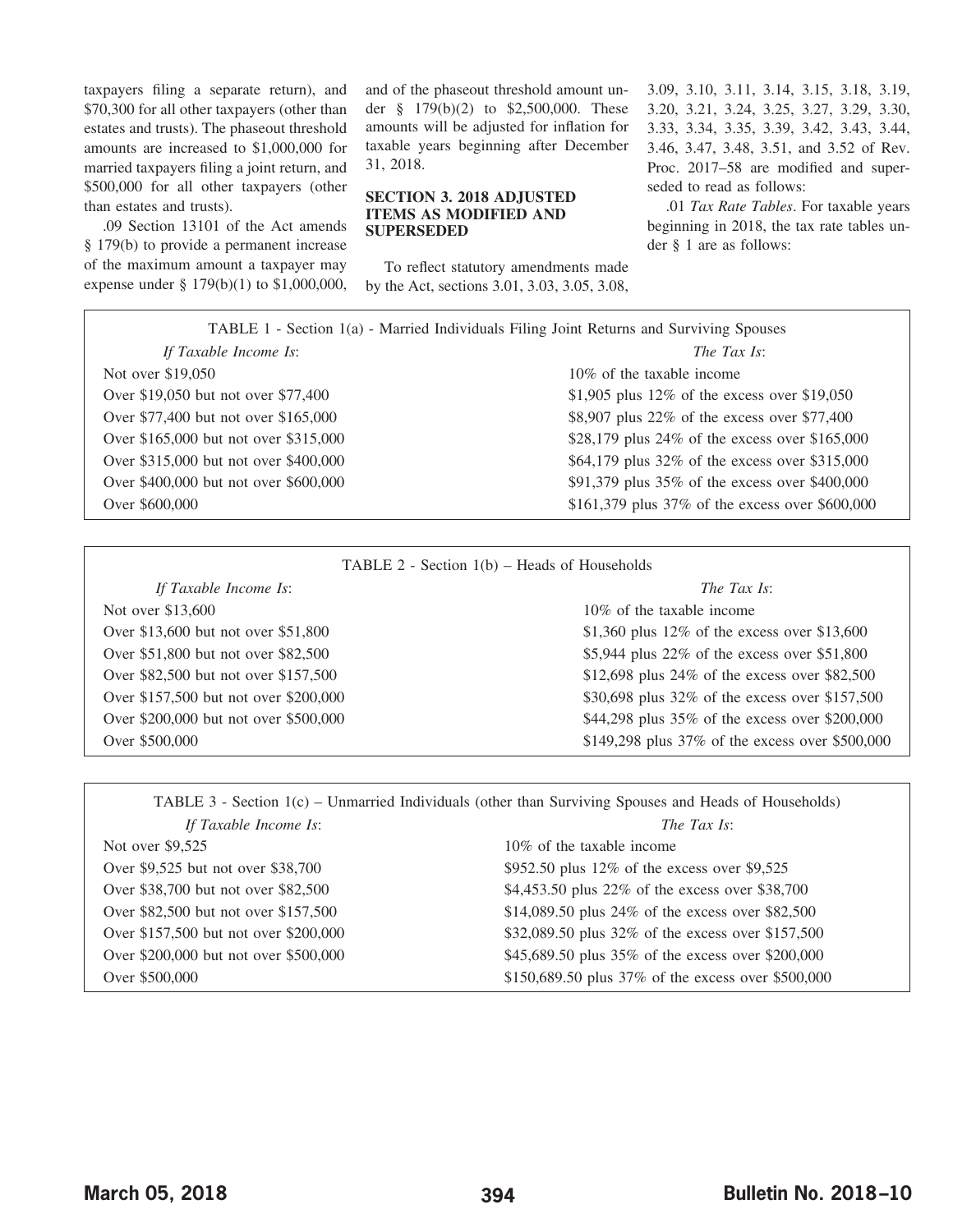taxpayers filing a separate return), and $70,300 for all other taxpayers (other than estates and trusts). The phaseout threshold amounts are increased to $1,000,000 for married taxpayers filing a joint return, and $500,000 for all other taxpayers (other than estates and trusts).

.09 Section 13101 of the Act amends § 179(b) to provide a permanent increase of the maximum amount a taxpayer may expense under § 179(b)(1) to $1,000,000, and of the phaseout threshold amount under § 179(b)(2) to $2,500,000. These amounts will be adjusted for inflation for taxable years beginning after December 31, 2018.

## SECTION 3. 2018 ADJUSTED ITEMS AS MODIFIED AND SUPERSEDED

To reflect statutory amendments made by the Act, sections 3.01, 3.03, 3.05, 3.08, 3.09, 3.10, 3.11, 3.14, 3.15, 3.18, 3.19, 3.20, 3.21, 3.24, 3.25, 3.27, 3.29, 3.30, 3.33, 3.34, 3.35, 3.39, 3.42, 3.43, 3.44, 3.46, 3.47, 3.48, 3.51, and 3.52 of Rev. Proc. 2017–58 are modified and superseded to read as follows:

.01 *Tax Rate Tables*. For taxable years beginning in 2018, the tax rate tables under § 1 are as follows:

TABLE 1 - Section 1(a) - Married Individuals Filing Joint Returns and Surviving Spouses

| *If Taxable Income Is*: | *The Tax Is*: |
|---|---|
| Not over $19,050 | 10% of the taxable income |
| Over $19,050 but not over $77,400 | $1,905 plus 12% of the excess over $19,050 |
| Over $77,400 but not over $165,000 | $8,907 plus 22% of the excess over $77,400 |
| Over $165,000 but not over $315,000 | $28,179 plus 24% of the excess over $165,000 |
| Over $315,000 but not over $400,000 | $64,179 plus 32% of the excess over $315,000 |
| Over $400,000 but not over $600,000 | $91,379 plus 35% of the excess over $400,000 |
| Over $600,000 | $161,379 plus 37% of the excess over $600,000 |

TABLE 2 - Section 1(b) – Heads of Households

| *If Taxable Income Is*: | *The Tax Is*: |
|---|---|
| Not over $13,600 | 10% of the taxable income |
| Over $13,600 but not over $51,800 | $1,360 plus 12% of the excess over $13,600 |
| Over $51,800 but not over $82,500 | $5,944 plus 22% of the excess over $51,800 |
| Over $82,500 but not over $157,500 | $12,698 plus 24% of the excess over $82,500 |
| Over $157,500 but not over $200,000 | $30,698 plus 32% of the excess over $157,500 |
| Over $200,000 but not over $500,000 | $44,298 plus 35% of the excess over $200,000 |
| Over $500,000 | $149,298 plus 37% of the excess over $500,000 |

TABLE 3 - Section 1(c) – Unmarried Individuals (other than Surviving Spouses and Heads of Households)

| *If Taxable Income Is*: | *The Tax Is*: |
|---|---|
| Not over $9,525 | 10% of the taxable income |
| Over $9,525 but not over $38,700 | $952.50 plus 12% of the excess over $9,525 |
| Over $38,700 but not over $82,500 | $4,453.50 plus 22% of the excess over $38,700 |
| Over $82,500 but not over $157,500 | $14,089.50 plus 24% of the excess over $82,500 |
| Over $157,500 but not over $200,000 | $32,089.50 plus 32% of the excess over $157,500 |
| Over $200,000 but not over $500,000 | $45,689.50 plus 35% of the excess over $200,000 |
| Over $500,000 | $150,689.50 plus 37% of the excess over $500,000 |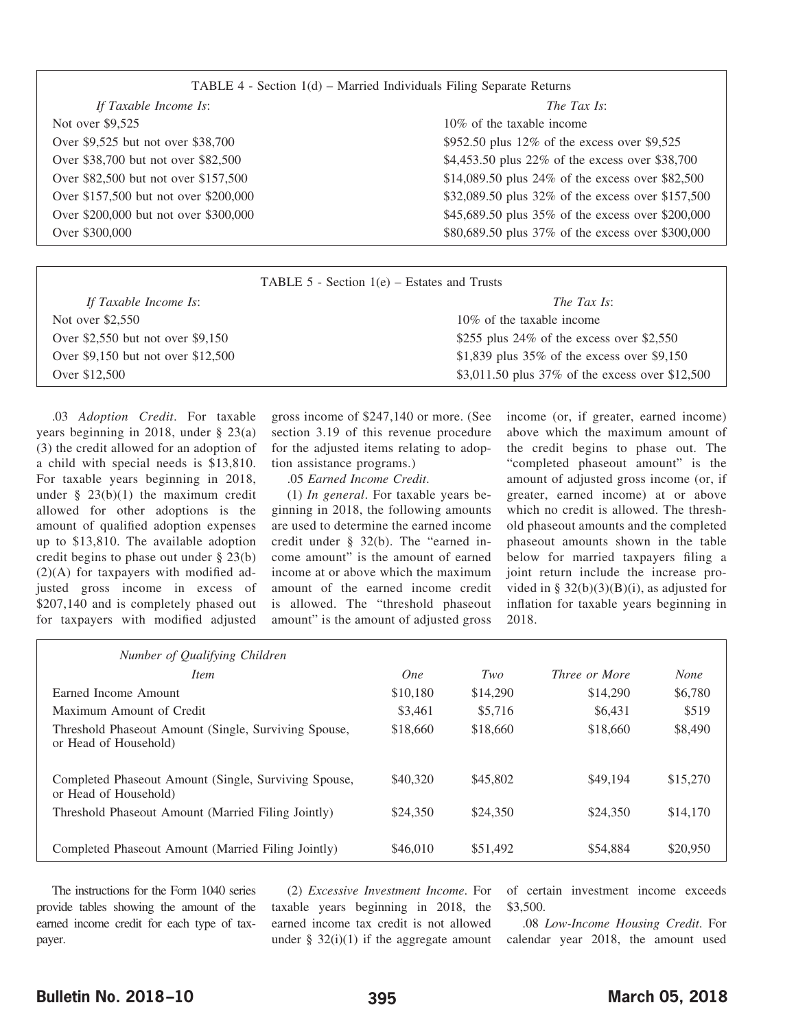| TABLE 4 - Section 1(d) – Married Individuals Filing Separate Returns | |
|---|---|
| *If Taxable Income Is*: | *The Tax Is*: |
| Not over $9,525 | 10% of the taxable income |
| Over $9,525 but not over $38,700 | $952.50 plus 12% of the excess over $9,525 |
| Over $38,700 but not over $82,500 | $4,453.50 plus 22% of the excess over $38,700 |
| Over $82,500 but not over $157,500 | $14,089.50 plus 24% of the excess over $82,500 |
| Over $157,500 but not over $200,000 | $32,089.50 plus 32% of the excess over $157,500 |
| Over $200,000 but not over $300,000 | $45,689.50 plus 35% of the excess over $200,000 |
| Over $300,000 | $80,689.50 plus 37% of the excess over $300,000 |

| TABLE 5 - Section 1(e) – Estates and Trusts | |
|---|---|
| *If Taxable Income Is*: | *The Tax Is*: |
| Not over $2,550 | 10% of the taxable income |
| Over $2,550 but not over $9,150 | $255 plus 24% of the excess over $2,550 |
| Over $9,150 but not over $12,500 | $1,839 plus 35% of the excess over $9,150 |
| Over $12,500 | $3,011.50 plus 37% of the excess over $12,500 |

.03 *Adoption Credit*. For taxable years beginning in 2018, under § 23(a)(3) the credit allowed for an adoption of a child with special needs is $13,810. For taxable years beginning in 2018, under § 23(b)(1) the maximum credit allowed for other adoptions is the amount of qualified adoption expenses up to $13,810. The available adoption credit begins to phase out under § 23(b)(2)(A) for taxpayers with modified adjusted gross income in excess of $207,140 and is completely phased out for taxpayers with modified adjusted gross income of $247,140 or more. (See section 3.19 of this revenue procedure for the adjusted items relating to adoption assistance programs.)

.05 *Earned Income Credit*.

(1) *In general*. For taxable years beginning in 2018, the following amounts are used to determine the earned income credit under § 32(b). The "earned income amount" is the amount of earned income at or above which the maximum amount of the earned income credit is allowed. The "threshold phaseout amount" is the amount of adjusted gross income (or, if greater, earned income) above which the maximum amount of the credit begins to phase out. The "completed phaseout amount" is the amount of adjusted gross income (or, if greater, earned income) at or above which no credit is allowed. The threshold phaseout amounts and the completed phaseout amounts shown in the table below for married taxpayers filing a joint return include the increase provided in § 32(b)(3)(B)(i), as adjusted for inflation for taxable years beginning in 2018.

| *Number of Qualifying Children* | | | | |
|---|---|---|---|---|
| *Item* | *One* | *Two* | *Three or More* | *None* |
| Earned Income Amount | $10,180 | $14,290 | $14,290 | $6,780 |
| Maximum Amount of Credit | $3,461 | $5,716 | $6,431 | $519 |
| Threshold Phaseout Amount (Single, Surviving Spouse, or Head of Household) | $18,660 | $18,660 | $18,660 | $8,490 |
| Completed Phaseout Amount (Single, Surviving Spouse, or Head of Household) | $40,320 | $45,802 | $49,194 | $15,270 |
| Threshold Phaseout Amount (Married Filing Jointly) | $24,350 | $24,350 | $24,350 | $14,170 |
| Completed Phaseout Amount (Married Filing Jointly) | $46,010 | $51,492 | $54,884 | $20,950 |

The instructions for the Form 1040 series provide tables showing the amount of the earned income credit for each type of taxpayer.

(2) *Excessive Investment Income*. For taxable years beginning in 2018, the earned income tax credit is not allowed under § 32(i)(1) if the aggregate amount of certain investment income exceeds $3,500.

.08 *Low-Income Housing Credit*. For calendar year 2018, the amount used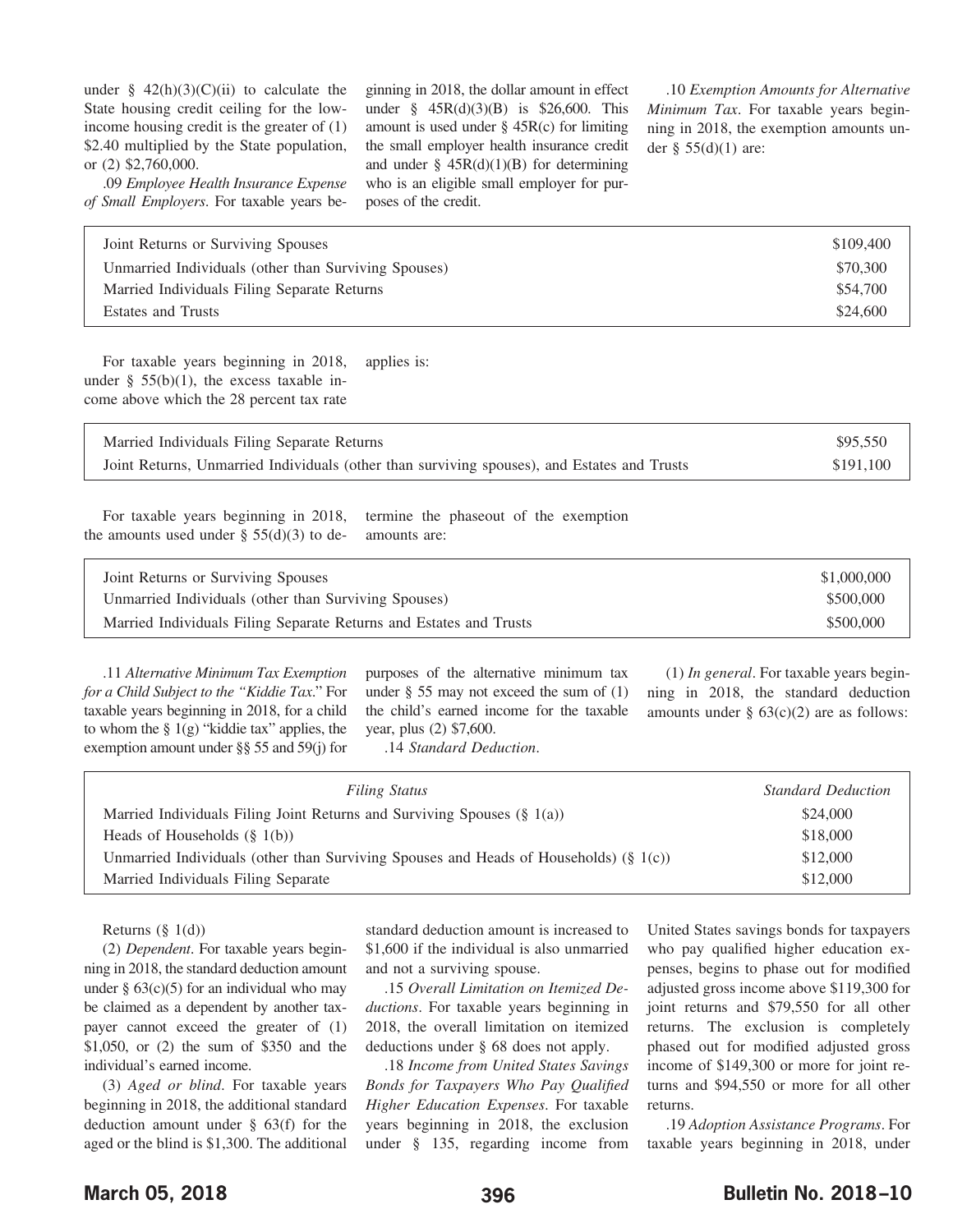under § 42(h)(3)(C)(ii) to calculate the State housing credit ceiling for the low-income housing credit is the greater of (1) $2.40 multiplied by the State population, or (2) $2,760,000.

.09 *Employee Health Insurance Expense of Small Employers*. For taxable years beginning in 2018, the dollar amount in effect under § 45R(d)(3)(B) is $26,600. This amount is used under § 45R(c) for limiting the small employer health insurance credit and under § 45R(d)(1)(B) for determining who is an eligible small employer for purposes of the credit.

.10 *Exemption Amounts for Alternative Minimum Tax*. For taxable years beginning in 2018, the exemption amounts under § 55(d)(1) are:

| | |
|---|---|
| Joint Returns or Surviving Spouses | $109,400 |
| Unmarried Individuals (other than Surviving Spouses) | $70,300 |
| Married Individuals Filing Separate Returns | $54,700 |
| Estates and Trusts | $24,600 |

For taxable years beginning in 2018, under § 55(b)(1), the excess taxable income above which the 28 percent tax rate applies is:

| | |
|---|---|
| Married Individuals Filing Separate Returns | $95,550 |
| Joint Returns, Unmarried Individuals (other than surviving spouses), and Estates and Trusts | $191,100 |

For taxable years beginning in 2018, the amounts used under § 55(d)(3) to determine the phaseout of the exemption amounts are:

| | |
|---|---|
| Joint Returns or Surviving Spouses | $1,000,000 |
| Unmarried Individuals (other than Surviving Spouses) | $500,000 |
| Married Individuals Filing Separate Returns and Estates and Trusts | $500,000 |

.11 *Alternative Minimum Tax Exemption for a Child Subject to the "Kiddie Tax."* For taxable years beginning in 2018, for a child to whom the § 1(g) "kiddie tax" applies, the exemption amount under §§ 55 and 59(j) for purposes of the alternative minimum tax under § 55 may not exceed the sum of (1) the child's earned income for the taxable year, plus (2) $7,600.

.14 *Standard Deduction*.

(1) *In general*. For taxable years beginning in 2018, the standard deduction amounts under § 63(c)(2) are as follows:

| *Filing Status* | *Standard Deduction* |
|---|---|
| Married Individuals Filing Joint Returns and Surviving Spouses (§ 1(a)) | $24,000 |
| Heads of Households (§ 1(b)) | $18,000 |
| Unmarried Individuals (other than Surviving Spouses and Heads of Households) (§ 1(c)) | $12,000 |
| Married Individuals Filing Separate Returns (§ 1(d)) | $12,000 |

(2) *Dependent*. For taxable years beginning in 2018, the standard deduction amount under § 63(c)(5) for an individual who may be claimed as a dependent by another taxpayer cannot exceed the greater of (1) $1,050, or (2) the sum of $350 and the individual's earned income.

(3) *Aged or blind*. For taxable years beginning in 2018, the additional standard deduction amount under § 63(f) for the aged or the blind is $1,300. The additional standard deduction amount is increased to $1,600 if the individual is also unmarried and not a surviving spouse.

.15 *Overall Limitation on Itemized Deductions*. For taxable years beginning in 2018, the overall limitation on itemized deductions under § 68 does not apply.

.18 *Income from United States Savings Bonds for Taxpayers Who Pay Qualified Higher Education Expenses*. For taxable years beginning in 2018, the exclusion under § 135, regarding income from United States savings bonds for taxpayers who pay qualified higher education expenses, begins to phase out for modified adjusted gross income above $119,300 for joint returns and $79,550 for all other returns. The exclusion is completely phased out for modified adjusted gross income of $149,300 or more for joint returns and $94,550 or more for all other returns.

.19 *Adoption Assistance Programs*. For taxable years beginning in 2018, under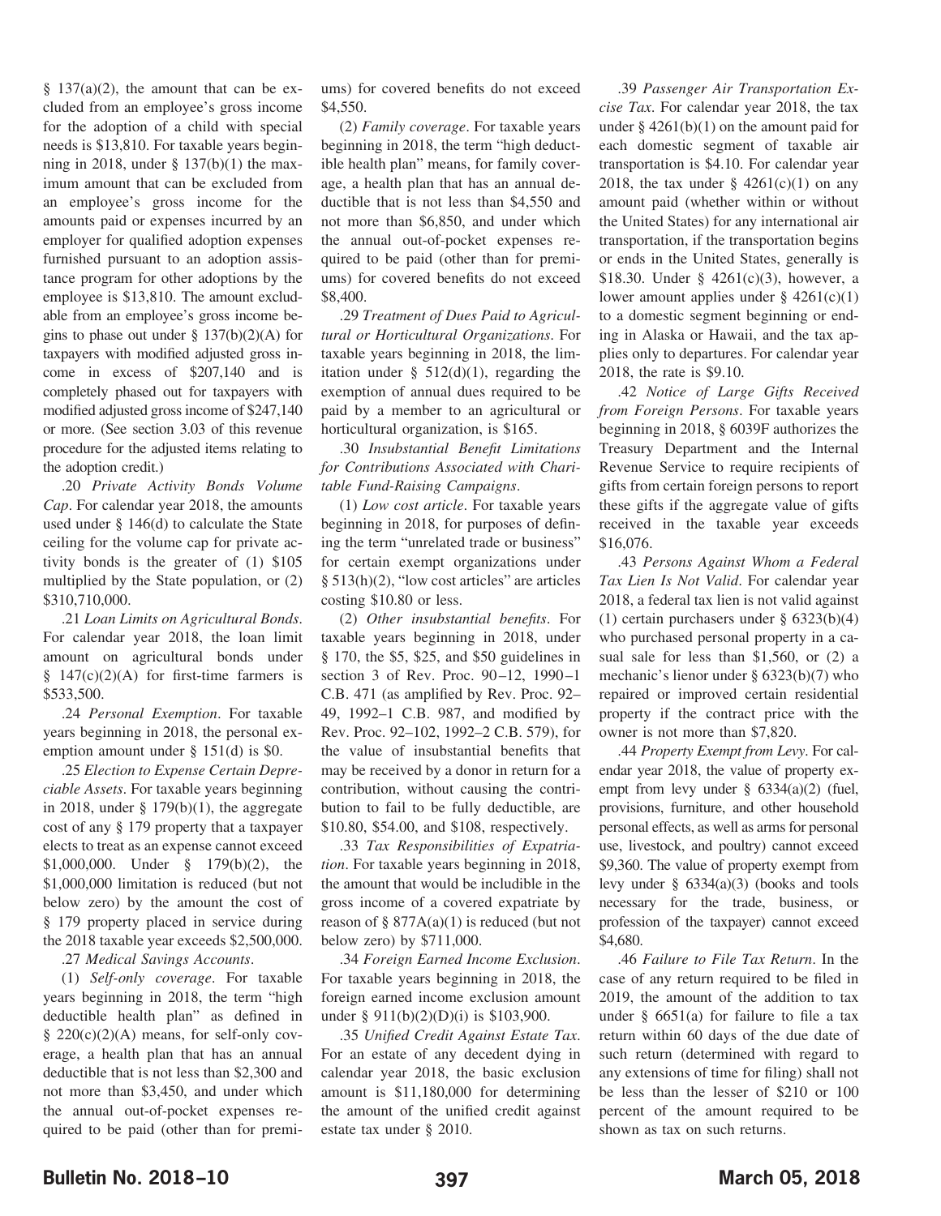§ 137(a)(2), the amount that can be excluded from an employee's gross income for the adoption of a child with special needs is $13,810. For taxable years beginning in 2018, under § 137(b)(1) the maximum amount that can be excluded from an employee's gross income for the amounts paid or expenses incurred by an employer for qualified adoption expenses furnished pursuant to an adoption assistance program for other adoptions by the employee is $13,810. The amount excludable from an employee's gross income begins to phase out under § 137(b)(2)(A) for taxpayers with modified adjusted gross income in excess of $207,140 and is completely phased out for taxpayers with modified adjusted gross income of $247,140 or more. (See section 3.03 of this revenue procedure for the adjusted items relating to the adoption credit.)

.20 *Private Activity Bonds Volume Cap*. For calendar year 2018, the amounts used under § 146(d) to calculate the State ceiling for the volume cap for private activity bonds is the greater of (1) $105 multiplied by the State population, or (2) $310,710,000.

.21 *Loan Limits on Agricultural Bonds*. For calendar year 2018, the loan limit amount on agricultural bonds under § 147(c)(2)(A) for first-time farmers is $533,500.

.24 *Personal Exemption*. For taxable years beginning in 2018, the personal exemption amount under § 151(d) is $0.

.25 *Election to Expense Certain Depreciable Assets*. For taxable years beginning in 2018, under § 179(b)(1), the aggregate cost of any § 179 property that a taxpayer elects to treat as an expense cannot exceed $1,000,000. Under § 179(b)(2), the $1,000,000 limitation is reduced (but not below zero) by the amount the cost of § 179 property placed in service during the 2018 taxable year exceeds $2,500,000.

.27 *Medical Savings Accounts*.

(1) *Self-only coverage*. For taxable years beginning in 2018, the term "high deductible health plan" as defined in § 220(c)(2)(A) means, for self-only coverage, a health plan that has an annual deductible that is not less than $2,300 and not more than $3,450, and under which the annual out-of-pocket expenses required to be paid (other than for premiums) for covered benefits do not exceed $4,550.

(2) *Family coverage*. For taxable years beginning in 2018, the term "high deductible health plan" means, for family coverage, a health plan that has an annual deductible that is not less than $4,550 and not more than $6,850, and under which the annual out-of-pocket expenses required to be paid (other than for premiums) for covered benefits do not exceed $8,400.

.29 *Treatment of Dues Paid to Agricultural or Horticultural Organizations*. For taxable years beginning in 2018, the limitation under § 512(d)(1), regarding the exemption of annual dues required to be paid by a member to an agricultural or horticultural organization, is $165.

.30 *Insubstantial Benefit Limitations for Contributions Associated with Charitable Fund-Raising Campaigns*.

(1) *Low cost article*. For taxable years beginning in 2018, for purposes of defining the term "unrelated trade or business" for certain exempt organizations under § 513(h)(2), "low cost articles" are articles costing $10.80 or less.

(2) *Other insubstantial benefits*. For taxable years beginning in 2018, under § 170, the $5, $25, and $50 guidelines in section 3 of Rev. Proc. 90–12, 1990–1 C.B. 471 (as amplified by Rev. Proc. 92–49, 1992–1 C.B. 987, and modified by Rev. Proc. 92–102, 1992–2 C.B. 579), for the value of insubstantial benefits that may be received by a donor in return for a contribution, without causing the contribution to fail to be fully deductible, are $10.80, $54.00, and $108, respectively.

.33 *Tax Responsibilities of Expatriation*. For taxable years beginning in 2018, the amount that would be includible in the gross income of a covered expatriate by reason of § 877A(a)(1) is reduced (but not below zero) by $711,000.

.34 *Foreign Earned Income Exclusion*. For taxable years beginning in 2018, the foreign earned income exclusion amount under § 911(b)(2)(D)(i) is $103,900.

.35 *Unified Credit Against Estate Tax*. For an estate of any decedent dying in calendar year 2018, the basic exclusion amount is $11,180,000 for determining the amount of the unified credit against estate tax under § 2010.

.39 *Passenger Air Transportation Excise Tax*. For calendar year 2018, the tax under § 4261(b)(1) on the amount paid for each domestic segment of taxable air transportation is $4.10. For calendar year 2018, the tax under § 4261(c)(1) on any amount paid (whether within or without the United States) for any international air transportation, if the transportation begins or ends in the United States, generally is $18.30. Under § 4261(c)(3), however, a lower amount applies under § 4261(c)(1) to a domestic segment beginning or ending in Alaska or Hawaii, and the tax applies only to departures. For calendar year 2018, the rate is $9.10.

.42 *Notice of Large Gifts Received from Foreign Persons*. For taxable years beginning in 2018, § 6039F authorizes the Treasury Department and the Internal Revenue Service to require recipients of gifts from certain foreign persons to report these gifts if the aggregate value of gifts received in the taxable year exceeds $16,076.

.43 *Persons Against Whom a Federal Tax Lien Is Not Valid*. For calendar year 2018, a federal tax lien is not valid against (1) certain purchasers under § 6323(b)(4) who purchased personal property in a casual sale for less than $1,560, or (2) a mechanic's lienor under § 6323(b)(7) who repaired or improved certain residential property if the contract price with the owner is not more than $7,820.

.44 *Property Exempt from Levy*. For calendar year 2018, the value of property exempt from levy under § 6334(a)(2) (fuel, provisions, furniture, and other household personal effects, as well as arms for personal use, livestock, and poultry) cannot exceed $9,360. The value of property exempt from levy under § 6334(a)(3) (books and tools necessary for the trade, business, or profession of the taxpayer) cannot exceed $4,680.

.46 *Failure to File Tax Return*. In the case of any return required to be filed in 2019, the amount of the addition to tax under § 6651(a) for failure to file a tax return within 60 days of the due date of such return (determined with regard to any extensions of time for filing) shall not be less than the lesser of $210 or 100 percent of the amount required to be shown as tax on such returns.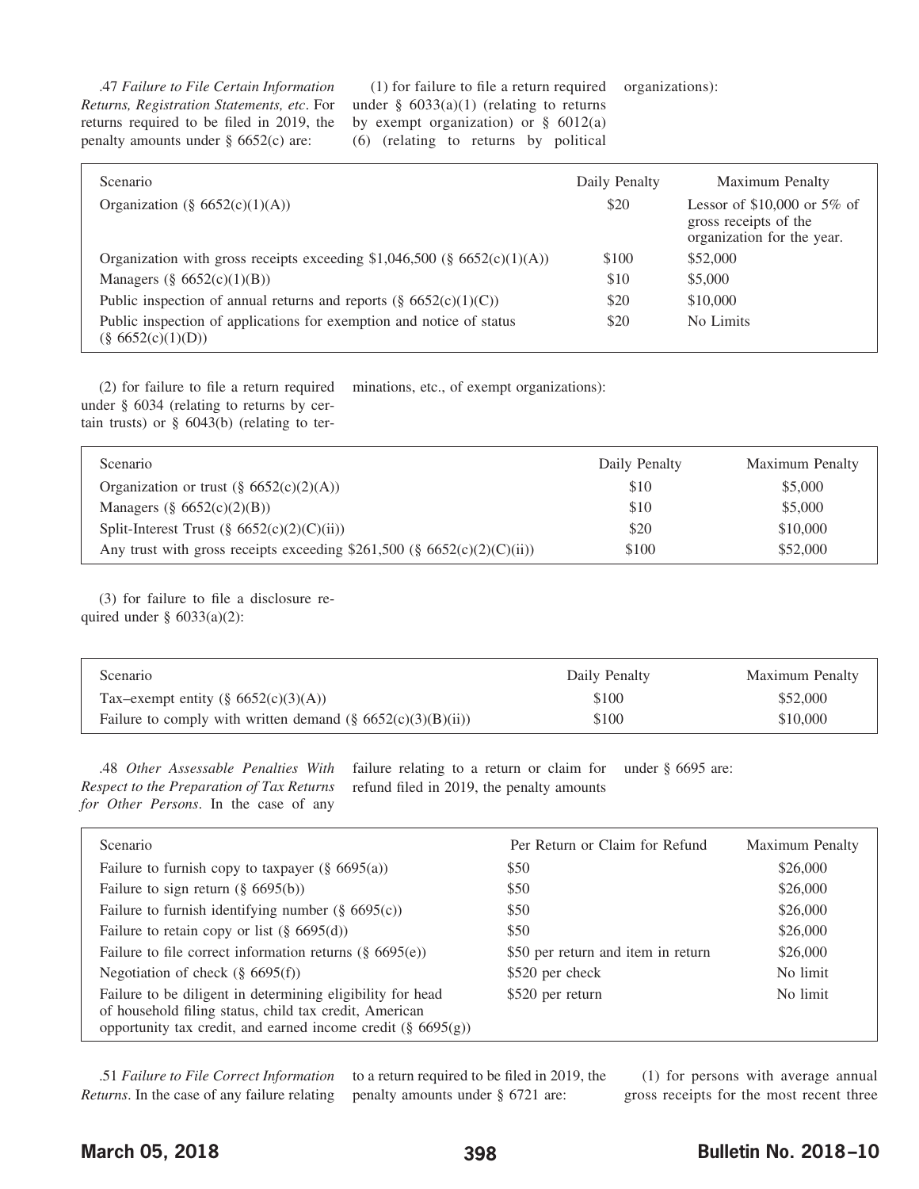.47 *Failure to File Certain Information Returns, Registration Statements, etc*. For returns required to be filed in 2019, the penalty amounts under § 6652(c) are:

(1) for failure to file a return required under § 6033(a)(1) (relating to returns by exempt organization) or § 6012(a)(6) (relating to returns by political organizations):

| Scenario | Daily Penalty | Maximum Penalty |
|---|---|---|
| Organization (§ 6652(c)(1)(A)) | $20 | Lessor of $10,000 or 5% of gross receipts of the organization for the year. |
| Organization with gross receipts exceeding $1,046,500 (§ 6652(c)(1)(A)) | $100 | $52,000 |
| Managers (§ 6652(c)(1)(B)) | $10 | $5,000 |
| Public inspection of annual returns and reports (§ 6652(c)(1)(C)) | $20 | $10,000 |
| Public inspection of applications for exemption and notice of status (§ 6652(c)(1)(D)) | $20 | No Limits |

(2) for failure to file a return required under § 6034 (relating to returns by certain trusts) or § 6043(b) (relating to terminations, etc., of exempt organizations):

| Scenario | Daily Penalty | Maximum Penalty |
|---|---|---|
| Organization or trust (§ 6652(c)(2)(A)) | $10 | $5,000 |
| Managers (§ 6652(c)(2)(B)) | $10 | $5,000 |
| Split-Interest Trust (§ 6652(c)(2)(C)(ii)) | $20 | $10,000 |
| Any trust with gross receipts exceeding $261,500 (§ 6652(c)(2)(C)(ii)) | $100 | $52,000 |

(3) for failure to file a disclosure required under § 6033(a)(2):

| Scenario | Daily Penalty | Maximum Penalty |
|---|---|---|
| Tax–exempt entity (§ 6652(c)(3)(A)) | $100 | $52,000 |
| Failure to comply with written demand (§ 6652(c)(3)(B)(ii)) | $100 | $10,000 |

.48 *Other Assessable Penalties With Respect to the Preparation of Tax Returns for Other Persons*. In the case of any failure relating to a return or claim for refund filed in 2019, the penalty amounts under § 6695 are:

| Scenario | Per Return or Claim for Refund | Maximum Penalty |
|---|---|---|
| Failure to furnish copy to taxpayer (§ 6695(a)) | $50 | $26,000 |
| Failure to sign return (§ 6695(b)) | $50 | $26,000 |
| Failure to furnish identifying number (§ 6695(c)) | $50 | $26,000 |
| Failure to retain copy or list (§ 6695(d)) | $50 | $26,000 |
| Failure to file correct information returns (§ 6695(e)) | $50 per return and item in return | $26,000 |
| Negotiation of check (§ 6695(f)) | $520 per check | No limit |
| Failure to be diligent in determining eligibility for head of household filing status, child tax credit, American opportunity tax credit, and earned income credit (§ 6695(g)) | $520 per return | No limit |

.51 *Failure to File Correct Information Returns*. In the case of any failure relating to a return required to be filed in 2019, the penalty amounts under § 6721 are:

(1) for persons with average annual gross receipts for the most recent three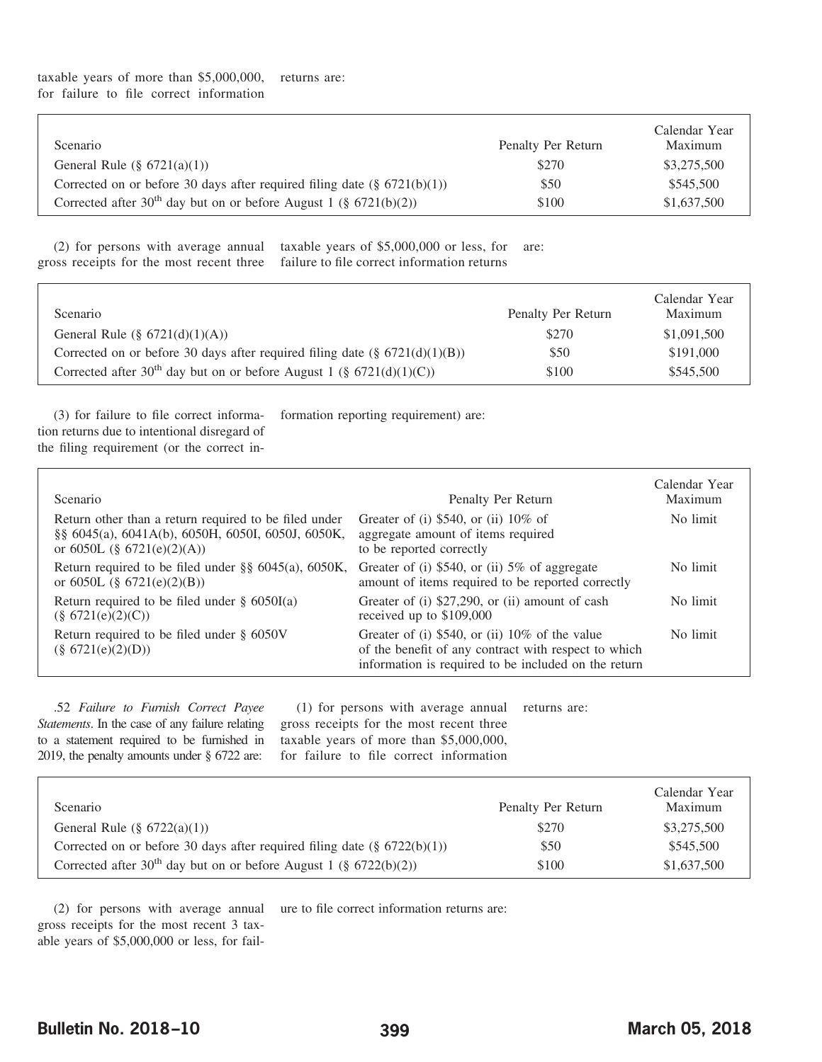taxable years of more than $5,000,000, for failure to file correct information returns are:

| Scenario | Penalty Per Return | Calendar Year Maximum |
| --- | --- | --- |
| General Rule (§ 6721(a)(1)) | $270 | $3,275,500 |
| Corrected on or before 30 days after required filing date (§ 6721(b)(1)) | $50 | $545,500 |
| Corrected after 30th day but on or before August 1 (§ 6721(b)(2)) | $100 | $1,637,500 |

(2) for persons with average annual gross receipts for the most recent three taxable years of $5,000,000 or less, for failure to file correct information returns are:

| Scenario | Penalty Per Return | Calendar Year Maximum |
| --- | --- | --- |
| General Rule (§ 6721(d)(1)(A)) | $270 | $1,091,500 |
| Corrected on or before 30 days after required filing date (§ 6721(d)(1)(B)) | $50 | $191,000 |
| Corrected after 30th day but on or before August 1 (§ 6721(d)(1)(C)) | $100 | $545,500 |

(3) for failure to file correct information returns due to intentional disregard of the filing requirement (or the correct information reporting requirement) are:

| Scenario | Penalty Per Return | Calendar Year Maximum |
| --- | --- | --- |
| Return other than a return required to be filed under §§ 6045(a), 6041A(b), 6050H, 6050I, 6050J, 6050K, or 6050L (§ 6721(e)(2)(A)) | Greater of (i) $540, or (ii) 10% of aggregate amount of items required to be reported correctly | No limit |
| Return required to be filed under §§ 6045(a), 6050K, or 6050L (§ 6721(e)(2)(B)) | Greater of (i) $540, or (ii) 5% of aggregate amount of items required to be reported correctly | No limit |
| Return required to be filed under § 6050I(a) (§ 6721(e)(2)(C)) | Greater of (i) $27,290, or (ii) amount of cash received up to $109,000 | No limit |
| Return required to be filed under § 6050V (§ 6721(e)(2)(D)) | Greater of (i) $540, or (ii) 10% of the value of the benefit of any contract with respect to which information is required to be included on the return | No limit |

.52 *Failure to Furnish Correct Payee Statements*. In the case of any failure relating to a statement required to be furnished in 2019, the penalty amounts under § 6722 are:

(1) for persons with average annual gross receipts for the most recent three taxable years of more than $5,000,000, for failure to file correct information returns are:

| Scenario | Penalty Per Return | Calendar Year Maximum |
| --- | --- | --- |
| General Rule (§ 6722(a)(1)) | $270 | $3,275,500 |
| Corrected on or before 30 days after required filing date (§ 6722(b)(1)) | $50 | $545,500 |
| Corrected after 30th day but on or before August 1 (§ 6722(b)(2)) | $100 | $1,637,500 |

(2) for persons with average annual gross receipts for the most recent 3 taxable years of $5,000,000 or less, for failure to file correct information returns are: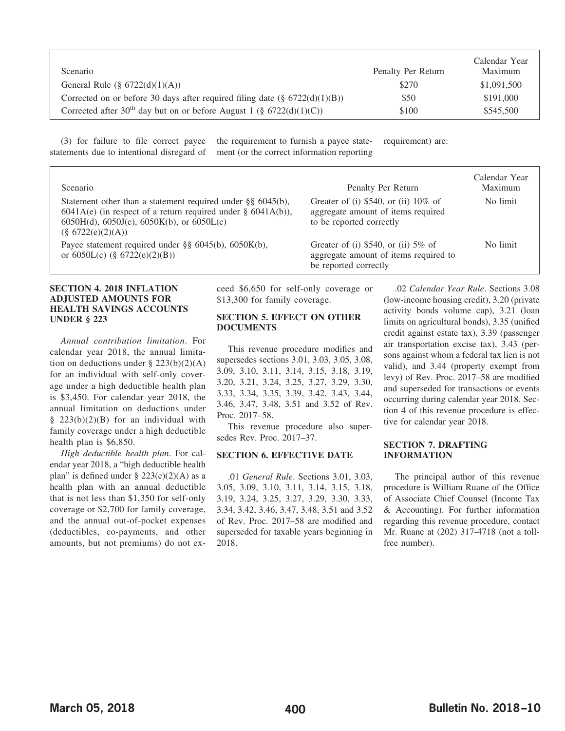| Scenario | Penalty Per Return | Calendar Year Maximum |
|---|---|---|
| General Rule (§ 6722(d)(1)(A)) | $270 | $1,091,500 |
| Corrected on or before 30 days after required filing date (§ 6722(d)(1)(B)) | $50 | $191,000 |
| Corrected after 30th day but on or before August 1 (§ 6722(d)(1)(C)) | $100 | $545,500 |

(3) for failure to file correct payee statements due to intentional disregard of the requirement to furnish a payee statement (or the correct information reporting requirement) are:

| Scenario | Penalty Per Return | Calendar Year Maximum |
|---|---|---|
| Statement other than a statement required under §§ 6045(b), 6041A(e) (in respect of a return required under § 6041A(b)), 6050H(d), 6050J(e), 6050K(b), or 6050L(c) (§ 6722(e)(2)(A)) | Greater of (i) $540, or (ii) 10% of aggregate amount of items required to be reported correctly | No limit |
| Payee statement required under §§ 6045(b), 6050K(b), or 6050L(c) (§ 6722(e)(2)(B)) | Greater of (i) $540, or (ii) 5% of aggregate amount of items required to be reported correctly | No limit |

## SECTION 4. 2018 INFLATION ADJUSTED AMOUNTS FOR HEALTH SAVINGS ACCOUNTS UNDER § 223

*Annual contribution limitation*. For calendar year 2018, the annual limitation on deductions under § 223(b)(2)(A) for an individual with self-only coverage under a high deductible health plan is $3,450. For calendar year 2018, the annual limitation on deductions under § 223(b)(2)(B) for an individual with family coverage under a high deductible health plan is $6,850.

*High deductible health plan*. For calendar year 2018, a "high deductible health plan" is defined under § 223(c)(2)(A) as a health plan with an annual deductible that is not less than $1,350 for self-only coverage or $2,700 for family coverage, and the annual out-of-pocket expenses (deductibles, co-payments, and other amounts, but not premiums) do not exceed $6,650 for self-only coverage or $13,300 for family coverage.

## SECTION 5. EFFECT ON OTHER DOCUMENTS

This revenue procedure modifies and supersedes sections 3.01, 3.03, 3.05, 3.08, 3.09, 3.10, 3.11, 3.14, 3.15, 3.18, 3.19, 3.20, 3.21, 3.24, 3.25, 3.27, 3.29, 3.30, 3.33, 3.34, 3.35, 3.39, 3.42, 3.43, 3.44, 3.46, 3.47, 3.48, 3.51 and 3.52 of Rev. Proc. 2017–58.

This revenue procedure also supersedes Rev. Proc. 2017–37.

## SECTION 6. EFFECTIVE DATE

.01 *General Rule*. Sections 3.01, 3.03, 3.05, 3.09, 3.10, 3.11, 3.14, 3.15, 3.18, 3.19, 3.24, 3.25, 3.27, 3.29, 3.30, 3.33, 3.34, 3.42, 3.46, 3.47, 3.48, 3.51 and 3.52 of Rev. Proc. 2017–58 are modified and superseded for taxable years beginning in 2018.

.02 *Calendar Year Rule*. Sections 3.08 (low-income housing credit), 3.20 (private activity bonds volume cap), 3.21 (loan limits on agricultural bonds), 3.35 (unified credit against estate tax), 3.39 (passenger air transportation excise tax), 3.43 (persons against whom a federal tax lien is not valid), and 3.44 (property exempt from levy) of Rev. Proc. 2017–58 are modified and superseded for transactions or events occurring during calendar year 2018. Section 4 of this revenue procedure is effective for calendar year 2018.

## SECTION 7. DRAFTING INFORMATION

The principal author of this revenue procedure is William Ruane of the Office of Associate Chief Counsel (Income Tax & Accounting). For further information regarding this revenue procedure, contact Mr. Ruane at (202) 317-4718 (not a toll-free number).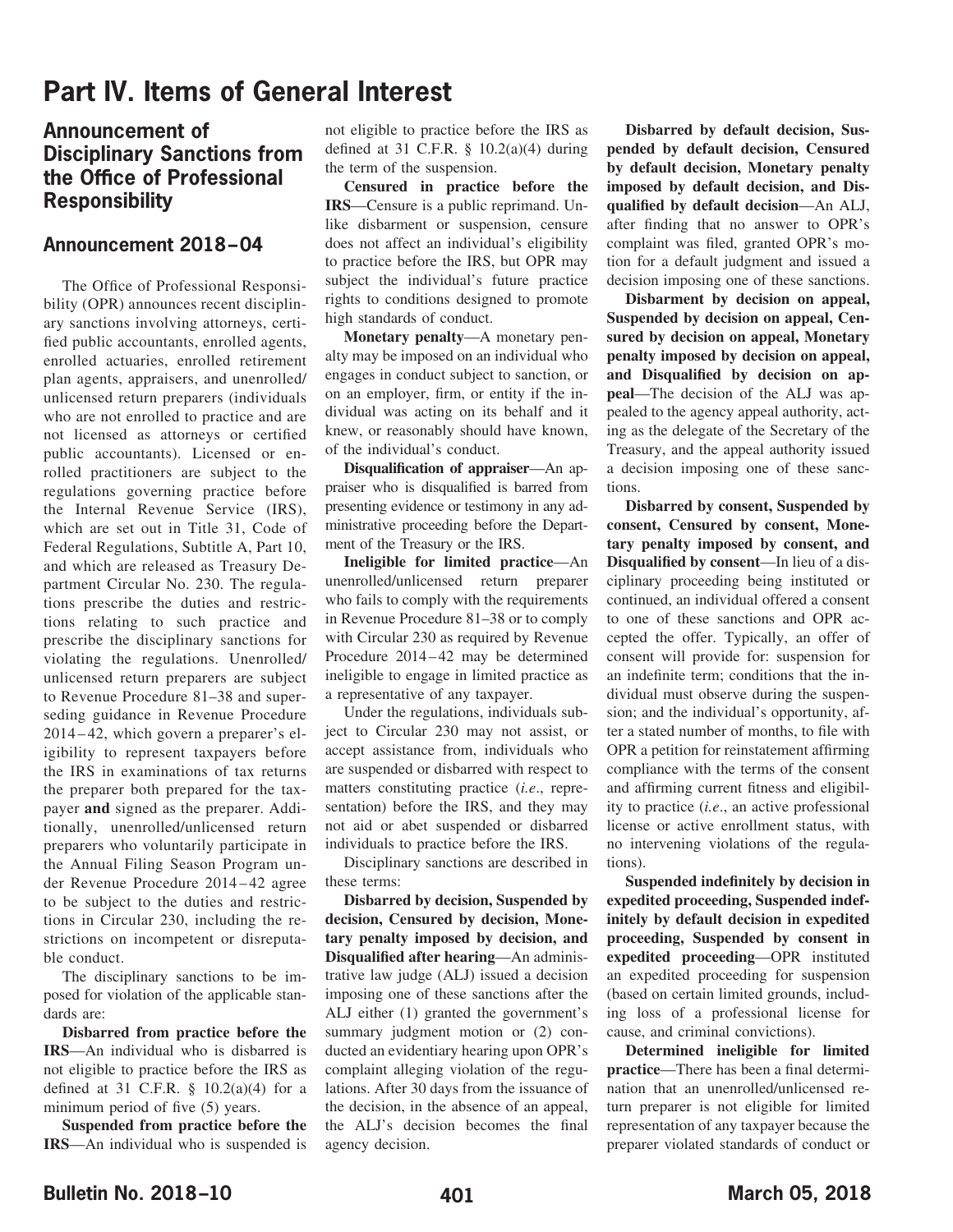# Part IV. Items of General Interest

## Announcement of Disciplinary Sanctions from the Office of Professional Responsibility

## Announcement 2018–04

The Office of Professional Responsibility (OPR) announces recent disciplinary sanctions involving attorneys, certified public accountants, enrolled agents, enrolled actuaries, enrolled retirement plan agents, appraisers, and unenrolled/unlicensed return preparers (individuals who are not enrolled to practice and are not licensed as attorneys or certified public accountants). Licensed or enrolled practitioners are subject to the regulations governing practice before the Internal Revenue Service (IRS), which are set out in Title 31, Code of Federal Regulations, Subtitle A, Part 10, and which are released as Treasury Department Circular No. 230. The regulations prescribe the duties and restrictions relating to such practice and prescribe the disciplinary sanctions for violating the regulations. Unenrolled/unlicensed return preparers are subject to Revenue Procedure 81–38 and superseding guidance in Revenue Procedure 2014–42, which govern a preparer's eligibility to represent taxpayers before the IRS in examinations of tax returns the preparer both prepared for the taxpayer **and** signed as the preparer. Additionally, unenrolled/unlicensed return preparers who voluntarily participate in the Annual Filing Season Program under Revenue Procedure 2014–42 agree to be subject to the duties and restrictions in Circular 230, including the restrictions on incompetent or disreputable conduct.

The disciplinary sanctions to be imposed for violation of the applicable standards are:

**Disbarred from practice before the IRS**—An individual who is disbarred is not eligible to practice before the IRS as defined at 31 C.F.R. § 10.2(a)(4) for a minimum period of five (5) years.

**Suspended from practice before the IRS**—An individual who is suspended is not eligible to practice before the IRS as defined at 31 C.F.R. § 10.2(a)(4) during the term of the suspension.

**Censured in practice before the IRS**—Censure is a public reprimand. Unlike disbarment or suspension, censure does not affect an individual's eligibility to practice before the IRS, but OPR may subject the individual's future practice rights to conditions designed to promote high standards of conduct.

**Monetary penalty**—A monetary penalty may be imposed on an individual who engages in conduct subject to sanction, or on an employer, firm, or entity if the individual was acting on its behalf and it knew, or reasonably should have known, of the individual's conduct.

**Disqualification of appraiser**—An appraiser who is disqualified is barred from presenting evidence or testimony in any administrative proceeding before the Department of the Treasury or the IRS.

**Ineligible for limited practice**—An unenrolled/unlicensed return preparer who fails to comply with the requirements in Revenue Procedure 81–38 or to comply with Circular 230 as required by Revenue Procedure 2014–42 may be determined ineligible to engage in limited practice as a representative of any taxpayer.

Under the regulations, individuals subject to Circular 230 may not assist, or accept assistance from, individuals who are suspended or disbarred with respect to matters constituting practice (*i.e*., representation) before the IRS, and they may not aid or abet suspended or disbarred individuals to practice before the IRS.

Disciplinary sanctions are described in these terms:

**Disbarred by decision, Suspended by decision, Censured by decision, Monetary penalty imposed by decision, and Disqualified after hearing**—An administrative law judge (ALJ) issued a decision imposing one of these sanctions after the ALJ either (1) granted the government's summary judgment motion or (2) conducted an evidentiary hearing upon OPR's complaint alleging violation of the regulations. After 30 days from the issuance of the decision, in the absence of an appeal, the ALJ's decision becomes the final agency decision.

**Disbarred by default decision, Suspended by default decision, Censured by default decision, Monetary penalty imposed by default decision, and Disqualified by default decision**—An ALJ, after finding that no answer to OPR's complaint was filed, granted OPR's motion for a default judgment and issued a decision imposing one of these sanctions.

**Disbarment by decision on appeal, Suspended by decision on appeal, Censured by decision on appeal, Monetary penalty imposed by decision on appeal, and Disqualified by decision on appeal**—The decision of the ALJ was appealed to the agency appeal authority, acting as the delegate of the Secretary of the Treasury, and the appeal authority issued a decision imposing one of these sanctions.

**Disbarred by consent, Suspended by consent, Censured by consent, Monetary penalty imposed by consent, and Disqualified by consent**—In lieu of a disciplinary proceeding being instituted or continued, an individual offered a consent to one of these sanctions and OPR accepted the offer. Typically, an offer of consent will provide for: suspension for an indefinite term; conditions that the individual must observe during the suspension; and the individual's opportunity, after a stated number of months, to file with OPR a petition for reinstatement affirming compliance with the terms of the consent and affirming current fitness and eligibility to practice (*i.e*., an active professional license or active enrollment status, with no intervening violations of the regulations).

**Suspended indefinitely by decision in expedited proceeding, Suspended indefinitely by default decision in expedited proceeding, Suspended by consent in expedited proceeding**—OPR instituted an expedited proceeding for suspension (based on certain limited grounds, including loss of a professional license for cause, and criminal convictions).

**Determined ineligible for limited practice**—There has been a final determination that an unenrolled/unlicensed return preparer is not eligible for limited representation of any taxpayer because the preparer violated standards of conduct or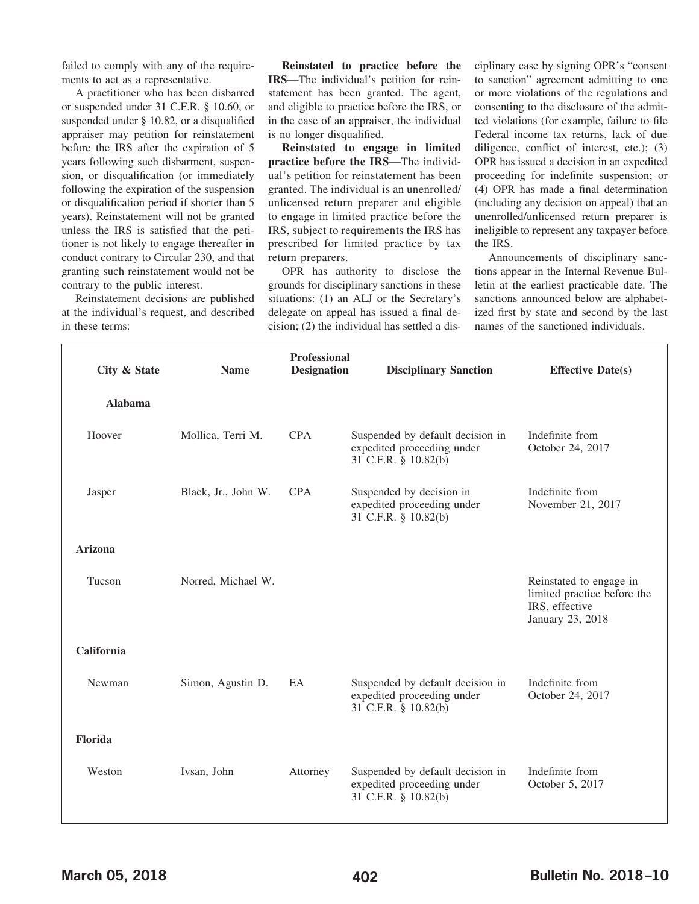failed to comply with any of the requirements to act as a representative.

A practitioner who has been disbarred or suspended under 31 C.F.R. § 10.60, or suspended under § 10.82, or a disqualified appraiser may petition for reinstatement before the IRS after the expiration of 5 years following such disbarment, suspension, or disqualification (or immediately following the expiration of the suspension or disqualification period if shorter than 5 years). Reinstatement will not be granted unless the IRS is satisfied that the petitioner is not likely to engage thereafter in conduct contrary to Circular 230, and that granting such reinstatement would not be contrary to the public interest.

Reinstatement decisions are published at the individual's request, and described in these terms:

**Reinstated to practice before the IRS**—The individual's petition for reinstatement has been granted. The agent, and eligible to practice before the IRS, or in the case of an appraiser, the individual is no longer disqualified.

**Reinstated to engage in limited practice before the IRS**—The individual's petition for reinstatement has been granted. The individual is an unenrolled/unlicensed return preparer and eligible to engage in limited practice before the IRS, subject to requirements the IRS has prescribed for limited practice by tax return preparers.

OPR has authority to disclose the grounds for disciplinary sanctions in these situations: (1) an ALJ or the Secretary's delegate on appeal has issued a final decision; (2) the individual has settled a disciplinary case by signing OPR's "consent to sanction" agreement admitting to one or more violations of the regulations and consenting to the disclosure of the admitted violations (for example, failure to file Federal income tax returns, lack of due diligence, conflict of interest, etc.); (3) OPR has issued a decision in an expedited proceeding for indefinite suspension; or (4) OPR has made a final determination (including any decision on appeal) that an unenrolled/unlicensed return preparer is ineligible to represent any taxpayer before the IRS.

Announcements of disciplinary sanctions appear in the Internal Revenue Bulletin at the earliest practicable date. The sanctions announced below are alphabetized first by state and second by the last names of the sanctioned individuals.

| City & State | Name | Professional Designation | Disciplinary Sanction | Effective Date(s) |
|---|---|---|---|---|
| **Alabama** | | | | |
| Hoover | Mollica, Terri M. | CPA | Suspended by default decision in expedited proceeding under 31 C.F.R. § 10.82(b) | Indefinite from October 24, 2017 |
| Jasper | Black, Jr., John W. | CPA | Suspended by decision in expedited proceeding under 31 C.F.R. § 10.82(b) | Indefinite from November 21, 2017 |
| **Arizona** | | | | |
| Tucson | Norred, Michael W. | | | Reinstated to engage in limited practice before the IRS, effective January 23, 2018 |
| **California** | | | | |
| Newman | Simon, Agustin D. | EA | Suspended by default decision in expedited proceeding under 31 C.F.R. § 10.82(b) | Indefinite from October 24, 2017 |
| **Florida** | | | | |
| Weston | Ivsan, John | Attorney | Suspended by default decision in expedited proceeding under 31 C.F.R. § 10.82(b) | Indefinite from October 5, 2017 |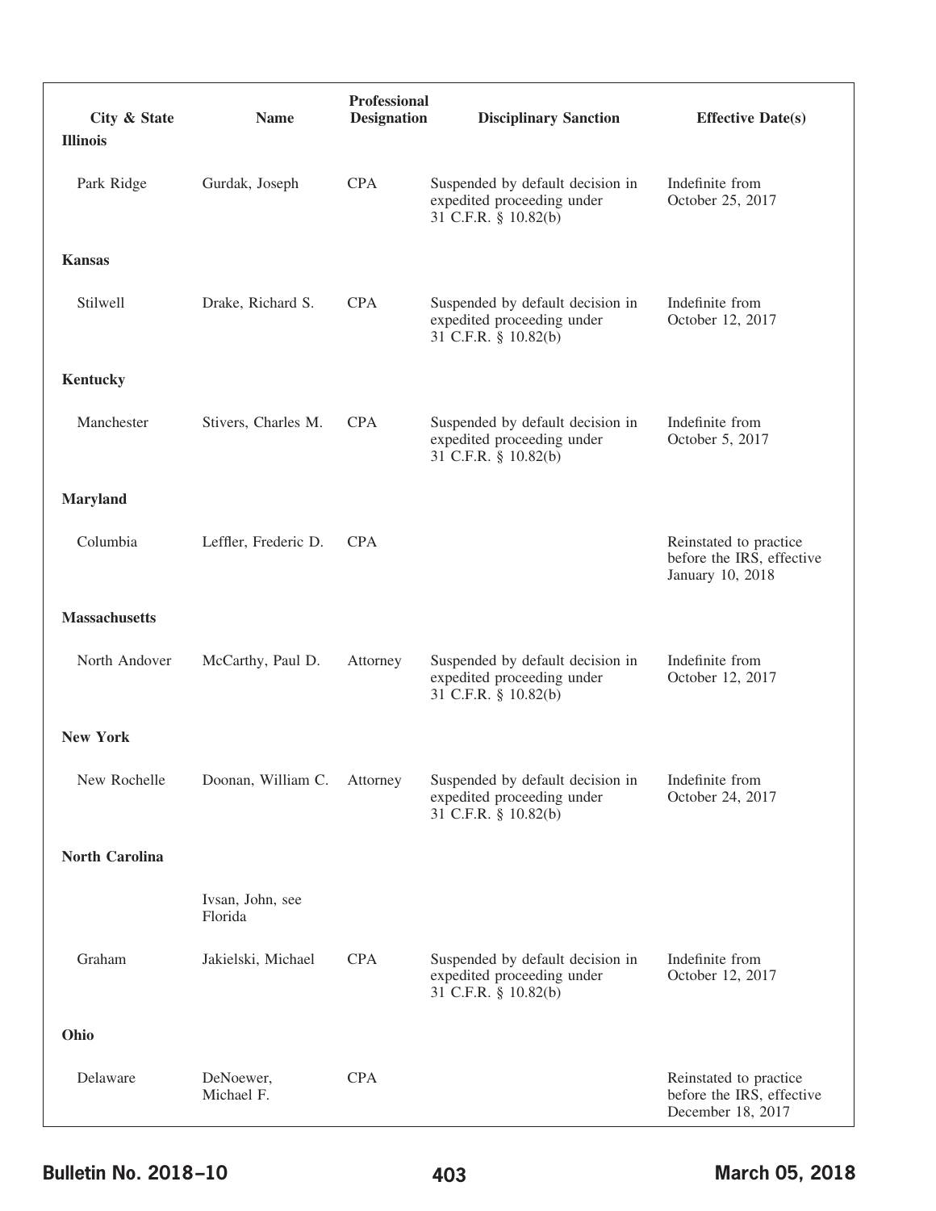| City & State | Name | Professional Designation | Disciplinary Sanction | Effective Date(s) |
| --- | --- | --- | --- | --- |
| **Illinois** | | | | |
| Park Ridge | Gurdak, Joseph | CPA | Suspended by default decision in expedited proceeding under 31 C.F.R. § 10.82(b) | Indefinite from October 25, 2017 |
| **Kansas** | | | | |
| Stilwell | Drake, Richard S. | CPA | Suspended by default decision in expedited proceeding under 31 C.F.R. § 10.82(b) | Indefinite from October 12, 2017 |
| **Kentucky** | | | | |
| Manchester | Stivers, Charles M. | CPA | Suspended by default decision in expedited proceeding under 31 C.F.R. § 10.82(b) | Indefinite from October 5, 2017 |
| **Maryland** | | | | |
| Columbia | Leffler, Frederic D. | CPA | | Reinstated to practice before the IRS, effective January 10, 2018 |
| **Massachusetts** | | | | |
| North Andover | McCarthy, Paul D. | Attorney | Suspended by default decision in expedited proceeding under 31 C.F.R. § 10.82(b) | Indefinite from October 12, 2017 |
| **New York** | | | | |
| New Rochelle | Doonan, William C. | Attorney | Suspended by default decision in expedited proceeding under 31 C.F.R. § 10.82(b) | Indefinite from October 24, 2017 |
| **North Carolina** | | | | |
| | Ivsan, John, see Florida | | | |
| Graham | Jakielski, Michael | CPA | Suspended by default decision in expedited proceeding under 31 C.F.R. § 10.82(b) | Indefinite from October 12, 2017 |
| **Ohio** | | | | |
| Delaware | DeNoewer, Michael F. | CPA | | Reinstated to practice before the IRS, effective December 18, 2017 |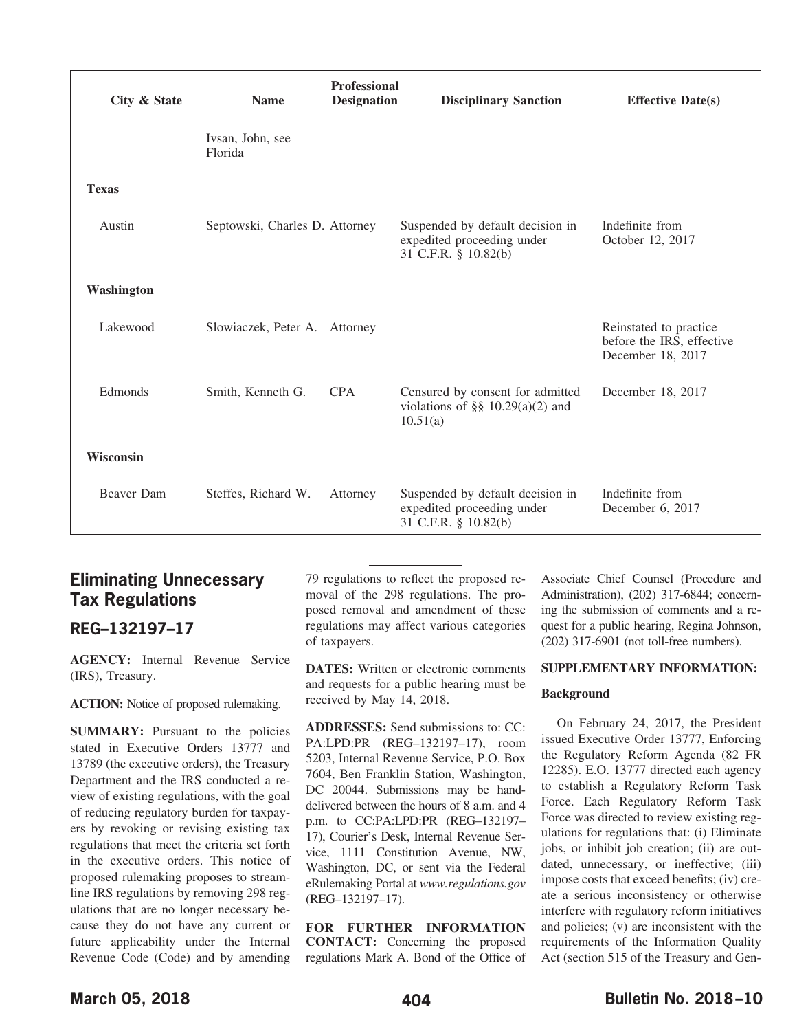| City & State | Name | Professional Designation | Disciplinary Sanction | Effective Date(s) |
|---|---|---|---|---|
| | Ivsan, John, see Florida | | | |
| **Texas** | | | | |
| Austin | Septowski, Charles D. | Attorney | Suspended by default decision in expedited proceeding under 31 C.F.R. § 10.82(b) | Indefinite from October 12, 2017 |
| **Washington** | | | | |
| Lakewood | Slowiaczek, Peter A. | Attorney | | Reinstated to practice before the IRS, effective December 18, 2017 |
| Edmonds | Smith, Kenneth G. | CPA | Censured by consent for admitted violations of §§ 10.29(a)(2) and 10.51(a) | December 18, 2017 |
| **Wisconsin** | | | | |
| Beaver Dam | Steffes, Richard W. | Attorney | Suspended by default decision in expedited proceeding under 31 C.F.R. § 10.82(b) | Indefinite from December 6, 2017 |

## Eliminating Unnecessary Tax Regulations

### REG–132197–17

**AGENCY:** Internal Revenue Service (IRS), Treasury.

**ACTION:** Notice of proposed rulemaking.

**SUMMARY:** Pursuant to the policies stated in Executive Orders 13777 and 13789 (the executive orders), the Treasury Department and the IRS conducted a review of existing regulations, with the goal of reducing regulatory burden for taxpayers by revoking or revising existing tax regulations that meet the criteria set forth in the executive orders. This notice of proposed rulemaking proposes to streamline IRS regulations by removing 298 regulations that are no longer necessary because they do not have any current or future applicability under the Internal Revenue Code (Code) and by amending 79 regulations to reflect the proposed removal of the 298 regulations. The proposed removal and amendment of these regulations may affect various categories of taxpayers.

**DATES:** Written or electronic comments and requests for a public hearing must be received by May 14, 2018.

**ADDRESSES:** Send submissions to: CC:PA:LPD:PR (REG–132197–17), room 5203, Internal Revenue Service, P.O. Box 7604, Ben Franklin Station, Washington, DC 20044. Submissions may be hand-delivered between the hours of 8 a.m. and 4 p.m. to CC:PA:LPD:PR (REG–132197–17), Courier's Desk, Internal Revenue Service, 1111 Constitution Avenue, NW, Washington, DC, or sent via the Federal eRulemaking Portal at *www.regulations.gov* (REG–132197–17).

**FOR FURTHER INFORMATION CONTACT:** Concerning the proposed regulations Mark A. Bond of the Office of Associate Chief Counsel (Procedure and Administration), (202) 317-6844; concerning the submission of comments and a request for a public hearing, Regina Johnson, (202) 317-6901 (not toll-free numbers).

**SUPPLEMENTARY INFORMATION:**

**Background**

On February 24, 2017, the President issued Executive Order 13777, Enforcing the Regulatory Reform Agenda (82 FR 12285). E.O. 13777 directed each agency to establish a Regulatory Reform Task Force. Each Regulatory Reform Task Force was directed to review existing regulations for regulations that: (i) Eliminate jobs, or inhibit job creation; (ii) are outdated, unnecessary, or ineffective; (iii) impose costs that exceed benefits; (iv) create a serious inconsistency or otherwise interfere with regulatory reform initiatives and policies; (v) are inconsistent with the requirements of the Information Quality Act (section 515 of the Treasury and Gen-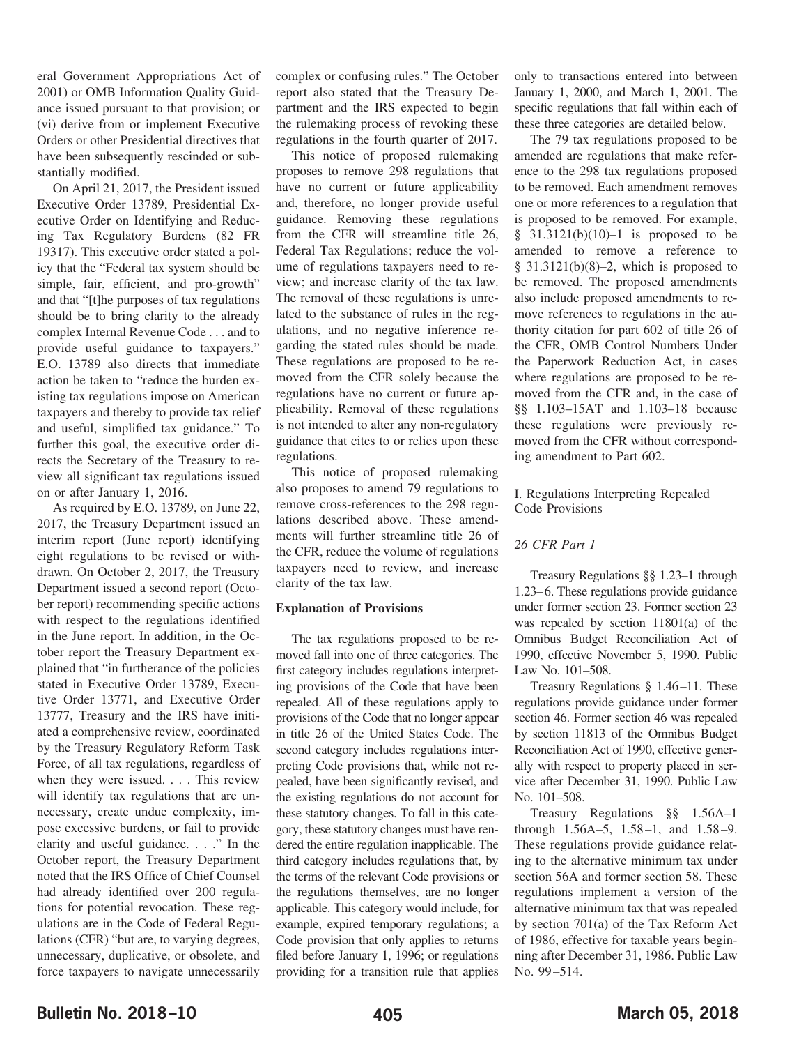eral Government Appropriations Act of 2001) or OMB Information Quality Guidance issued pursuant to that provision; or (vi) derive from or implement Executive Orders or other Presidential directives that have been subsequently rescinded or substantially modified.

On April 21, 2017, the President issued Executive Order 13789, Presidential Executive Order on Identifying and Reducing Tax Regulatory Burdens (82 FR 19317). This executive order stated a policy that the "Federal tax system should be simple, fair, efficient, and pro-growth" and that "[t]he purposes of tax regulations should be to bring clarity to the already complex Internal Revenue Code . . . and to provide useful guidance to taxpayers." E.O. 13789 also directs that immediate action be taken to "reduce the burden existing tax regulations impose on American taxpayers and thereby to provide tax relief and useful, simplified tax guidance." To further this goal, the executive order directs the Secretary of the Treasury to review all significant tax regulations issued on or after January 1, 2016.

As required by E.O. 13789, on June 22, 2017, the Treasury Department issued an interim report (June report) identifying eight regulations to be revised or withdrawn. On October 2, 2017, the Treasury Department issued a second report (October report) recommending specific actions with respect to the regulations identified in the June report. In addition, in the October report the Treasury Department explained that "in furtherance of the policies stated in Executive Order 13789, Executive Order 13771, and Executive Order 13777, Treasury and the IRS have initiated a comprehensive review, coordinated by the Treasury Regulatory Reform Task Force, of all tax regulations, regardless of when they were issued. . . . This review will identify tax regulations that are unnecessary, create undue complexity, impose excessive burdens, or fail to provide clarity and useful guidance. . . ." In the October report, the Treasury Department noted that the IRS Office of Chief Counsel had already identified over 200 regulations for potential revocation. These regulations are in the Code of Federal Regulations (CFR) "but are, to varying degrees, unnecessary, duplicative, or obsolete, and force taxpayers to navigate unnecessarily complex or confusing rules." The October report also stated that the Treasury Department and the IRS expected to begin the rulemaking process of revoking these regulations in the fourth quarter of 2017.

This notice of proposed rulemaking proposes to remove 298 regulations that have no current or future applicability and, therefore, no longer provide useful guidance. Removing these regulations from the CFR will streamline title 26, Federal Tax Regulations; reduce the volume of regulations taxpayers need to review; and increase clarity of the tax law. The removal of these regulations is unrelated to the substance of rules in the regulations, and no negative inference regarding the stated rules should be made. These regulations are proposed to be removed from the CFR solely because the regulations have no current or future applicability. Removal of these regulations is not intended to alter any non-regulatory guidance that cites to or relies upon these regulations.

This notice of proposed rulemaking also proposes to amend 79 regulations to remove cross-references to the 298 regulations described above. These amendments will further streamline title 26 of the CFR, reduce the volume of regulations taxpayers need to review, and increase clarity of the tax law.

**Explanation of Provisions**

The tax regulations proposed to be removed fall into one of three categories. The first category includes regulations interpreting provisions of the Code that have been repealed. All of these regulations apply to provisions of the Code that no longer appear in title 26 of the United States Code. The second category includes regulations interpreting Code provisions that, while not repealed, have been significantly revised, and the existing regulations do not account for these statutory changes. To fall in this category, these statutory changes must have rendered the entire regulation inapplicable. The third category includes regulations that, by the terms of the relevant Code provisions or the regulations themselves, are no longer applicable. This category would include, for example, expired temporary regulations; a Code provision that only applies to returns filed before January 1, 1996; or regulations providing for a transition rule that applies only to transactions entered into between January 1, 2000, and March 1, 2001. The specific regulations that fall within each of these three categories are detailed below.

The 79 tax regulations proposed to be amended are regulations that make reference to the 298 tax regulations proposed to be removed. Each amendment removes one or more references to a regulation that is proposed to be removed. For example, § 31.3121(b)(10)–1 is proposed to be amended to remove a reference to § 31.3121(b)(8)–2, which is proposed to be removed. The proposed amendments also include proposed amendments to remove references to regulations in the authority citation for part 602 of title 26 of the CFR, OMB Control Numbers Under the Paperwork Reduction Act, in cases where regulations are proposed to be removed from the CFR and, in the case of §§ 1.103–15AT and 1.103–18 because these regulations were previously removed from the CFR without corresponding amendment to Part 602.

I. Regulations Interpreting Repealed Code Provisions

*26 CFR Part 1*

Treasury Regulations §§ 1.23–1 through 1.23–6. These regulations provide guidance under former section 23. Former section 23 was repealed by section 11801(a) of the Omnibus Budget Reconciliation Act of 1990, effective November 5, 1990. Public Law No. 101–508.

Treasury Regulations § 1.46–11. These regulations provide guidance under former section 46. Former section 46 was repealed by section 11813 of the Omnibus Budget Reconciliation Act of 1990, effective generally with respect to property placed in service after December 31, 1990. Public Law No. 101–508.

Treasury Regulations §§ 1.56A–1 through 1.56A–5, 1.58–1, and 1.58–9. These regulations provide guidance relating to the alternative minimum tax under section 56A and former section 58. These regulations implement a version of the alternative minimum tax that was repealed by section 701(a) of the Tax Reform Act of 1986, effective for taxable years beginning after December 31, 1986. Public Law No. 99–514.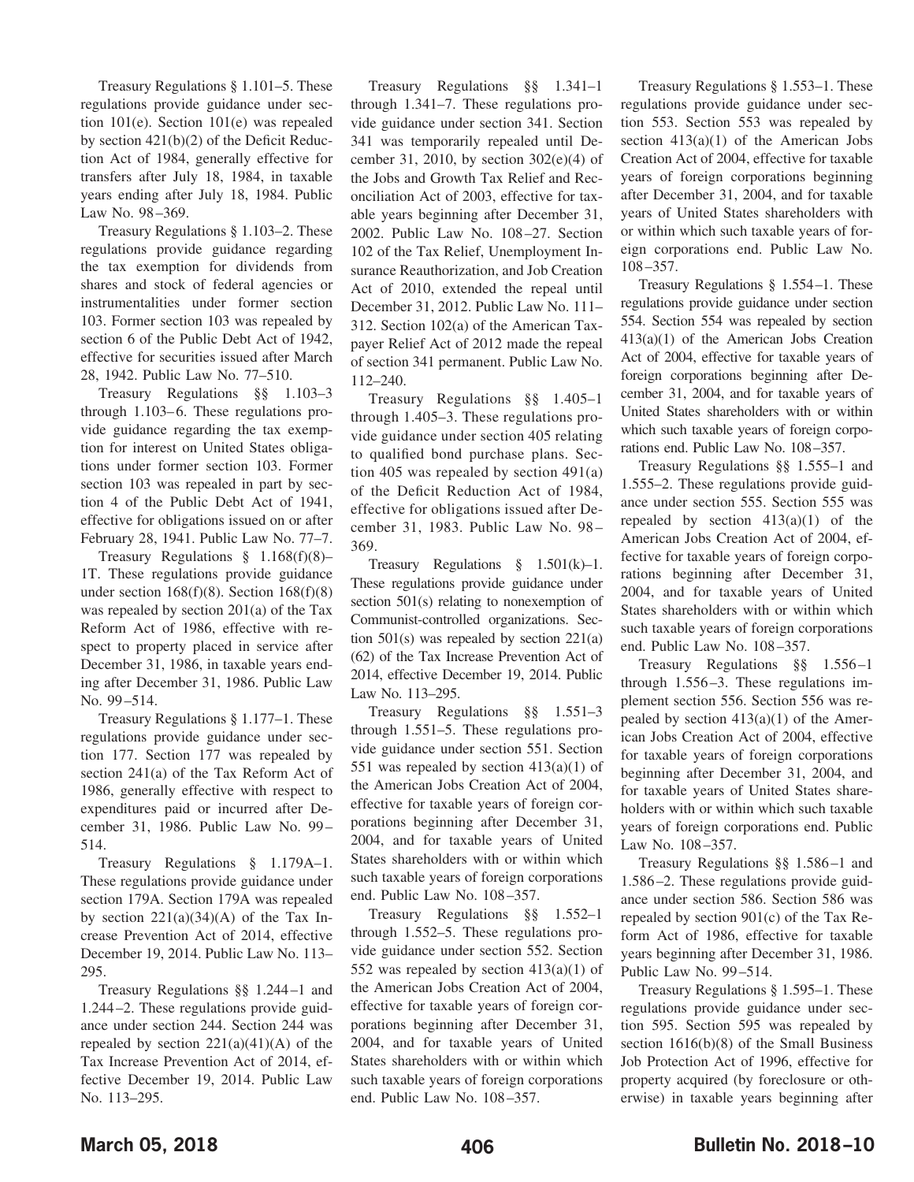Treasury Regulations § 1.101–5. These regulations provide guidance under section 101(e). Section 101(e) was repealed by section 421(b)(2) of the Deficit Reduction Act of 1984, generally effective for transfers after July 18, 1984, in taxable years ending after July 18, 1984. Public Law No. 98–369.

Treasury Regulations § 1.103–2. These regulations provide guidance regarding the tax exemption for dividends from shares and stock of federal agencies or instrumentalities under former section 103. Former section 103 was repealed by section 6 of the Public Debt Act of 1942, effective for securities issued after March 28, 1942. Public Law No. 77–510.

Treasury Regulations §§ 1.103–3 through 1.103–6. These regulations provide guidance regarding the tax exemption for interest on United States obligations under former section 103. Former section 103 was repealed in part by section 4 of the Public Debt Act of 1941, effective for obligations issued on or after February 28, 1941. Public Law No. 77–7.

Treasury Regulations § 1.168(f)(8)–1T. These regulations provide guidance under section 168(f)(8). Section 168(f)(8) was repealed by section 201(a) of the Tax Reform Act of 1986, effective with respect to property placed in service after December 31, 1986, in taxable years ending after December 31, 1986. Public Law No. 99–514.

Treasury Regulations § 1.177–1. These regulations provide guidance under section 177. Section 177 was repealed by section 241(a) of the Tax Reform Act of 1986, generally effective with respect to expenditures paid or incurred after December 31, 1986. Public Law No. 99–514.

Treasury Regulations § 1.179A–1. These regulations provide guidance under section 179A. Section 179A was repealed by section 221(a)(34)(A) of the Tax Increase Prevention Act of 2014, effective December 19, 2014. Public Law No. 113–295.

Treasury Regulations §§ 1.244–1 and 1.244–2. These regulations provide guidance under section 244. Section 244 was repealed by section 221(a)(41)(A) of the Tax Increase Prevention Act of 2014, effective December 19, 2014. Public Law No. 113–295.

Treasury Regulations §§ 1.341–1 through 1.341–7. These regulations provide guidance under section 341. Section 341 was temporarily repealed until December 31, 2010, by section 302(e)(4) of the Jobs and Growth Tax Relief and Reconciliation Act of 2003, effective for taxable years beginning after December 31, 2002. Public Law No. 108–27. Section 102 of the Tax Relief, Unemployment Insurance Reauthorization, and Job Creation Act of 2010, extended the repeal until December 31, 2012. Public Law No. 111–312. Section 102(a) of the American Taxpayer Relief Act of 2012 made the repeal of section 341 permanent. Public Law No. 112–240.

Treasury Regulations §§ 1.405–1 through 1.405–3. These regulations provide guidance under section 405 relating to qualified bond purchase plans. Section 405 was repealed by section 491(a) of the Deficit Reduction Act of 1984, effective for obligations issued after December 31, 1983. Public Law No. 98–369.

Treasury Regulations § 1.501(k)–1. These regulations provide guidance under section 501(s) relating to nonexemption of Communist-controlled organizations. Section 501(s) was repealed by section 221(a)(62) of the Tax Increase Prevention Act of 2014, effective December 19, 2014. Public Law No. 113–295.

Treasury Regulations §§ 1.551–3 through 1.551–5. These regulations provide guidance under section 551. Section 551 was repealed by section 413(a)(1) of the American Jobs Creation Act of 2004, effective for taxable years of foreign corporations beginning after December 31, 2004, and for taxable years of United States shareholders with or within which such taxable years of foreign corporations end. Public Law No. 108–357.

Treasury Regulations §§ 1.552–1 through 1.552–5. These regulations provide guidance under section 552. Section 552 was repealed by section 413(a)(1) of the American Jobs Creation Act of 2004, effective for taxable years of foreign corporations beginning after December 31, 2004, and for taxable years of United States shareholders with or within which such taxable years of foreign corporations end. Public Law No. 108–357.

Treasury Regulations § 1.553–1. These regulations provide guidance under section 553. Section 553 was repealed by section 413(a)(1) of the American Jobs Creation Act of 2004, effective for taxable years of foreign corporations beginning after December 31, 2004, and for taxable years of United States shareholders with or within which such taxable years of foreign corporations end. Public Law No. 108–357.

Treasury Regulations § 1.554–1. These regulations provide guidance under section 554. Section 554 was repealed by section 413(a)(1) of the American Jobs Creation Act of 2004, effective for taxable years of foreign corporations beginning after December 31, 2004, and for taxable years of United States shareholders with or within which such taxable years of foreign corporations end. Public Law No. 108–357.

Treasury Regulations §§ 1.555–1 and 1.555–2. These regulations provide guidance under section 555. Section 555 was repealed by section 413(a)(1) of the American Jobs Creation Act of 2004, effective for taxable years of foreign corporations beginning after December 31, 2004, and for taxable years of United States shareholders with or within which such taxable years of foreign corporations end. Public Law No. 108–357.

Treasury Regulations §§ 1.556–1 through 1.556–3. These regulations implement section 556. Section 556 was repealed by section 413(a)(1) of the American Jobs Creation Act of 2004, effective for taxable years of foreign corporations beginning after December 31, 2004, and for taxable years of United States shareholders with or within which such taxable years of foreign corporations end. Public Law No. 108–357.

Treasury Regulations §§ 1.586–1 and 1.586–2. These regulations provide guidance under section 586. Section 586 was repealed by section 901(c) of the Tax Reform Act of 1986, effective for taxable years beginning after December 31, 1986. Public Law No. 99–514.

Treasury Regulations § 1.595–1. These regulations provide guidance under section 595. Section 595 was repealed by section 1616(b)(8) of the Small Business Job Protection Act of 1996, effective for property acquired (by foreclosure or otherwise) in taxable years beginning after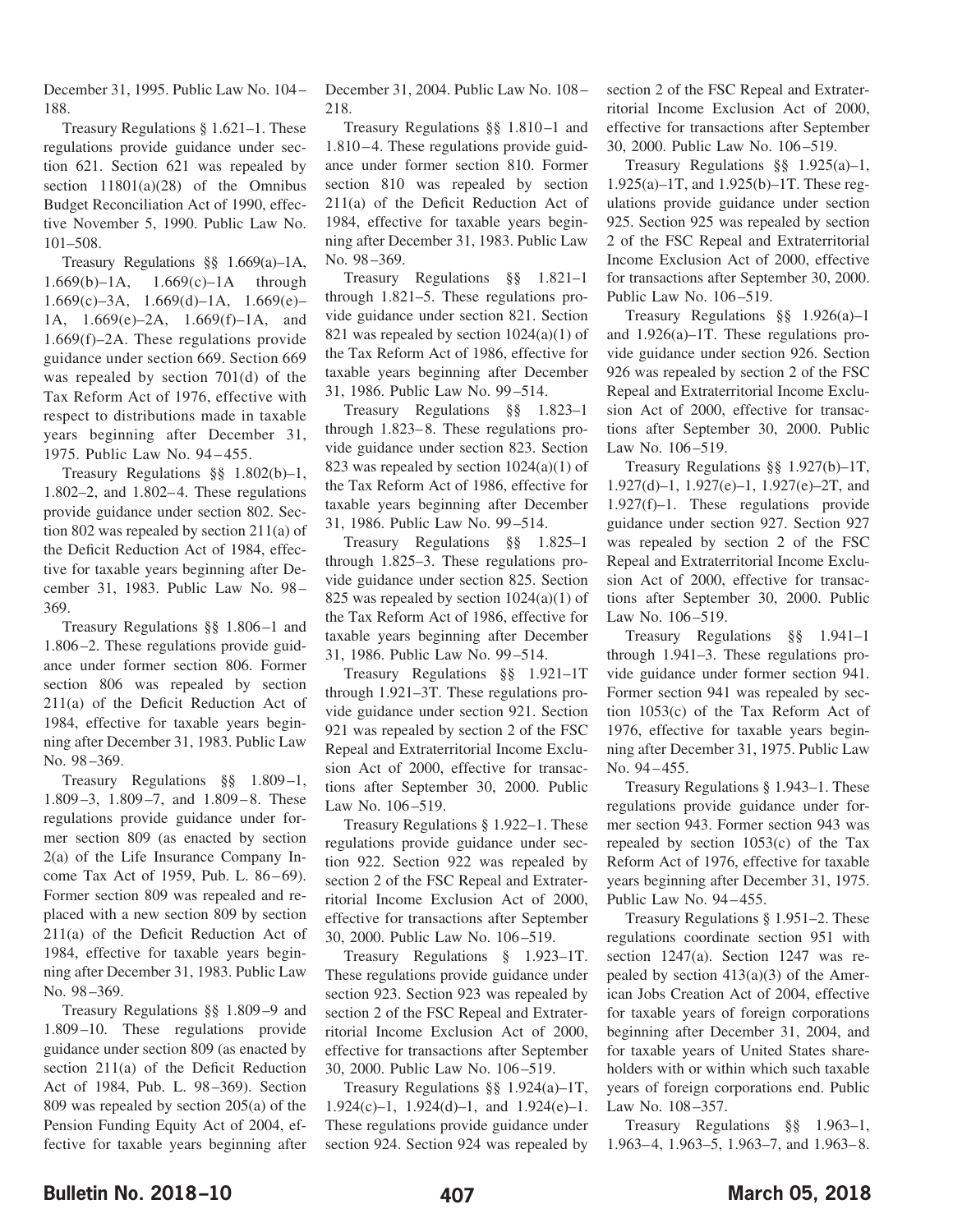December 31, 1995. Public Law No. 104–188.

Treasury Regulations § 1.621–1. These regulations provide guidance under section 621. Section 621 was repealed by section 11801(a)(28) of the Omnibus Budget Reconciliation Act of 1990, effective November 5, 1990. Public Law No. 101–508.

Treasury Regulations §§ 1.669(a)–1A, 1.669(b)–1A, 1.669(c)–1A through 1.669(c)–3A, 1.669(d)–1A, 1.669(e)–1A, 1.669(e)–2A, 1.669(f)–1A, and 1.669(f)–2A. These regulations provide guidance under section 669. Section 669 was repealed by section 701(d) of the Tax Reform Act of 1976, effective with respect to distributions made in taxable years beginning after December 31, 1975. Public Law No. 94–455.

Treasury Regulations §§ 1.802(b)–1, 1.802–2, and 1.802–4. These regulations provide guidance under section 802. Section 802 was repealed by section 211(a) of the Deficit Reduction Act of 1984, effective for taxable years beginning after December 31, 1983. Public Law No. 98–369.

Treasury Regulations §§ 1.806–1 and 1.806–2. These regulations provide guidance under former section 806. Former section 806 was repealed by section 211(a) of the Deficit Reduction Act of 1984, effective for taxable years beginning after December 31, 1983. Public Law No. 98–369.

Treasury Regulations §§ 1.809–1, 1.809–3, 1.809–7, and 1.809–8. These regulations provide guidance under former section 809 (as enacted by section 2(a) of the Life Insurance Company Income Tax Act of 1959, Pub. L. 86–69). Former section 809 was repealed and replaced with a new section 809 by section 211(a) of the Deficit Reduction Act of 1984, effective for taxable years beginning after December 31, 1983. Public Law No. 98–369.

Treasury Regulations §§ 1.809–9 and 1.809–10. These regulations provide guidance under section 809 (as enacted by section 211(a) of the Deficit Reduction Act of 1984, Pub. L. 98–369). Section 809 was repealed by section 205(a) of the Pension Funding Equity Act of 2004, effective for taxable years beginning after December 31, 2004. Public Law No. 108–218.

Treasury Regulations §§ 1.810–1 and 1.810–4. These regulations provide guidance under former section 810. Former section 810 was repealed by section 211(a) of the Deficit Reduction Act of 1984, effective for taxable years beginning after December 31, 1983. Public Law No. 98–369.

Treasury Regulations §§ 1.821–1 through 1.821–5. These regulations provide guidance under section 821. Section 821 was repealed by section 1024(a)(1) of the Tax Reform Act of 1986, effective for taxable years beginning after December 31, 1986. Public Law No. 99–514.

Treasury Regulations §§ 1.823–1 through 1.823–8. These regulations provide guidance under section 823. Section 823 was repealed by section 1024(a)(1) of the Tax Reform Act of 1986, effective for taxable years beginning after December 31, 1986. Public Law No. 99–514.

Treasury Regulations §§ 1.825–1 through 1.825–3. These regulations provide guidance under section 825. Section 825 was repealed by section 1024(a)(1) of the Tax Reform Act of 1986, effective for taxable years beginning after December 31, 1986. Public Law No. 99–514.

Treasury Regulations §§ 1.921–1T through 1.921–3T. These regulations provide guidance under section 921. Section 921 was repealed by section 2 of the FSC Repeal and Extraterritorial Income Exclusion Act of 2000, effective for transactions after September 30, 2000. Public Law No. 106–519.

Treasury Regulations § 1.922–1. These regulations provide guidance under section 922. Section 922 was repealed by section 2 of the FSC Repeal and Extraterritorial Income Exclusion Act of 2000, effective for transactions after September 30, 2000. Public Law No. 106–519.

Treasury Regulations § 1.923–1T. These regulations provide guidance under section 923. Section 923 was repealed by section 2 of the FSC Repeal and Extraterritorial Income Exclusion Act of 2000, effective for transactions after September 30, 2000. Public Law No. 106–519.

Treasury Regulations §§ 1.924(a)–1T, 1.924(c)–1, 1.924(d)–1, and 1.924(e)–1. These regulations provide guidance under section 924. Section 924 was repealed by section 2 of the FSC Repeal and Extraterritorial Income Exclusion Act of 2000, effective for transactions after September 30, 2000. Public Law No. 106–519.

Treasury Regulations §§ 1.925(a)–1, 1.925(a)–1T, and 1.925(b)–1T. These regulations provide guidance under section 925. Section 925 was repealed by section 2 of the FSC Repeal and Extraterritorial Income Exclusion Act of 2000, effective for transactions after September 30, 2000. Public Law No. 106–519.

Treasury Regulations §§ 1.926(a)–1 and 1.926(a)–1T. These regulations provide guidance under section 926. Section 926 was repealed by section 2 of the FSC Repeal and Extraterritorial Income Exclusion Act of 2000, effective for transactions after September 30, 2000. Public Law No. 106–519.

Treasury Regulations §§ 1.927(b)–1T, 1.927(d)–1, 1.927(e)–1, 1.927(e)–2T, and 1.927(f)–1. These regulations provide guidance under section 927. Section 927 was repealed by section 2 of the FSC Repeal and Extraterritorial Income Exclusion Act of 2000, effective for transactions after September 30, 2000. Public Law No. 106–519.

Treasury Regulations §§ 1.941–1 through 1.941–3. These regulations provide guidance under former section 941. Former section 941 was repealed by section 1053(c) of the Tax Reform Act of 1976, effective for taxable years beginning after December 31, 1975. Public Law No. 94–455.

Treasury Regulations § 1.943–1. These regulations provide guidance under former section 943. Former section 943 was repealed by section 1053(c) of the Tax Reform Act of 1976, effective for taxable years beginning after December 31, 1975. Public Law No. 94–455.

Treasury Regulations § 1.951–2. These regulations coordinate section 951 with section 1247(a). Section 1247 was repealed by section 413(a)(3) of the American Jobs Creation Act of 2004, effective for taxable years of foreign corporations beginning after December 31, 2004, and for taxable years of United States shareholders with or within which such taxable years of foreign corporations end. Public Law No. 108–357.

Treasury Regulations §§ 1.963–1, 1.963–4, 1.963–5, 1.963–7, and 1.963–8.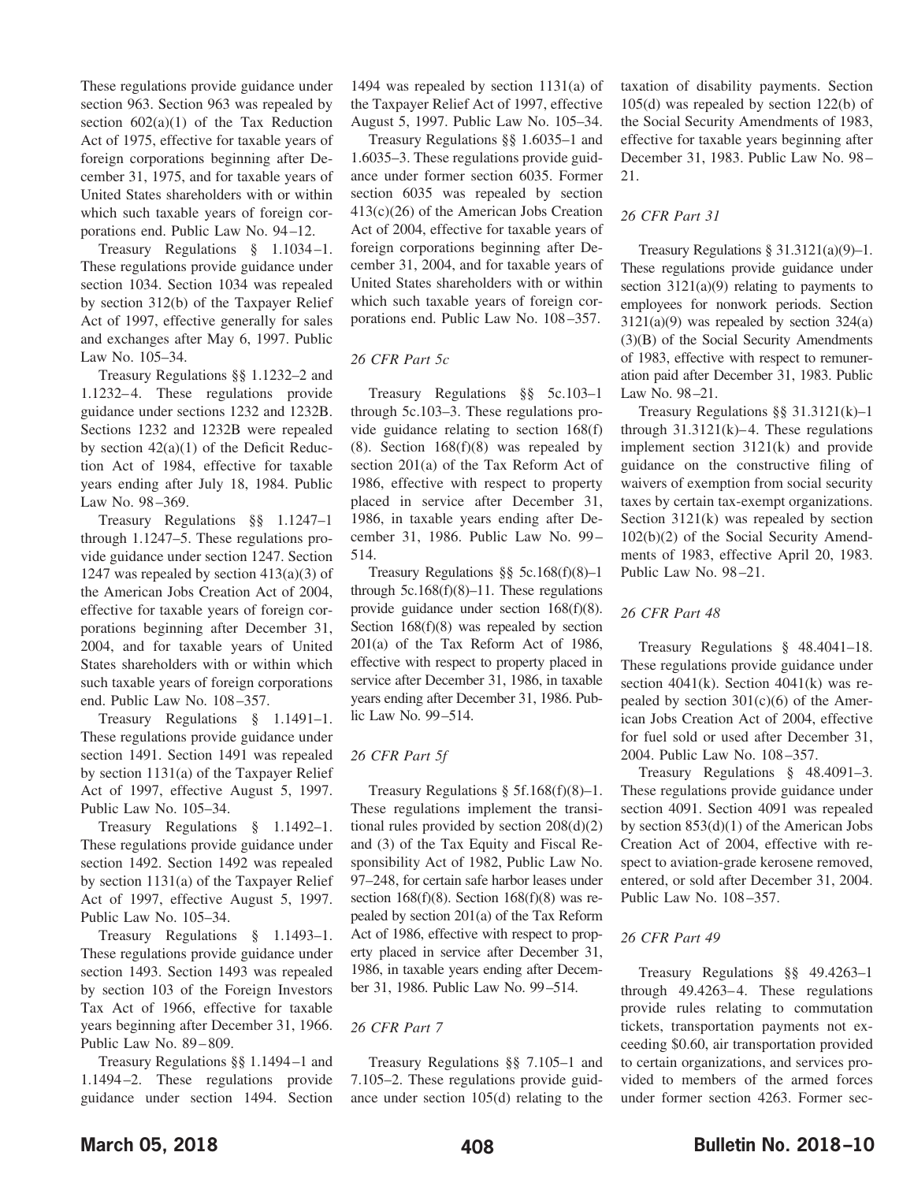These regulations provide guidance under section 963. Section 963 was repealed by section 602(a)(1) of the Tax Reduction Act of 1975, effective for taxable years of foreign corporations beginning after December 31, 1975, and for taxable years of United States shareholders with or within which such taxable years of foreign corporations end. Public Law No. 94–12.

Treasury Regulations § 1.1034–1. These regulations provide guidance under section 1034. Section 1034 was repealed by section 312(b) of the Taxpayer Relief Act of 1997, effective generally for sales and exchanges after May 6, 1997. Public Law No. 105–34.

Treasury Regulations §§ 1.1232–2 and 1.1232–4. These regulations provide guidance under sections 1232 and 1232B. Sections 1232 and 1232B were repealed by section 42(a)(1) of the Deficit Reduction Act of 1984, effective for taxable years ending after July 18, 1984. Public Law No. 98–369.

Treasury Regulations §§ 1.1247–1 through 1.1247–5. These regulations provide guidance under section 1247. Section 1247 was repealed by section 413(a)(3) of the American Jobs Creation Act of 2004, effective for taxable years of foreign corporations beginning after December 31, 2004, and for taxable years of United States shareholders with or within which such taxable years of foreign corporations end. Public Law No. 108–357.

Treasury Regulations § 1.1491–1. These regulations provide guidance under section 1491. Section 1491 was repealed by section 1131(a) of the Taxpayer Relief Act of 1997, effective August 5, 1997. Public Law No. 105–34.

Treasury Regulations § 1.1492–1. These regulations provide guidance under section 1492. Section 1492 was repealed by section 1131(a) of the Taxpayer Relief Act of 1997, effective August 5, 1997. Public Law No. 105–34.

Treasury Regulations § 1.1493–1. These regulations provide guidance under section 1493. Section 1493 was repealed by section 103 of the Foreign Investors Tax Act of 1966, effective for taxable years beginning after December 31, 1966. Public Law No. 89–809.

Treasury Regulations §§ 1.1494–1 and 1.1494–2. These regulations provide guidance under section 1494. Section 1494 was repealed by section 1131(a) of the Taxpayer Relief Act of 1997, effective August 5, 1997. Public Law No. 105–34.

Treasury Regulations §§ 1.6035–1 and 1.6035–3. These regulations provide guidance under former section 6035. Former section 6035 was repealed by section 413(c)(26) of the American Jobs Creation Act of 2004, effective for taxable years of foreign corporations beginning after December 31, 2004, and for taxable years of United States shareholders with or within which such taxable years of foreign corporations end. Public Law No. 108–357.

*26 CFR Part 5c*

Treasury Regulations §§ 5c.103–1 through 5c.103–3. These regulations provide guidance relating to section 168(f)(8). Section 168(f)(8) was repealed by section 201(a) of the Tax Reform Act of 1986, effective with respect to property placed in service after December 31, 1986, in taxable years ending after December 31, 1986. Public Law No. 99–514.

Treasury Regulations §§ 5c.168(f)(8)–1 through 5c.168(f)(8)–11. These regulations provide guidance under section 168(f)(8). Section 168(f)(8) was repealed by section 201(a) of the Tax Reform Act of 1986, effective with respect to property placed in service after December 31, 1986, in taxable years ending after December 31, 1986. Public Law No. 99–514.

*26 CFR Part 5f*

Treasury Regulations § 5f.168(f)(8)–1. These regulations implement the transitional rules provided by section 208(d)(2) and (3) of the Tax Equity and Fiscal Responsibility Act of 1982, Public Law No. 97–248, for certain safe harbor leases under section 168(f)(8). Section 168(f)(8) was repealed by section 201(a) of the Tax Reform Act of 1986, effective with respect to property placed in service after December 31, 1986, in taxable years ending after December 31, 1986. Public Law No. 99–514.

*26 CFR Part 7*

Treasury Regulations §§ 7.105–1 and 7.105–2. These regulations provide guidance under section 105(d) relating to the taxation of disability payments. Section 105(d) was repealed by section 122(b) of the Social Security Amendments of 1983, effective for taxable years beginning after December 31, 1983. Public Law No. 98–21.

*26 CFR Part 31*

Treasury Regulations § 31.3121(a)(9)–1. These regulations provide guidance under section 3121(a)(9) relating to payments to employees for nonwork periods. Section 3121(a)(9) was repealed by section 324(a)(3)(B) of the Social Security Amendments of 1983, effective with respect to remuneration paid after December 31, 1983. Public Law No. 98–21.

Treasury Regulations §§ 31.3121(k)–1 through 31.3121(k)–4. These regulations implement section 3121(k) and provide guidance on the constructive filing of waivers of exemption from social security taxes by certain tax-exempt organizations. Section 3121(k) was repealed by section 102(b)(2) of the Social Security Amendments of 1983, effective April 20, 1983. Public Law No. 98–21.

*26 CFR Part 48*

Treasury Regulations § 48.4041–18. These regulations provide guidance under section 4041(k). Section 4041(k) was repealed by section 301(c)(6) of the American Jobs Creation Act of 2004, effective for fuel sold or used after December 31, 2004. Public Law No. 108–357.

Treasury Regulations § 48.4091–3. These regulations provide guidance under section 4091. Section 4091 was repealed by section 853(d)(1) of the American Jobs Creation Act of 2004, effective with respect to aviation-grade kerosene removed, entered, or sold after December 31, 2004. Public Law No. 108–357.

*26 CFR Part 49*

Treasury Regulations §§ 49.4263–1 through 49.4263–4. These regulations provide rules relating to commutation tickets, transportation payments not exceeding $0.60, air transportation provided to certain organizations, and services provided to members of the armed forces under former section 4263. Former sec-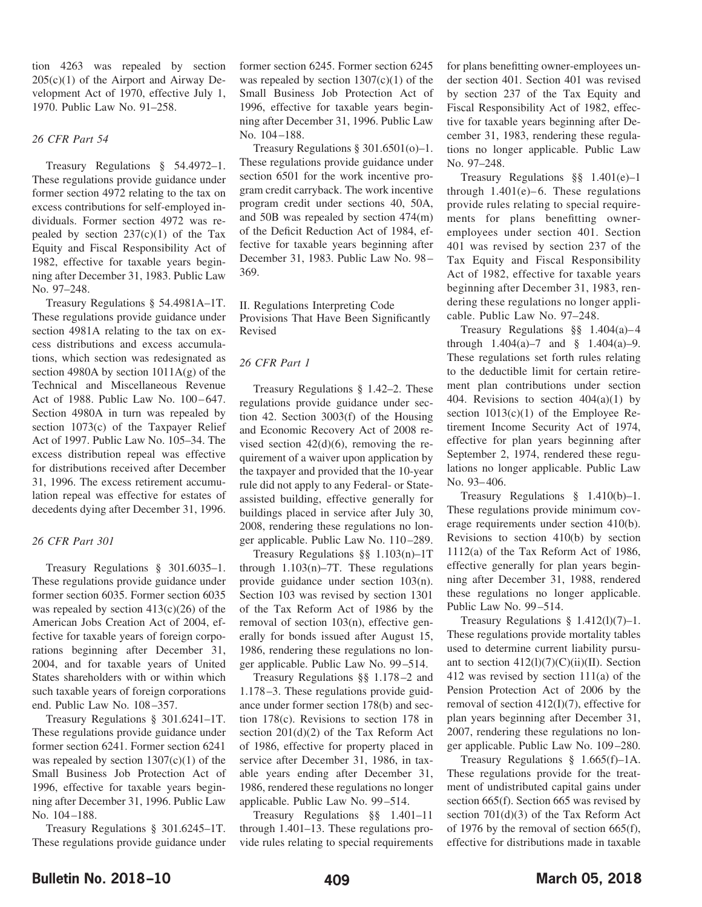tion 4263 was repealed by section 205(c)(1) of the Airport and Airway Development Act of 1970, effective July 1, 1970. Public Law No. 91–258.

*26 CFR Part 54*

Treasury Regulations § 54.4972–1. These regulations provide guidance under former section 4972 relating to the tax on excess contributions for self-employed individuals. Former section 4972 was repealed by section 237(c)(1) of the Tax Equity and Fiscal Responsibility Act of 1982, effective for taxable years beginning after December 31, 1983. Public Law No. 97–248.

Treasury Regulations § 54.4981A–1T. These regulations provide guidance under section 4981A relating to the tax on excess distributions and excess accumulations, which section was redesignated as section 4980A by section 1011A(g) of the Technical and Miscellaneous Revenue Act of 1988. Public Law No. 100–647. Section 4980A in turn was repealed by section 1073(c) of the Taxpayer Relief Act of 1997. Public Law No. 105–34. The excess distribution repeal was effective for distributions received after December 31, 1996. The excess retirement accumulation repeal was effective for estates of decedents dying after December 31, 1996.

*26 CFR Part 301*

Treasury Regulations § 301.6035–1. These regulations provide guidance under former section 6035. Former section 6035 was repealed by section 413(c)(26) of the American Jobs Creation Act of 2004, effective for taxable years of foreign corporations beginning after December 31, 2004, and for taxable years of United States shareholders with or within which such taxable years of foreign corporations end. Public Law No. 108–357.

Treasury Regulations § 301.6241–1T. These regulations provide guidance under former section 6241. Former section 6241 was repealed by section 1307(c)(1) of the Small Business Job Protection Act of 1996, effective for taxable years beginning after December 31, 1996. Public Law No. 104–188.

Treasury Regulations § 301.6245–1T. These regulations provide guidance under former section 6245. Former section 6245 was repealed by section 1307(c)(1) of the Small Business Job Protection Act of 1996, effective for taxable years beginning after December 31, 1996. Public Law No. 104–188.

Treasury Regulations § 301.6501(o)–1. These regulations provide guidance under section 6501 for the work incentive program credit carryback. The work incentive program credit under sections 40, 50A, and 50B was repealed by section 474(m) of the Deficit Reduction Act of 1984, effective for taxable years beginning after December 31, 1983. Public Law No. 98–369.

II. Regulations Interpreting Code Provisions That Have Been Significantly Revised

*26 CFR Part 1*

Treasury Regulations § 1.42–2. These regulations provide guidance under section 42. Section 3003(f) of the Housing and Economic Recovery Act of 2008 revised section 42(d)(6), removing the requirement of a waiver upon application by the taxpayer and provided that the 10-year rule did not apply to any Federal- or State-assisted building, effective generally for buildings placed in service after July 30, 2008, rendering these regulations no longer applicable. Public Law No. 110–289.

Treasury Regulations §§ 1.103(n)–1T through 1.103(n)–7T. These regulations provide guidance under section 103(n). Section 103 was revised by section 1301 of the Tax Reform Act of 1986 by the removal of section 103(n), effective generally for bonds issued after August 15, 1986, rendering these regulations no longer applicable. Public Law No. 99–514.

Treasury Regulations §§ 1.178–2 and 1.178–3. These regulations provide guidance under former section 178(b) and section 178(c). Revisions to section 178 in section 201(d)(2) of the Tax Reform Act of 1986, effective for property placed in service after December 31, 1986, in taxable years ending after December 31, 1986, rendered these regulations no longer applicable. Public Law No. 99–514.

Treasury Regulations §§ 1.401–11 through 1.401–13. These regulations provide rules relating to special requirements for plans benefitting owner-employees under section 401. Section 401 was revised by section 237 of the Tax Equity and Fiscal Responsibility Act of 1982, effective for taxable years beginning after December 31, 1983, rendering these regulations no longer applicable. Public Law No. 97–248.

Treasury Regulations §§ 1.401(e)–1 through 1.401(e)–6. These regulations provide rules relating to special requirements for plans benefitting owner-employees under section 401. Section 401 was revised by section 237 of the Tax Equity and Fiscal Responsibility Act of 1982, effective for taxable years beginning after December 31, 1983, rendering these regulations no longer applicable. Public Law No. 97–248.

Treasury Regulations §§ 1.404(a)–4 through 1.404(a)–7 and § 1.404(a)–9. These regulations set forth rules relating to the deductible limit for certain retirement plan contributions under section 404. Revisions to section 404(a)(1) by section 1013(c)(1) of the Employee Retirement Income Security Act of 1974, effective for plan years beginning after September 2, 1974, rendered these regulations no longer applicable. Public Law No. 93–406.

Treasury Regulations § 1.410(b)–1. These regulations provide minimum coverage requirements under section 410(b). Revisions to section 410(b) by section 1112(a) of the Tax Reform Act of 1986, effective generally for plan years beginning after December 31, 1988, rendered these regulations no longer applicable. Public Law No. 99–514.

Treasury Regulations § 1.412(l)(7)–1. These regulations provide mortality tables used to determine current liability pursuant to section 412(l)(7)(C)(ii)(II). Section 412 was revised by section 111(a) of the Pension Protection Act of 2006 by the removal of section 412(I)(7), effective for plan years beginning after December 31, 2007, rendering these regulations no longer applicable. Public Law No. 109–280.

Treasury Regulations § 1.665(f)–1A. These regulations provide for the treatment of undistributed capital gains under section 665(f). Section 665 was revised by section 701(d)(3) of the Tax Reform Act of 1976 by the removal of section 665(f), effective for distributions made in taxable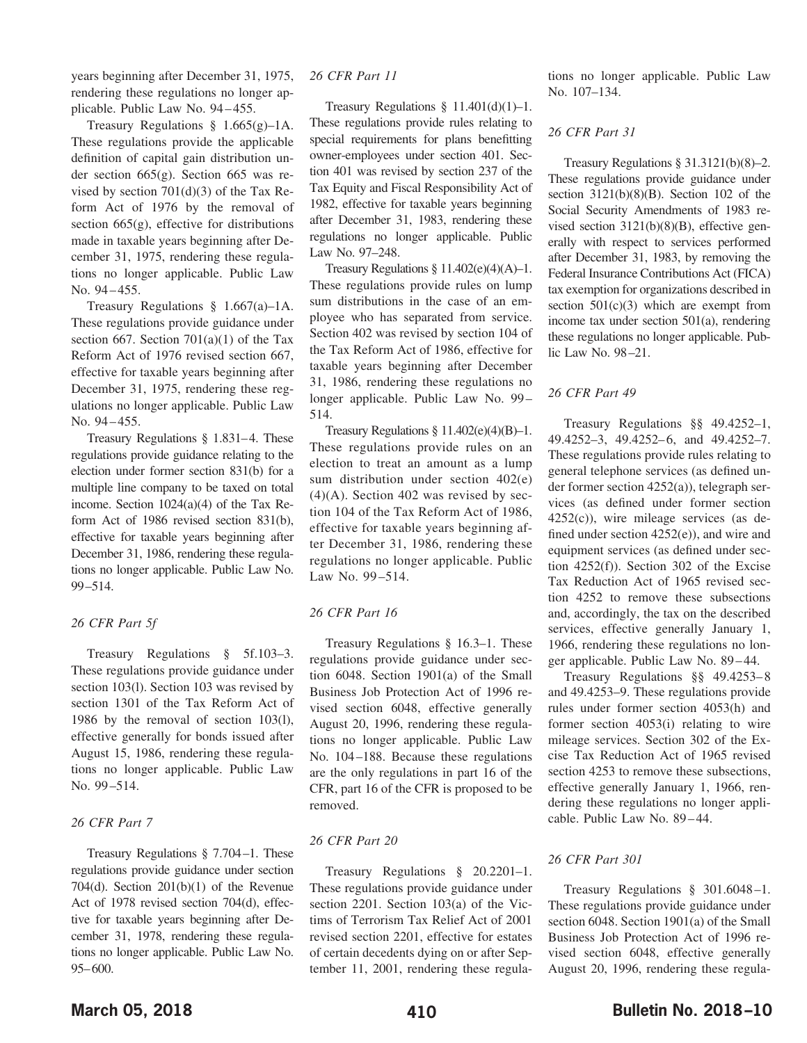years beginning after December 31, 1975, rendering these regulations no longer applicable. Public Law No. 94–455.

Treasury Regulations § 1.665(g)–1A. These regulations provide the applicable definition of capital gain distribution under section 665(g). Section 665 was revised by section 701(d)(3) of the Tax Reform Act of 1976 by the removal of section 665(g), effective for distributions made in taxable years beginning after December 31, 1975, rendering these regulations no longer applicable. Public Law No. 94–455.

Treasury Regulations § 1.667(a)–1A. These regulations provide guidance under section 667. Section 701(a)(1) of the Tax Reform Act of 1976 revised section 667, effective for taxable years beginning after December 31, 1975, rendering these regulations no longer applicable. Public Law No. 94–455.

Treasury Regulations § 1.831–4. These regulations provide guidance relating to the election under former section 831(b) for a multiple line company to be taxed on total income. Section 1024(a)(4) of the Tax Reform Act of 1986 revised section 831(b), effective for taxable years beginning after December 31, 1986, rendering these regulations no longer applicable. Public Law No. 99–514.

*26 CFR Part 5f*

Treasury Regulations § 5f.103–3. These regulations provide guidance under section 103(l). Section 103 was revised by section 1301 of the Tax Reform Act of 1986 by the removal of section 103(l), effective generally for bonds issued after August 15, 1986, rendering these regulations no longer applicable. Public Law No. 99–514.

*26 CFR Part 7*

Treasury Regulations § 7.704–1. These regulations provide guidance under section 704(d). Section 201(b)(1) of the Revenue Act of 1978 revised section 704(d), effective for taxable years beginning after December 31, 1978, rendering these regulations no longer applicable. Public Law No. 95–600.

*26 CFR Part 11*

Treasury Regulations § 11.401(d)(1)–1. These regulations provide rules relating to special requirements for plans benefitting owner-employees under section 401. Section 401 was revised by section 237 of the Tax Equity and Fiscal Responsibility Act of 1982, effective for taxable years beginning after December 31, 1983, rendering these regulations no longer applicable. Public Law No. 97–248.

Treasury Regulations § 11.402(e)(4)(A)–1. These regulations provide rules on lump sum distributions in the case of an employee who has separated from service. Section 402 was revised by section 104 of the Tax Reform Act of 1986, effective for taxable years beginning after December 31, 1986, rendering these regulations no longer applicable. Public Law No. 99–514.

Treasury Regulations § 11.402(e)(4)(B)–1. These regulations provide rules on an election to treat an amount as a lump sum distribution under section 402(e)(4)(A). Section 402 was revised by section 104 of the Tax Reform Act of 1986, effective for taxable years beginning after December 31, 1986, rendering these regulations no longer applicable. Public Law No. 99–514.

*26 CFR Part 16*

Treasury Regulations § 16.3–1. These regulations provide guidance under section 6048. Section 1901(a) of the Small Business Job Protection Act of 1996 revised section 6048, effective generally August 20, 1996, rendering these regulations no longer applicable. Public Law No. 104–188. Because these regulations are the only regulations in part 16 of the CFR, part 16 of the CFR is proposed to be removed.

*26 CFR Part 20*

Treasury Regulations § 20.2201–1. These regulations provide guidance under section 2201. Section 103(a) of the Victims of Terrorism Tax Relief Act of 2001 revised section 2201, effective for estates of certain decedents dying on or after September 11, 2001, rendering these regulations no longer applicable. Public Law No. 107–134.

*26 CFR Part 31*

Treasury Regulations § 31.3121(b)(8)–2. These regulations provide guidance under section 3121(b)(8)(B). Section 102 of the Social Security Amendments of 1983 revised section 3121(b)(8)(B), effective generally with respect to services performed after December 31, 1983, by removing the Federal Insurance Contributions Act (FICA) tax exemption for organizations described in section 501(c)(3) which are exempt from income tax under section 501(a), rendering these regulations no longer applicable. Public Law No. 98–21.

*26 CFR Part 49*

Treasury Regulations §§ 49.4252–1, 49.4252–3, 49.4252–6, and 49.4252–7. These regulations provide rules relating to general telephone services (as defined under former section 4252(a)), telegraph services (as defined under former section 4252(c)), wire mileage services (as defined under section 4252(e)), and wire and equipment services (as defined under section 4252(f)). Section 302 of the Excise Tax Reduction Act of 1965 revised section 4252 to remove these subsections and, accordingly, the tax on the described services, effective generally January 1, 1966, rendering these regulations no longer applicable. Public Law No. 89–44.

Treasury Regulations §§ 49.4253–8 and 49.4253–9. These regulations provide rules under former section 4053(h) and former section 4053(i) relating to wire mileage services. Section 302 of the Excise Tax Reduction Act of 1965 revised section 4253 to remove these subsections, effective generally January 1, 1966, rendering these regulations no longer applicable. Public Law No. 89–44.

*26 CFR Part 301*

Treasury Regulations § 301.6048–1. These regulations provide guidance under section 6048. Section 1901(a) of the Small Business Job Protection Act of 1996 revised section 6048, effective generally August 20, 1996, rendering these regula-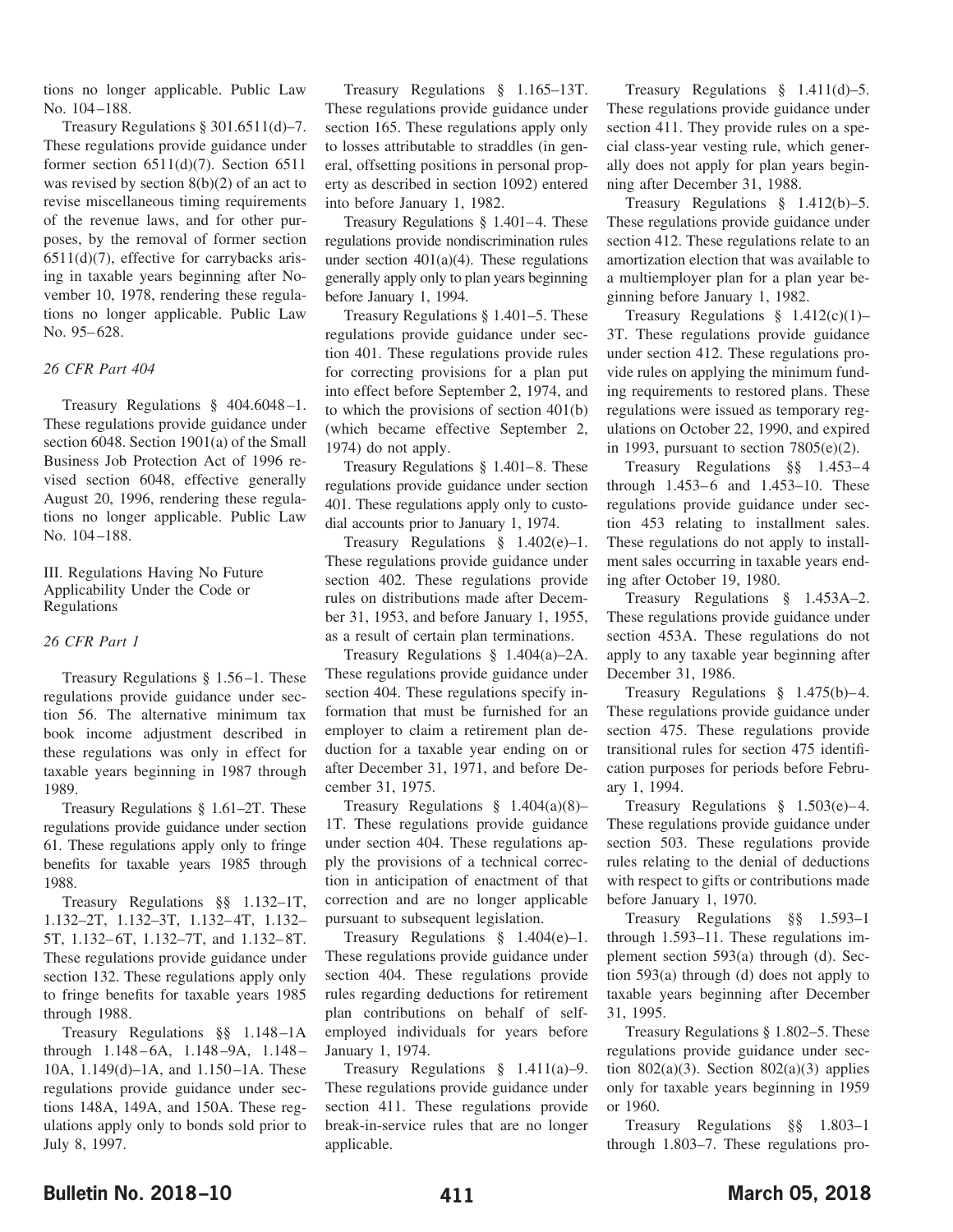tions no longer applicable. Public Law No. 104–188.

Treasury Regulations § 301.6511(d)–7. These regulations provide guidance under former section 6511(d)(7). Section 6511 was revised by section 8(b)(2) of an act to revise miscellaneous timing requirements of the revenue laws, and for other purposes, by the removal of former section 6511(d)(7), effective for carrybacks arising in taxable years beginning after November 10, 1978, rendering these regulations no longer applicable. Public Law No. 95–628.

*26 CFR Part 404*

Treasury Regulations § 404.6048–1. These regulations provide guidance under section 6048. Section 1901(a) of the Small Business Job Protection Act of 1996 revised section 6048, effective generally August 20, 1996, rendering these regulations no longer applicable. Public Law No. 104–188.

III. Regulations Having No Future Applicability Under the Code or Regulations

*26 CFR Part 1*

Treasury Regulations § 1.56–1. These regulations provide guidance under section 56. The alternative minimum tax book income adjustment described in these regulations was only in effect for taxable years beginning in 1987 through 1989.

Treasury Regulations § 1.61–2T. These regulations provide guidance under section 61. These regulations apply only to fringe benefits for taxable years 1985 through 1988.

Treasury Regulations §§ 1.132–1T, 1.132–2T, 1.132–3T, 1.132–4T, 1.132–5T, 1.132–6T, 1.132–7T, and 1.132–8T. These regulations provide guidance under section 132. These regulations apply only to fringe benefits for taxable years 1985 through 1988.

Treasury Regulations §§ 1.148–1A through 1.148–6A, 1.148–9A, 1.148–10A, 1.149(d)–1A, and 1.150–1A. These regulations provide guidance under sections 148A, 149A, and 150A. These regulations apply only to bonds sold prior to July 8, 1997.

Treasury Regulations § 1.165–13T. These regulations provide guidance under section 165. These regulations apply only to losses attributable to straddles (in general, offsetting positions in personal property as described in section 1092) entered into before January 1, 1982.

Treasury Regulations § 1.401–4. These regulations provide nondiscrimination rules under section 401(a)(4). These regulations generally apply only to plan years beginning before January 1, 1994.

Treasury Regulations § 1.401–5. These regulations provide guidance under section 401. These regulations provide rules for correcting provisions for a plan put into effect before September 2, 1974, and to which the provisions of section 401(b) (which became effective September 2, 1974) do not apply.

Treasury Regulations § 1.401–8. These regulations provide guidance under section 401. These regulations apply only to custodial accounts prior to January 1, 1974.

Treasury Regulations § 1.402(e)–1. These regulations provide guidance under section 402. These regulations provide rules on distributions made after December 31, 1953, and before January 1, 1955, as a result of certain plan terminations.

Treasury Regulations § 1.404(a)–2A. These regulations provide guidance under section 404. These regulations specify information that must be furnished for an employer to claim a retirement plan deduction for a taxable year ending on or after December 31, 1971, and before December 31, 1975.

Treasury Regulations § 1.404(a)(8)–1T. These regulations provide guidance under section 404. These regulations apply the provisions of a technical correction in anticipation of enactment of that correction and are no longer applicable pursuant to subsequent legislation.

Treasury Regulations § 1.404(e)–1. These regulations provide guidance under section 404. These regulations provide rules regarding deductions for retirement plan contributions on behalf of self-employed individuals for years before January 1, 1974.

Treasury Regulations § 1.411(a)–9. These regulations provide guidance under section 411. These regulations provide break-in-service rules that are no longer applicable.

Treasury Regulations § 1.411(d)–5. These regulations provide guidance under section 411. They provide rules on a special class-year vesting rule, which generally does not apply for plan years beginning after December 31, 1988.

Treasury Regulations § 1.412(b)–5. These regulations provide guidance under section 412. These regulations relate to an amortization election that was available to a multiemployer plan for a plan year beginning before January 1, 1982.

Treasury Regulations § 1.412(c)(1)–3T. These regulations provide guidance under section 412. These regulations provide rules on applying the minimum funding requirements to restored plans. These regulations were issued as temporary regulations on October 22, 1990, and expired in 1993, pursuant to section 7805(e)(2).

Treasury Regulations §§ 1.453–4 through 1.453–6 and 1.453–10. These regulations provide guidance under section 453 relating to installment sales. These regulations do not apply to installment sales occurring in taxable years ending after October 19, 1980.

Treasury Regulations § 1.453A–2. These regulations provide guidance under section 453A. These regulations do not apply to any taxable year beginning after December 31, 1986.

Treasury Regulations § 1.475(b)–4. These regulations provide guidance under section 475. These regulations provide transitional rules for section 475 identification purposes for periods before February 1, 1994.

Treasury Regulations § 1.503(e)–4. These regulations provide guidance under section 503. These regulations provide rules relating to the denial of deductions with respect to gifts or contributions made before January 1, 1970.

Treasury Regulations §§ 1.593–1 through 1.593–11. These regulations implement section 593(a) through (d). Section 593(a) through (d) does not apply to taxable years beginning after December 31, 1995.

Treasury Regulations § 1.802–5. These regulations provide guidance under section 802(a)(3). Section 802(a)(3) applies only for taxable years beginning in 1959 or 1960.

Treasury Regulations §§ 1.803–1 through 1.803–7. These regulations pro-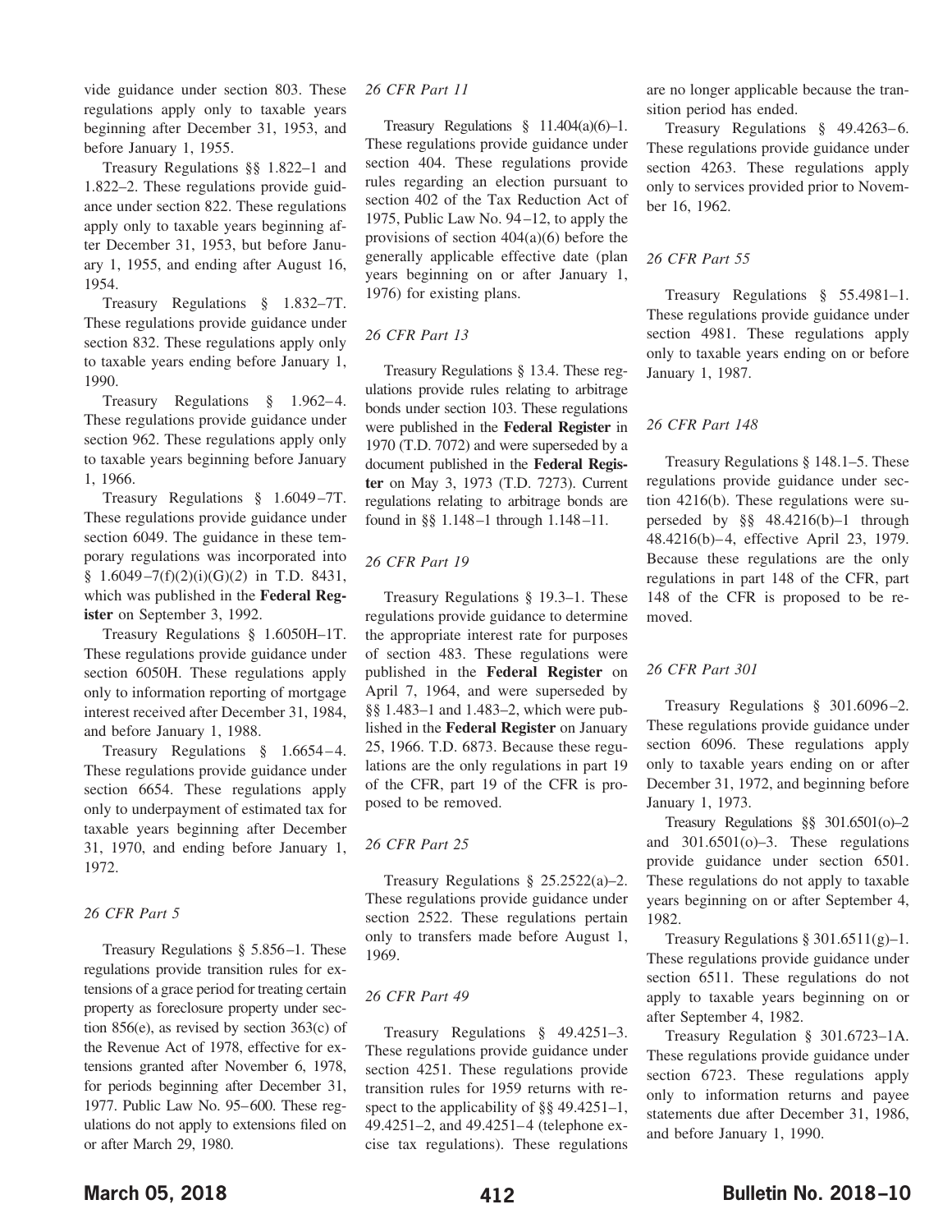vide guidance under section 803. These regulations apply only to taxable years beginning after December 31, 1953, and before January 1, 1955.

Treasury Regulations §§ 1.822–1 and 1.822–2. These regulations provide guidance under section 822. These regulations apply only to taxable years beginning after December 31, 1953, but before January 1, 1955, and ending after August 16, 1954.

Treasury Regulations § 1.832–7T. These regulations provide guidance under section 832. These regulations apply only to taxable years ending before January 1, 1990.

Treasury Regulations § 1.962–4. These regulations provide guidance under section 962. These regulations apply only to taxable years beginning before January 1, 1966.

Treasury Regulations § 1.6049–7T. These regulations provide guidance under section 6049. The guidance in these temporary regulations was incorporated into § 1.6049–7(f)(2)(i)(G)(*2*) in T.D. 8431, which was published in the **Federal Register** on September 3, 1992.

Treasury Regulations § 1.6050H–1T. These regulations provide guidance under section 6050H. These regulations apply only to information reporting of mortgage interest received after December 31, 1984, and before January 1, 1988.

Treasury Regulations § 1.6654–4. These regulations provide guidance under section 6654. These regulations apply only to underpayment of estimated tax for taxable years beginning after December 31, 1970, and ending before January 1, 1972.

*26 CFR Part 5*

Treasury Regulations § 5.856–1. These regulations provide transition rules for extensions of a grace period for treating certain property as foreclosure property under section 856(e), as revised by section 363(c) of the Revenue Act of 1978, effective for extensions granted after November 6, 1978, for periods beginning after December 31, 1977. Public Law No. 95–600. These regulations do not apply to extensions filed on or after March 29, 1980.

*26 CFR Part 11*

Treasury Regulations § 11.404(a)(6)–1. These regulations provide guidance under section 404. These regulations provide rules regarding an election pursuant to section 402 of the Tax Reduction Act of 1975, Public Law No. 94–12, to apply the provisions of section 404(a)(6) before the generally applicable effective date (plan years beginning on or after January 1, 1976) for existing plans.

*26 CFR Part 13*

Treasury Regulations § 13.4. These regulations provide rules relating to arbitrage bonds under section 103. These regulations were published in the **Federal Register** in 1970 (T.D. 7072) and were superseded by a document published in the **Federal Register** on May 3, 1973 (T.D. 7273). Current regulations relating to arbitrage bonds are found in §§ 1.148–1 through 1.148–11.

*26 CFR Part 19*

Treasury Regulations § 19.3–1. These regulations provide guidance to determine the appropriate interest rate for purposes of section 483. These regulations were published in the **Federal Register** on April 7, 1964, and were superseded by §§ 1.483–1 and 1.483–2, which were published in the **Federal Register** on January 25, 1966. T.D. 6873. Because these regulations are the only regulations in part 19 of the CFR, part 19 of the CFR is proposed to be removed.

*26 CFR Part 25*

Treasury Regulations § 25.2522(a)–2. These regulations provide guidance under section 2522. These regulations pertain only to transfers made before August 1, 1969.

*26 CFR Part 49*

Treasury Regulations § 49.4251–3. These regulations provide guidance under section 4251. These regulations provide transition rules for 1959 returns with respect to the applicability of §§ 49.4251–1, 49.4251–2, and 49.4251–4 (telephone excise tax regulations). These regulations are no longer applicable because the transition period has ended.

Treasury Regulations § 49.4263–6. These regulations provide guidance under section 4263. These regulations apply only to services provided prior to November 16, 1962.

*26 CFR Part 55*

Treasury Regulations § 55.4981–1. These regulations provide guidance under section 4981. These regulations apply only to taxable years ending on or before January 1, 1987.

*26 CFR Part 148*

Treasury Regulations § 148.1–5. These regulations provide guidance under section 4216(b). These regulations were superseded by §§ 48.4216(b)–1 through 48.4216(b)–4, effective April 23, 1979. Because these regulations are the only regulations in part 148 of the CFR, part 148 of the CFR is proposed to be removed.

*26 CFR Part 301*

Treasury Regulations § 301.6096–2. These regulations provide guidance under section 6096. These regulations apply only to taxable years ending on or after December 31, 1972, and beginning before January 1, 1973.

Treasury Regulations §§ 301.6501(o)–2 and 301.6501(o)–3. These regulations provide guidance under section 6501. These regulations do not apply to taxable years beginning on or after September 4, 1982.

Treasury Regulations § 301.6511(g)–1. These regulations provide guidance under section 6511. These regulations do not apply to taxable years beginning on or after September 4, 1982.

Treasury Regulation § 301.6723–1A. These regulations provide guidance under section 6723. These regulations apply only to information returns and payee statements due after December 31, 1986, and before January 1, 1990.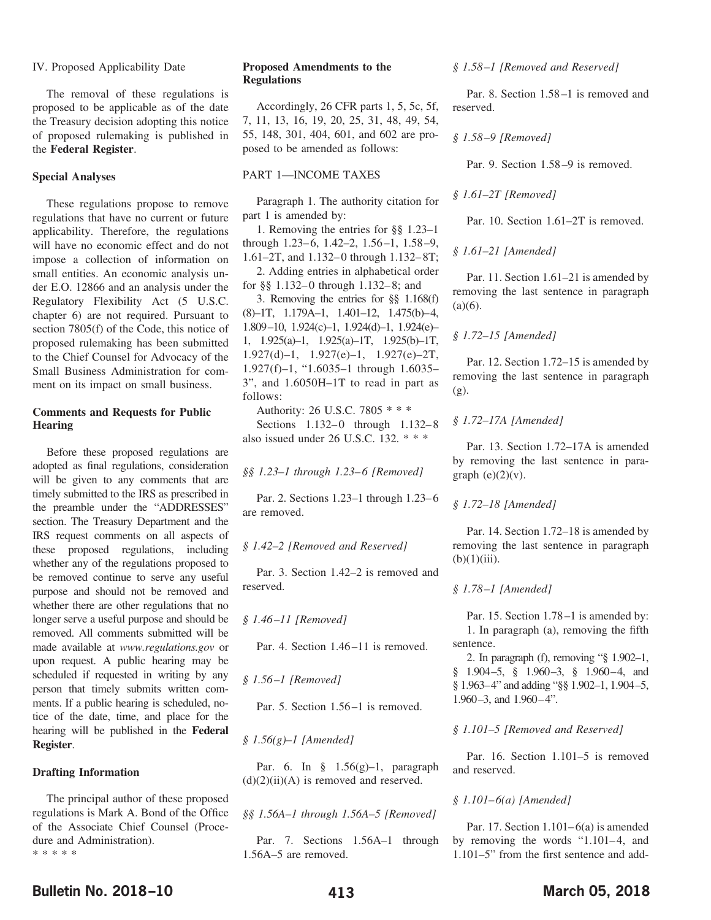IV. Proposed Applicability Date

The removal of these regulations is proposed to be applicable as of the date the Treasury decision adopting this notice of proposed rulemaking is published in the **Federal Register**.

### Special Analyses

These regulations propose to remove regulations that have no current or future applicability. Therefore, the regulations will have no economic effect and do not impose a collection of information on small entities. An economic analysis under E.O. 12866 and an analysis under the Regulatory Flexibility Act (5 U.S.C. chapter 6) are not required. Pursuant to section 7805(f) of the Code, this notice of proposed rulemaking has been submitted to the Chief Counsel for Advocacy of the Small Business Administration for comment on its impact on small business.

### Comments and Requests for Public Hearing

Before these proposed regulations are adopted as final regulations, consideration will be given to any comments that are timely submitted to the IRS as prescribed in the preamble under the "ADDRESSES" section. The Treasury Department and the IRS request comments on all aspects of these proposed regulations, including whether any of the regulations proposed to be removed continue to serve any useful purpose and should not be removed and whether there are other regulations that no longer serve a useful purpose and should be removed. All comments submitted will be made available at *www.regulations.gov* or upon request. A public hearing may be scheduled if requested in writing by any person that timely submits written comments. If a public hearing is scheduled, notice of the date, time, and place for the hearing will be published in the **Federal Register**.

### Drafting Information

The principal author of these proposed regulations is Mark A. Bond of the Office of the Associate Chief Counsel (Procedure and Administration).

\* \* \* \* \*

### Proposed Amendments to the Regulations

Accordingly, 26 CFR parts 1, 5, 5c, 5f, 7, 11, 13, 16, 19, 20, 25, 31, 48, 49, 54, 55, 148, 301, 404, 601, and 602 are proposed to be amended as follows:

PART 1—INCOME TAXES

Paragraph 1. The authority citation for part 1 is amended by:

1. Removing the entries for §§ 1.23–1 through 1.23–6, 1.42–2, 1.56–1, 1.58–9, 1.61–2T, and 1.132–0 through 1.132–8T;
2. Adding entries in alphabetical order for §§ 1.132–0 through 1.132–8; and
3. Removing the entries for §§ 1.168(f)(8)–1T, 1.179A–1, 1.401–12, 1.475(b)–4, 1.809–10, 1.924(c)–1, 1.924(d)–1, 1.924(e)–1, 1.925(a)–1, 1.925(a)–1T, 1.925(b)–1T, 1.927(d)–1, 1.927(e)–1, 1.927(e)–2T, 1.927(f)–1, "1.6035–1 through 1.6035–3", and 1.6050H–1T to read in part as follows:

Authority: 26 U.S.C. 7805 \* \* \*

Sections 1.132–0 through 1.132–8 also issued under 26 U.S.C. 132. \* \* \*

*§§ 1.23–1 through 1.23–6 [Removed]*

Par. 2. Sections 1.23–1 through 1.23–6 are removed.

*§ 1.42–2 [Removed and Reserved]*

Par. 3. Section 1.42–2 is removed and reserved.

*§ 1.46–11 [Removed]*

Par. 4. Section 1.46–11 is removed.

*§ 1.56–1 [Removed]*

Par. 5. Section 1.56–1 is removed.

*§ 1.56(g)–1 [Amended]*

Par. 6. In § 1.56(g)–1, paragraph (d)(2)(ii)(A) is removed and reserved.

*§§ 1.56A–1 through 1.56A–5 [Removed]*

Par. 7. Sections 1.56A–1 through 1.56A–5 are removed.

*§ 1.58–1 [Removed and Reserved]*

Par. 8. Section 1.58–1 is removed and reserved.

*§ 1.58–9 [Removed]*

Par. 9. Section 1.58–9 is removed.

*§ 1.61–2T [Removed]*

Par. 10. Section 1.61–2T is removed.

*§ 1.61–21 [Amended]*

Par. 11. Section 1.61–21 is amended by removing the last sentence in paragraph (a)(6).

*§ 1.72–15 [Amended]*

Par. 12. Section 1.72–15 is amended by removing the last sentence in paragraph (g).

*§ 1.72–17A [Amended]*

Par. 13. Section 1.72–17A is amended by removing the last sentence in paragraph (e)(2)(v).

*§ 1.72–18 [Amended]*

Par. 14. Section 1.72–18 is amended by removing the last sentence in paragraph (b)(1)(iii).

*§ 1.78–1 [Amended]*

Par. 15. Section 1.78–1 is amended by:

1. In paragraph (a), removing the fifth sentence.
2. In paragraph (f), removing "§ 1.902–1, § 1.904–5, § 1.960–3, § 1.960–4, and § 1.963–4" and adding "§§ 1.902–1, 1.904–5, 1.960–3, and 1.960–4".

*§ 1.101–5 [Removed and Reserved]*

Par. 16. Section 1.101–5 is removed and reserved.

*§ 1.101–6(a) [Amended]*

Par. 17. Section 1.101–6(a) is amended by removing the words "1.101–4, and 1.101–5" from the first sentence and add-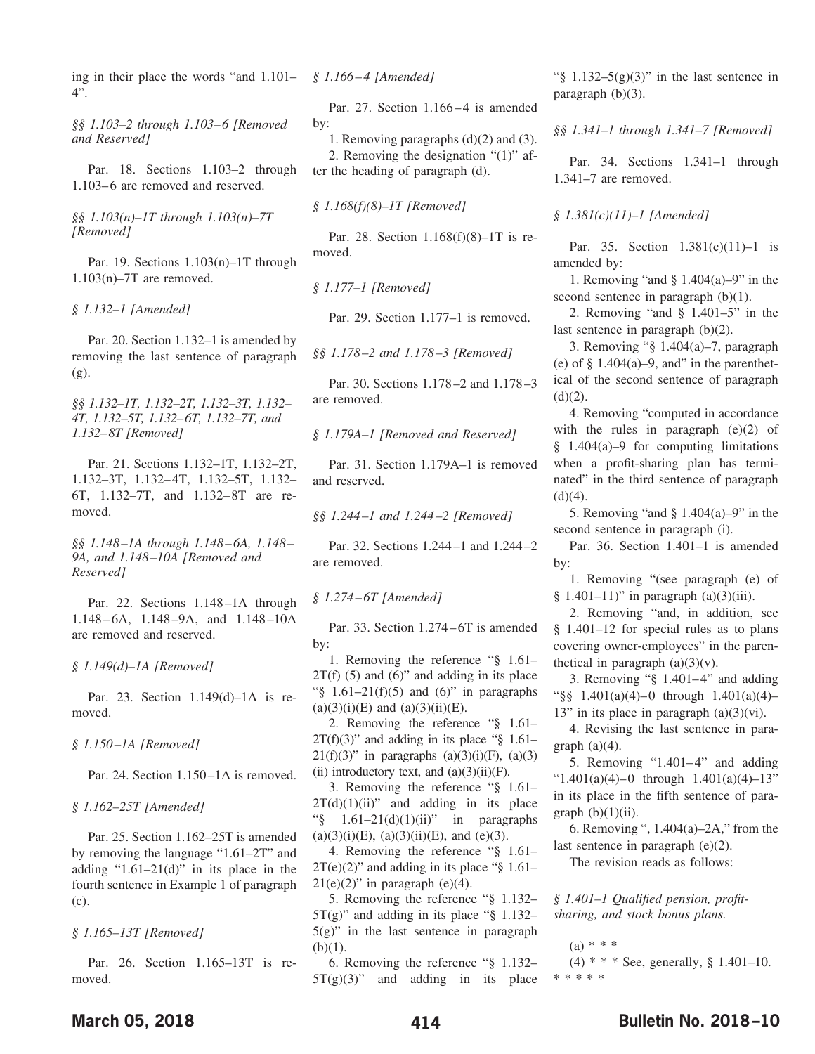ing in their place the words "and 1.101–4".

*§§ 1.103–2 through 1.103–6 [Removed and Reserved]*

Par. 18. Sections 1.103–2 through 1.103–6 are removed and reserved.

*§§ 1.103(n)–1T through 1.103(n)–7T [Removed]*

Par. 19. Sections 1.103(n)–1T through 1.103(n)–7T are removed.

*§ 1.132–1 [Amended]*

Par. 20. Section 1.132–1 is amended by removing the last sentence of paragraph (g).

*§§ 1.132–1T, 1.132–2T, 1.132–3T, 1.132–4T, 1.132–5T, 1.132–6T, 1.132–7T, and 1.132–8T [Removed]*

Par. 21. Sections 1.132–1T, 1.132–2T, 1.132–3T, 1.132–4T, 1.132–5T, 1.132–6T, 1.132–7T, and 1.132–8T are removed.

*§§ 1.148–1A through 1.148–6A, 1.148–9A, and 1.148–10A [Removed and Reserved]*

Par. 22. Sections 1.148–1A through 1.148–6A, 1.148–9A, and 1.148–10A are removed and reserved.

*§ 1.149(d)–1A [Removed]*

Par. 23. Section 1.149(d)–1A is removed.

*§ 1.150–1A [Removed]*

Par. 24. Section 1.150–1A is removed.

*§ 1.162–25T [Amended]*

Par. 25. Section 1.162–25T is amended by removing the language "1.61–2T" and adding "1.61–21(d)" in its place in the fourth sentence in Example 1 of paragraph (c).

*§ 1.165–13T [Removed]*

Par. 26. Section 1.165–13T is removed.

*§ 1.166–4 [Amended]*

Par. 27. Section 1.166–4 is amended by:

1. Removing paragraphs (d)(2) and (3).
2. Removing the designation "(1)" after the heading of paragraph (d).

*§ 1.168(f)(8)–1T [Removed]*

Par. 28. Section 1.168(f)(8)–1T is removed.

*§ 1.177–1 [Removed]*

Par. 29. Section 1.177–1 is removed.

*§§ 1.178–2 and 1.178–3 [Removed]*

Par. 30. Sections 1.178–2 and 1.178–3 are removed.

*§ 1.179A–1 [Removed and Reserved]*

Par. 31. Section 1.179A–1 is removed and reserved.

*§§ 1.244–1 and 1.244–2 [Removed]*

Par. 32. Sections 1.244–1 and 1.244–2 are removed.

*§ 1.274–6T [Amended]*

Par. 33. Section 1.274–6T is amended by:

1. Removing the reference "§ 1.61–2T(f) (5) and (6)" and adding in its place "§ 1.61–21(f)(5) and (6)" in paragraphs (a)(3)(i)(E) and (a)(3)(ii)(E).
2. Removing the reference "§ 1.61–2T(f)(3)" and adding in its place "§ 1.61–21(f)(3)" in paragraphs (a)(3)(i)(F), (a)(3)(ii) introductory text, and (a)(3)(ii)(F).
3. Removing the reference "§ 1.61–2T(d)(1)(ii)" and adding in its place "§ 1.61–21(d)(1)(ii)" in paragraphs (a)(3)(i)(E), (a)(3)(ii)(E), and (e)(3).
4. Removing the reference "§ 1.61–2T(e)(2)" and adding in its place "§ 1.61–21(e)(2)" in paragraph (e)(4).
5. Removing the reference "§ 1.132–5T(g)" and adding in its place "§ 1.132–5(g)" in the last sentence in paragraph (b)(1).
6. Removing the reference "§ 1.132–5T(g)(3)" and adding in its place "§ 1.132–5(g)(3)" in the last sentence in paragraph (b)(3).

*§§ 1.341–1 through 1.341–7 [Removed]*

Par. 34. Sections 1.341–1 through 1.341–7 are removed.

*§ 1.381(c)(11)–1 [Amended]*

Par. 35. Section 1.381(c)(11)–1 is amended by:

1. Removing "and § 1.404(a)–9" in the second sentence in paragraph (b)(1).
2. Removing "and § 1.401–5" in the last sentence in paragraph (b)(2).
3. Removing "§ 1.404(a)–7, paragraph (e) of § 1.404(a)–9, and" in the parenthetical of the second sentence of paragraph (d)(2).
4. Removing "computed in accordance with the rules in paragraph (e)(2) of § 1.404(a)–9 for computing limitations when a profit-sharing plan has terminated" in the third sentence of paragraph (d)(4).
5. Removing "and § 1.404(a)–9" in the second sentence in paragraph (i).

Par. 36. Section 1.401–1 is amended by:

1. Removing "(see paragraph (e) of § 1.401–11)" in paragraph (a)(3)(iii).
2. Removing "and, in addition, see § 1.401–12 for special rules as to plans covering owner-employees" in the parenthetical in paragraph (a)(3)(v).
3. Removing "§ 1.401–4" and adding "§§ 1.401(a)(4)–0 through 1.401(a)(4)–13" in its place in paragraph (a)(3)(vi).
4. Revising the last sentence in paragraph (a)(4).
5. Removing "1.401–4" and adding "1.401(a)(4)–0 through 1.401(a)(4)–13" in its place in the fifth sentence of paragraph (b)(1)(ii).
6. Removing ", 1.404(a)–2A," from the last sentence in paragraph (e)(2).

The revision reads as follows:

*§ 1.401–1 Qualified pension, profit-sharing, and stock bonus plans.*

(a) * * *

(4) * * * See, generally, § 1.401–10.

\* \* \* \* \*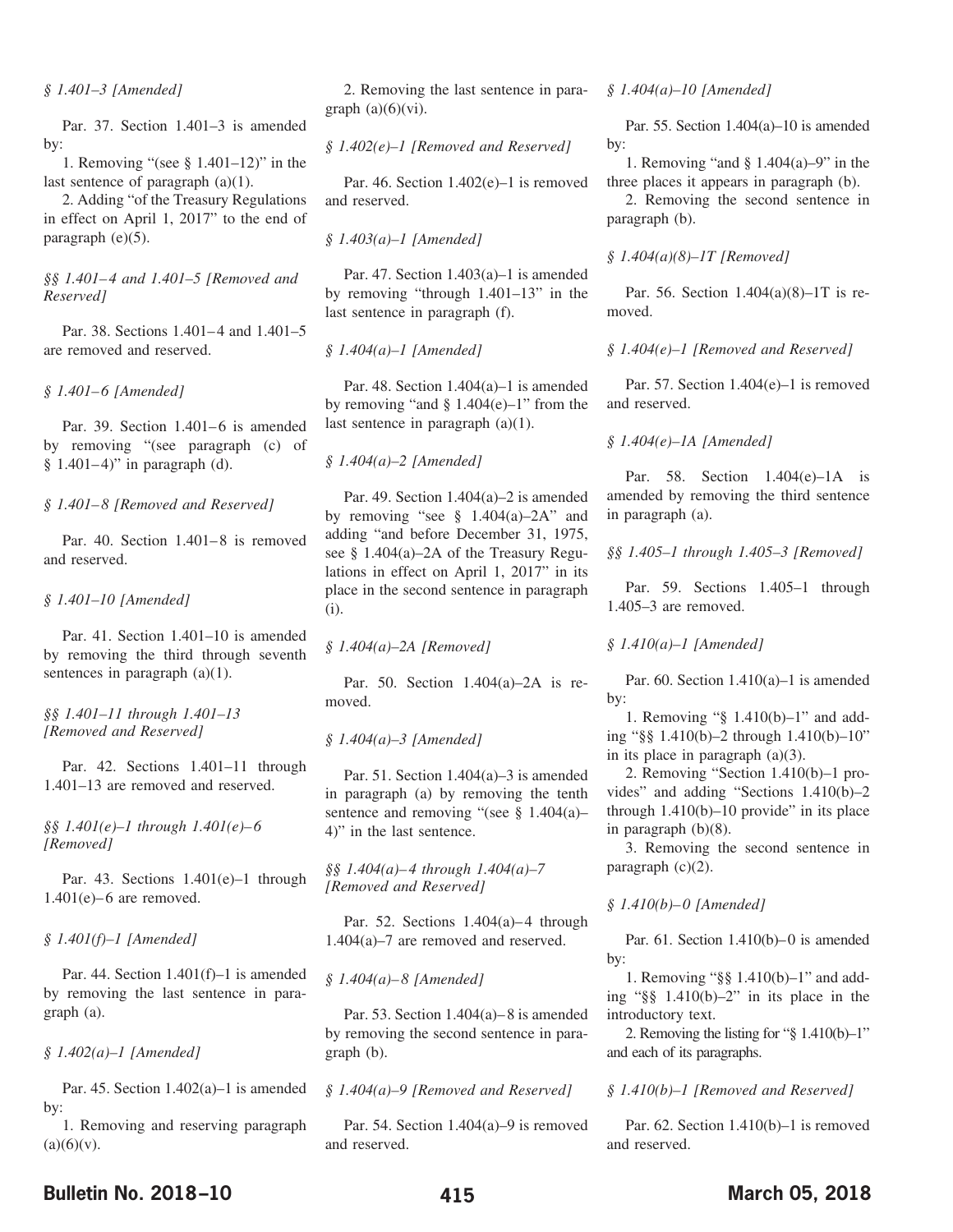*§ 1.401–3 [Amended]*

Par. 37. Section 1.401–3 is amended by:

1. Removing "(see § 1.401–12)" in the last sentence of paragraph (a)(1).

2. Adding "of the Treasury Regulations in effect on April 1, 2017" to the end of paragraph (e)(5).

*§§ 1.401–4 and 1.401–5 [Removed and Reserved]*

Par. 38. Sections 1.401–4 and 1.401–5 are removed and reserved.

*§ 1.401–6 [Amended]*

Par. 39. Section 1.401–6 is amended by removing "(see paragraph (c) of § 1.401–4)" in paragraph (d).

*§ 1.401–8 [Removed and Reserved]*

Par. 40. Section 1.401–8 is removed and reserved.

*§ 1.401–10 [Amended]*

Par. 41. Section 1.401–10 is amended by removing the third through seventh sentences in paragraph (a)(1).

*§§ 1.401–11 through 1.401–13 [Removed and Reserved]*

Par. 42. Sections 1.401–11 through 1.401–13 are removed and reserved.

*§§ 1.401(e)–1 through 1.401(e)–6 [Removed]*

Par. 43. Sections 1.401(e)–1 through 1.401(e)–6 are removed.

*§ 1.401(f)–1 [Amended]*

Par. 44. Section 1.401(f)–1 is amended by removing the last sentence in paragraph (a).

*§ 1.402(a)–1 [Amended]*

Par. 45. Section 1.402(a)–1 is amended by:

1. Removing and reserving paragraph (a)(6)(v).

2. Removing the last sentence in paragraph (a)(6)(vi).

*§ 1.402(e)–1 [Removed and Reserved]*

Par. 46. Section 1.402(e)–1 is removed and reserved.

*§ 1.403(a)–1 [Amended]*

Par. 47. Section 1.403(a)–1 is amended by removing "through 1.401–13" in the last sentence in paragraph (f).

*§ 1.404(a)–1 [Amended]*

Par. 48. Section 1.404(a)–1 is amended by removing "and § 1.404(e)–1" from the last sentence in paragraph (a)(1).

*§ 1.404(a)–2 [Amended]*

Par. 49. Section 1.404(a)–2 is amended by removing "see § 1.404(a)–2A" and adding "and before December 31, 1975, see § 1.404(a)–2A of the Treasury Regulations in effect on April 1, 2017" in its place in the second sentence in paragraph (i).

*§ 1.404(a)–2A [Removed]*

Par. 50. Section 1.404(a)–2A is removed.

*§ 1.404(a)–3 [Amended]*

Par. 51. Section 1.404(a)–3 is amended in paragraph (a) by removing the tenth sentence and removing "(see § 1.404(a)–4)" in the last sentence.

*§§ 1.404(a)–4 through 1.404(a)–7 [Removed and Reserved]*

Par. 52. Sections 1.404(a)–4 through 1.404(a)–7 are removed and reserved.

*§ 1.404(a)–8 [Amended]*

Par. 53. Section 1.404(a)–8 is amended by removing the second sentence in paragraph (b).

*§ 1.404(a)–9 [Removed and Reserved]*

Par. 54. Section 1.404(a)–9 is removed and reserved.

*§ 1.404(a)–10 [Amended]*

Par. 55. Section 1.404(a)–10 is amended by:

1. Removing "and § 1.404(a)–9" in the three places it appears in paragraph (b).

2. Removing the second sentence in paragraph (b).

*§ 1.404(a)(8)–1T [Removed]*

Par. 56. Section 1.404(a)(8)–1T is removed.

*§ 1.404(e)–1 [Removed and Reserved]*

Par. 57. Section 1.404(e)–1 is removed and reserved.

*§ 1.404(e)–1A [Amended]*

Par. 58. Section 1.404(e)–1A is amended by removing the third sentence in paragraph (a).

*§§ 1.405–1 through 1.405–3 [Removed]*

Par. 59. Sections 1.405–1 through 1.405–3 are removed.

*§ 1.410(a)–1 [Amended]*

Par. 60. Section 1.410(a)–1 is amended by:

1. Removing "§ 1.410(b)–1" and adding "§§ 1.410(b)–2 through 1.410(b)–10" in its place in paragraph (a)(3).

2. Removing "Section 1.410(b)–1 provides" and adding "Sections 1.410(b)–2 through 1.410(b)–10 provide" in its place in paragraph (b)(8).

3. Removing the second sentence in paragraph (c)(2).

*§ 1.410(b)–0 [Amended]*

Par. 61. Section 1.410(b)–0 is amended by:

1. Removing "§§ 1.410(b)–1" and adding "§§ 1.410(b)–2" in its place in the introductory text.

2. Removing the listing for "§ 1.410(b)–1" and each of its paragraphs.

*§ 1.410(b)–1 [Removed and Reserved]*

Par. 62. Section 1.410(b)–1 is removed and reserved.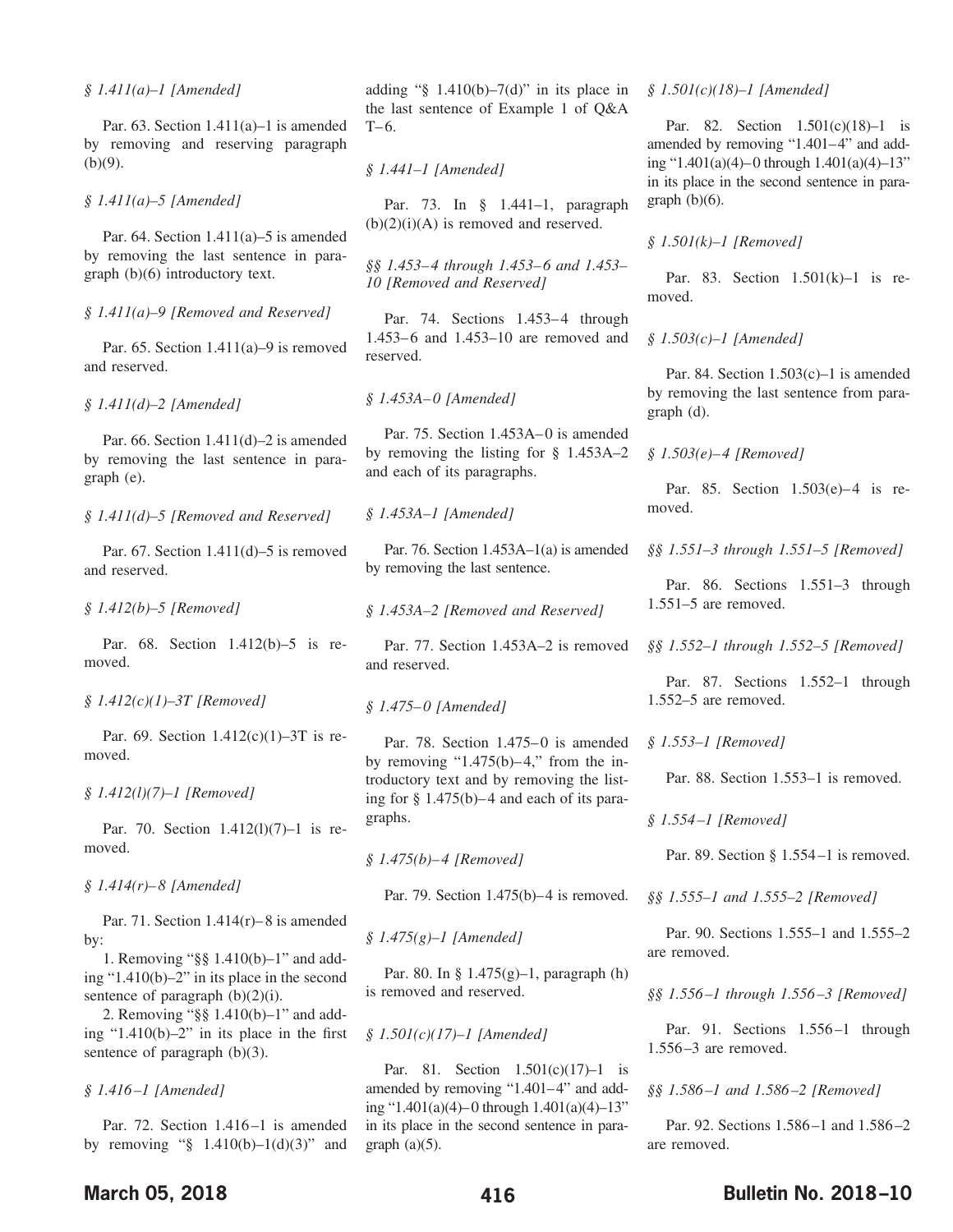*§ 1.411(a)–1 [Amended]*

Par. 63. Section 1.411(a)–1 is amended by removing and reserving paragraph (b)(9).

*§ 1.411(a)–5 [Amended]*

Par. 64. Section 1.411(a)–5 is amended by removing the last sentence in paragraph (b)(6) introductory text.

*§ 1.411(a)–9 [Removed and Reserved]*

Par. 65. Section 1.411(a)–9 is removed and reserved.

*§ 1.411(d)–2 [Amended]*

Par. 66. Section 1.411(d)–2 is amended by removing the last sentence in paragraph (e).

*§ 1.411(d)–5 [Removed and Reserved]*

Par. 67. Section 1.411(d)–5 is removed and reserved.

*§ 1.412(b)–5 [Removed]*

Par. 68. Section 1.412(b)–5 is removed.

*§ 1.412(c)(1)–3T [Removed]*

Par. 69. Section 1.412(c)(1)–3T is removed.

*§ 1.412(l)(7)–1 [Removed]*

Par. 70. Section 1.412(l)(7)–1 is removed.

*§ 1.414(r)–8 [Amended]*

Par. 71. Section 1.414(r)–8 is amended by:

1. Removing "§§ 1.410(b)–1" and adding "1.410(b)–2" in its place in the second sentence of paragraph (b)(2)(i).
2. Removing "§§ 1.410(b)–1" and adding "1.410(b)–2" in its place in the first sentence of paragraph (b)(3).

*§ 1.416–1 [Amended]*

Par. 72. Section 1.416–1 is amended by removing "§ 1.410(b)–1(d)(3)" and adding "§ 1.410(b)–7(d)" in its place in the last sentence of Example 1 of Q&A T–6.

*§ 1.441–1 [Amended]*

Par. 73. In § 1.441–1, paragraph (b)(2)(i)(A) is removed and reserved.

*§§ 1.453–4 through 1.453–6 and 1.453–10 [Removed and Reserved]*

Par. 74. Sections 1.453–4 through 1.453–6 and 1.453–10 are removed and reserved.

*§ 1.453A–0 [Amended]*

Par. 75. Section 1.453A–0 is amended by removing the listing for § 1.453A–2 and each of its paragraphs.

*§ 1.453A–1 [Amended]*

Par. 76. Section 1.453A–1(a) is amended by removing the last sentence.

*§ 1.453A–2 [Removed and Reserved]*

Par. 77. Section 1.453A–2 is removed and reserved.

*§ 1.475–0 [Amended]*

Par. 78. Section 1.475–0 is amended by removing "1.475(b)–4," from the introductory text and by removing the listing for § 1.475(b)–4 and each of its paragraphs.

*§ 1.475(b)–4 [Removed]*

Par. 79. Section 1.475(b)–4 is removed.

*§ 1.475(g)–1 [Amended]*

Par. 80. In § 1.475(g)–1, paragraph (h) is removed and reserved.

*§ 1.501(c)(17)–1 [Amended]*

Par. 81. Section 1.501(c)(17)–1 is amended by removing "1.401–4" and adding "1.401(a)(4)–0 through 1.401(a)(4)–13" in its place in the second sentence in paragraph (a)(5).

*§ 1.501(c)(18)–1 [Amended]*

Par. 82. Section 1.501(c)(18)–1 is amended by removing "1.401–4" and adding "1.401(a)(4)–0 through 1.401(a)(4)–13" in its place in the second sentence in paragraph (b)(6).

*§ 1.501(k)–1 [Removed]*

Par. 83. Section 1.501(k)–1 is removed.

*§ 1.503(c)–1 [Amended]*

Par. 84. Section 1.503(c)–1 is amended by removing the last sentence from paragraph (d).

*§ 1.503(e)–4 [Removed]*

Par. 85. Section 1.503(e)–4 is removed.

*§§ 1.551–3 through 1.551–5 [Removed]*

Par. 86. Sections 1.551–3 through 1.551–5 are removed.

*§§ 1.552–1 through 1.552–5 [Removed]*

Par. 87. Sections 1.552–1 through 1.552–5 are removed.

*§ 1.553–1 [Removed]*

Par. 88. Section 1.553–1 is removed.

*§ 1.554–1 [Removed]*

Par. 89. Section § 1.554–1 is removed.

*§§ 1.555–1 and 1.555–2 [Removed]*

Par. 90. Sections 1.555–1 and 1.555–2 are removed.

*§§ 1.556–1 through 1.556–3 [Removed]*

Par. 91. Sections 1.556–1 through 1.556–3 are removed.

*§§ 1.586–1 and 1.586–2 [Removed]*

Par. 92. Sections 1.586–1 and 1.586–2 are removed.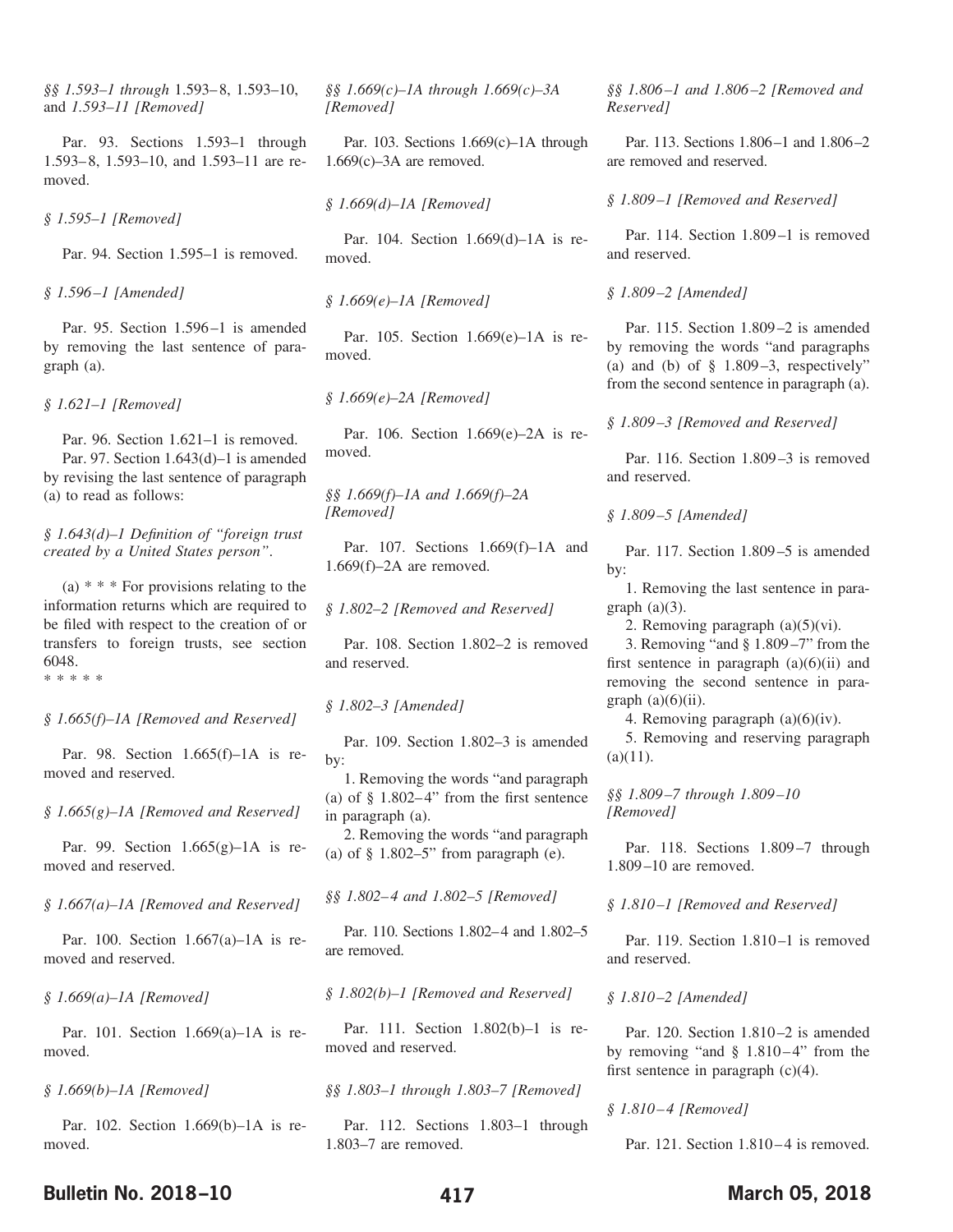*§§ 1.593–1 through* 1.593–8, 1.593–10, and *1.593–11 [Removed]*

Par. 93. Sections 1.593–1 through 1.593–8, 1.593–10, and 1.593–11 are removed.

*§ 1.595–1 [Removed]*

Par. 94. Section 1.595–1 is removed.

*§ 1.596–1 [Amended]*

Par. 95. Section 1.596–1 is amended by removing the last sentence of paragraph (a).

*§ 1.621–1 [Removed]*

Par. 96. Section 1.621–1 is removed.

Par. 97. Section 1.643(d)–1 is amended by revising the last sentence of paragraph (a) to read as follows:

*§ 1.643(d)–1 Definition of "foreign trust created by a United States person".*

(a) * * * For provisions relating to the information returns which are required to be filed with respect to the creation of or transfers to foreign trusts, see section 6048.

* * * * *

*§ 1.665(f)–1A [Removed and Reserved]*

Par. 98. Section 1.665(f)–1A is removed and reserved.

*§ 1.665(g)–1A [Removed and Reserved]*

Par. 99. Section 1.665(g)–1A is removed and reserved.

*§ 1.667(a)–1A [Removed and Reserved]*

Par. 100. Section 1.667(a)–1A is removed and reserved.

*§ 1.669(a)–1A [Removed]*

Par. 101. Section 1.669(a)–1A is removed.

*§ 1.669(b)–1A [Removed]*

Par. 102. Section 1.669(b)–1A is removed.

*§§ 1.669(c)–1A through 1.669(c)–3A [Removed]*

Par. 103. Sections 1.669(c)–1A through 1.669(c)–3A are removed.

*§ 1.669(d)–1A [Removed]*

Par. 104. Section 1.669(d)–1A is removed.

*§ 1.669(e)–1A [Removed]*

Par. 105. Section 1.669(e)–1A is removed.

*§ 1.669(e)–2A [Removed]*

Par. 106. Section 1.669(e)–2A is removed.

*§§ 1.669(f)–1A and 1.669(f)–2A [Removed]*

Par. 107. Sections 1.669(f)–1A and 1.669(f)–2A are removed.

*§ 1.802–2 [Removed and Reserved]*

Par. 108. Section 1.802–2 is removed and reserved.

*§ 1.802–3 [Amended]*

Par. 109. Section 1.802–3 is amended by:

1. Removing the words "and paragraph (a) of § 1.802–4" from the first sentence in paragraph (a).
2. Removing the words "and paragraph (a) of § 1.802–5" from paragraph (e).

*§§ 1.802–4 and 1.802–5 [Removed]*

Par. 110. Sections 1.802–4 and 1.802–5 are removed.

*§ 1.802(b)–1 [Removed and Reserved]*

Par. 111. Section 1.802(b)–1 is removed and reserved.

*§§ 1.803–1 through 1.803–7 [Removed]*

Par. 112. Sections 1.803–1 through 1.803–7 are removed.

*§§ 1.806–1 and 1.806–2 [Removed and Reserved]*

Par. 113. Sections 1.806–1 and 1.806–2 are removed and reserved.

*§ 1.809–1 [Removed and Reserved]*

Par. 114. Section 1.809–1 is removed and reserved.

*§ 1.809–2 [Amended]*

Par. 115. Section 1.809–2 is amended by removing the words "and paragraphs (a) and (b) of § 1.809–3, respectively" from the second sentence in paragraph (a).

*§ 1.809–3 [Removed and Reserved]*

Par. 116. Section 1.809–3 is removed and reserved.

*§ 1.809–5 [Amended]*

Par. 117. Section 1.809–5 is amended by:

1. Removing the last sentence in paragraph (a)(3).
2. Removing paragraph (a)(5)(vi).
3. Removing "and § 1.809–7" from the first sentence in paragraph (a)(6)(ii) and removing the second sentence in paragraph (a)(6)(ii).
4. Removing paragraph (a)(6)(iv).
5. Removing and reserving paragraph (a)(11).

*§§ 1.809–7 through 1.809–10 [Removed]*

Par. 118. Sections 1.809–7 through 1.809–10 are removed.

*§ 1.810–1 [Removed and Reserved]*

Par. 119. Section 1.810–1 is removed and reserved.

*§ 1.810–2 [Amended]*

Par. 120. Section 1.810–2 is amended by removing "and § 1.810–4" from the first sentence in paragraph (c)(4).

*§ 1.810–4 [Removed]*

Par. 121. Section 1.810–4 is removed.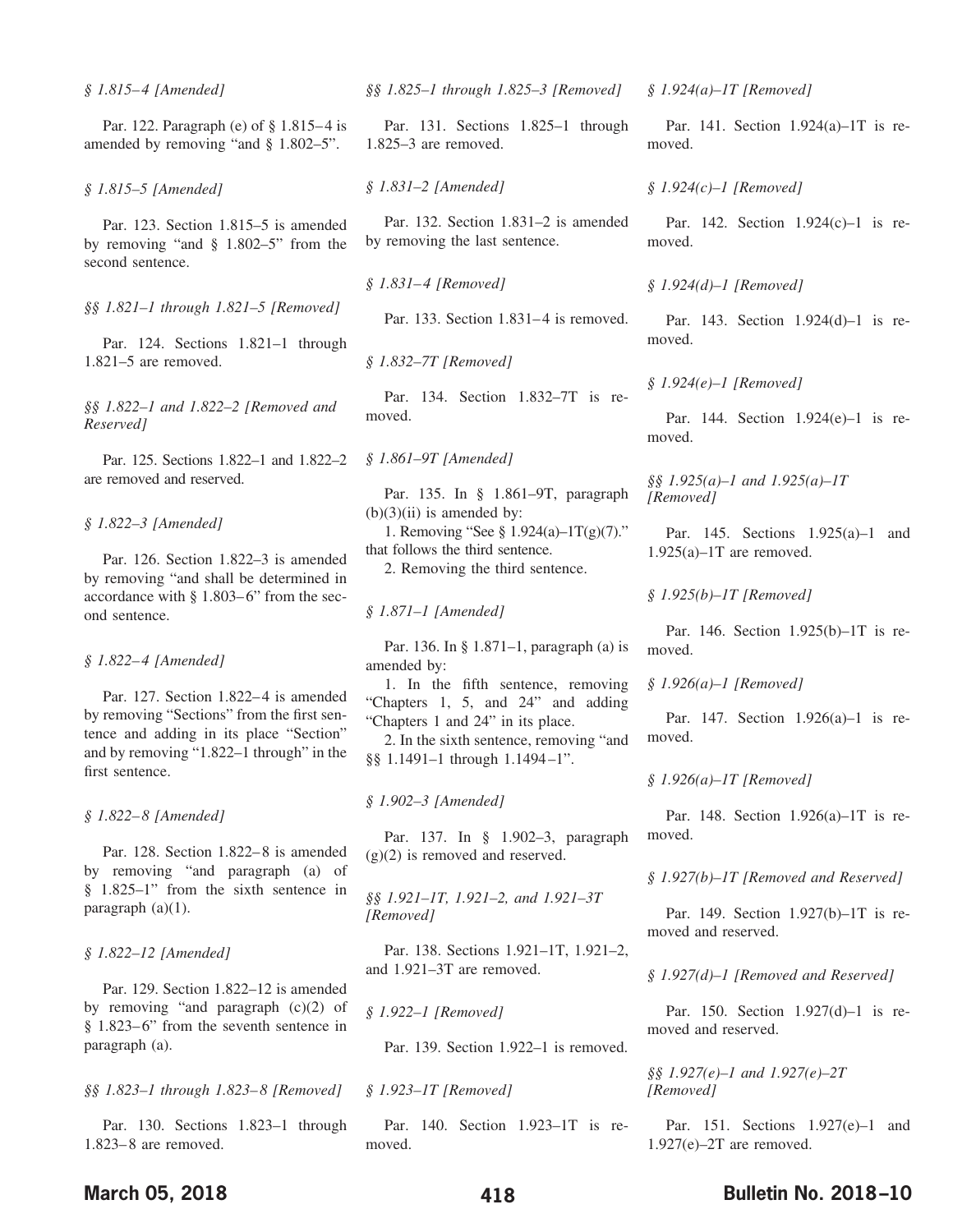*§ 1.815–4 [Amended]*

Par. 122. Paragraph (e) of § 1.815–4 is amended by removing "and § 1.802–5".

*§ 1.815–5 [Amended]*

Par. 123. Section 1.815–5 is amended by removing "and § 1.802–5" from the second sentence.

*§§ 1.821–1 through 1.821–5 [Removed]*

Par. 124. Sections 1.821–1 through 1.821–5 are removed.

*§§ 1.822–1 and 1.822–2 [Removed and Reserved]*

Par. 125. Sections 1.822–1 and 1.822–2 are removed and reserved.

*§ 1.822–3 [Amended]*

Par. 126. Section 1.822–3 is amended by removing "and shall be determined in accordance with § 1.803–6" from the second sentence.

*§ 1.822–4 [Amended]*

Par. 127. Section 1.822–4 is amended by removing "Sections" from the first sentence and adding in its place "Section" and by removing "1.822–1 through" in the first sentence.

*§ 1.822–8 [Amended]*

Par. 128. Section 1.822–8 is amended by removing "and paragraph (a) of § 1.825–1" from the sixth sentence in paragraph (a)(1).

*§ 1.822–12 [Amended]*

Par. 129. Section 1.822–12 is amended by removing "and paragraph (c)(2) of § 1.823–6" from the seventh sentence in paragraph (a).

*§§ 1.823–1 through 1.823–8 [Removed]*

Par. 130. Sections 1.823–1 through 1.823–8 are removed.

*§§ 1.825–1 through 1.825–3 [Removed]*

Par. 131. Sections 1.825–1 through 1.825–3 are removed.

*§ 1.831–2 [Amended]*

Par. 132. Section 1.831–2 is amended by removing the last sentence.

*§ 1.831–4 [Removed]*

Par. 133. Section 1.831–4 is removed.

*§ 1.832–7T [Removed]*

Par. 134. Section 1.832–7T is removed.

*§ 1.861–9T [Amended]*

Par. 135. In § 1.861–9T, paragraph (b)(3)(ii) is amended by:

1. Removing "See § 1.924(a)–1T(g)(7)." that follows the third sentence.
2. Removing the third sentence.

*§ 1.871–1 [Amended]*

Par. 136. In § 1.871–1, paragraph (a) is amended by:

1. In the fifth sentence, removing "Chapters 1, 5, and 24" and adding "Chapters 1 and 24" in its place.
2. In the sixth sentence, removing "and §§ 1.1491–1 through 1.1494–1".

*§ 1.902–3 [Amended]*

Par. 137. In § 1.902–3, paragraph (g)(2) is removed and reserved.

*§§ 1.921–1T, 1.921–2, and 1.921–3T [Removed]*

Par. 138. Sections 1.921–1T, 1.921–2, and 1.921–3T are removed.

*§ 1.922–1 [Removed]*

Par. 139. Section 1.922–1 is removed.

*§ 1.923–1T [Removed]*

Par. 140. Section 1.923–1T is removed.

*§ 1.924(a)–1T [Removed]*

Par. 141. Section 1.924(a)–1T is removed.

*§ 1.924(c)–1 [Removed]*

Par. 142. Section 1.924(c)–1 is removed.

*§ 1.924(d)–1 [Removed]*

Par. 143. Section 1.924(d)–1 is removed.

*§ 1.924(e)–1 [Removed]*

Par. 144. Section 1.924(e)–1 is removed.

*§§ 1.925(a)–1 and 1.925(a)–1T [Removed]*

Par. 145. Sections 1.925(a)–1 and 1.925(a)–1T are removed.

*§ 1.925(b)–1T [Removed]*

Par. 146. Section 1.925(b)–1T is removed.

*§ 1.926(a)–1 [Removed]*

Par. 147. Section 1.926(a)–1 is removed.

*§ 1.926(a)–1T [Removed]*

Par. 148. Section 1.926(a)–1T is removed.

*§ 1.927(b)–1T [Removed and Reserved]*

Par. 149. Section 1.927(b)–1T is removed and reserved.

*§ 1.927(d)–1 [Removed and Reserved]*

Par. 150. Section 1.927(d)–1 is removed and reserved.

*§§ 1.927(e)–1 and 1.927(e)–2T [Removed]*

Par. 151. Sections 1.927(e)–1 and 1.927(e)–2T are removed.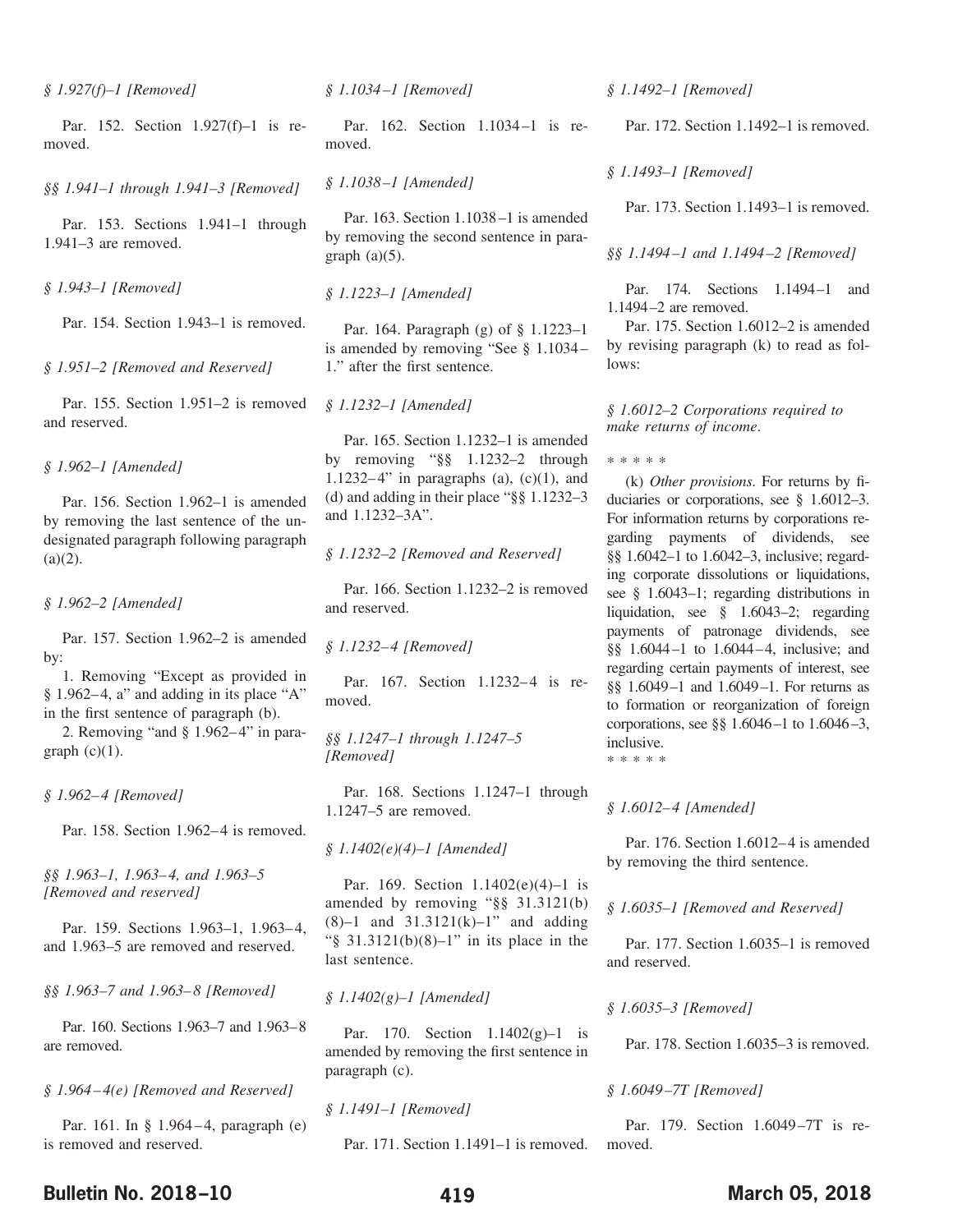*§ 1.927(f)–1 [Removed]*

Par. 152. Section 1.927(f)–1 is removed.

*§§ 1.941–1 through 1.941–3 [Removed]*

Par. 153. Sections 1.941–1 through 1.941–3 are removed.

*§ 1.943–1 [Removed]*

Par. 154. Section 1.943–1 is removed.

*§ 1.951–2 [Removed and Reserved]*

Par. 155. Section 1.951–2 is removed and reserved.

*§ 1.962–1 [Amended]*

Par. 156. Section 1.962–1 is amended by removing the last sentence of the undesignated paragraph following paragraph (a)(2).

*§ 1.962–2 [Amended]*

Par. 157. Section 1.962–2 is amended by:

1. Removing "Except as provided in § 1.962–4, a" and adding in its place "A" in the first sentence of paragraph (b).
2. Removing "and § 1.962–4" in paragraph (c)(1).

*§ 1.962–4 [Removed]*

Par. 158. Section 1.962–4 is removed.

*§§ 1.963–1, 1.963–4, and 1.963–5 [Removed and reserved]*

Par. 159. Sections 1.963–1, 1.963–4, and 1.963–5 are removed and reserved.

*§§ 1.963–7 and 1.963–8 [Removed]*

Par. 160. Sections 1.963–7 and 1.963–8 are removed.

*§ 1.964–4(e) [Removed and Reserved]*

Par. 161. In § 1.964–4, paragraph (e) is removed and reserved.

*§ 1.1034–1 [Removed]*

Par. 162. Section 1.1034–1 is removed.

*§ 1.1038–1 [Amended]*

Par. 163. Section 1.1038–1 is amended by removing the second sentence in paragraph (a)(5).

*§ 1.1223–1 [Amended]*

Par. 164. Paragraph (g) of § 1.1223–1 is amended by removing "See § 1.1034–1." after the first sentence.

*§ 1.1232–1 [Amended]*

Par. 165. Section 1.1232–1 is amended by removing "§§ 1.1232–2 through 1.1232–4" in paragraphs (a), (c)(1), and (d) and adding in their place "§§ 1.1232–3 and 1.1232–3A".

*§ 1.1232–2 [Removed and Reserved]*

Par. 166. Section 1.1232–2 is removed and reserved.

*§ 1.1232–4 [Removed]*

Par. 167. Section 1.1232–4 is removed.

*§§ 1.1247–1 through 1.1247–5 [Removed]*

Par. 168. Sections 1.1247–1 through 1.1247–5 are removed.

*§ 1.1402(e)(4)–1 [Amended]*

Par. 169. Section 1.1402(e)(4)–1 is amended by removing "§§ 31.3121(b)(8)–1 and 31.3121(k)–1" and adding "§ 31.3121(b)(8)–1" in its place in the last sentence.

*§ 1.1402(g)–1 [Amended]*

Par. 170. Section 1.1402(g)–1 is amended by removing the first sentence in paragraph (c).

*§ 1.1491–1 [Removed]*

Par. 171. Section 1.1491–1 is removed.

*§ 1.1492–1 [Removed]*

Par. 172. Section 1.1492–1 is removed.

*§ 1.1493–1 [Removed]*

Par. 173. Section 1.1493–1 is removed.

*§§ 1.1494–1 and 1.1494–2 [Removed]*

Par. 174. Sections 1.1494–1 and 1.1494–2 are removed.

Par. 175. Section 1.6012–2 is amended by revising paragraph (k) to read as follows:

*§ 1.6012–2 Corporations required to make returns of income.*

\* \* \* \* \*

(k) *Other provisions.* For returns by fiduciaries or corporations, see § 1.6012–3. For information returns by corporations regarding payments of dividends, see §§ 1.6042–1 to 1.6042–3, inclusive; regarding corporate dissolutions or liquidations, see § 1.6043–1; regarding distributions in liquidation, see § 1.6043–2; regarding payments of patronage dividends, see §§ 1.6044–1 to 1.6044–4, inclusive; and regarding certain payments of interest, see §§ 1.6049–1 and 1.6049–1. For returns as to formation or reorganization of foreign corporations, see §§ 1.6046–1 to 1.6046–3, inclusive.

\* \* \* \* \*

*§ 1.6012–4 [Amended]*

Par. 176. Section 1.6012–4 is amended by removing the third sentence.

*§ 1.6035–1 [Removed and Reserved]*

Par. 177. Section 1.6035–1 is removed and reserved.

*§ 1.6035–3 [Removed]*

Par. 178. Section 1.6035–3 is removed.

*§ 1.6049–7T [Removed]*

Par. 179. Section 1.6049–7T is removed.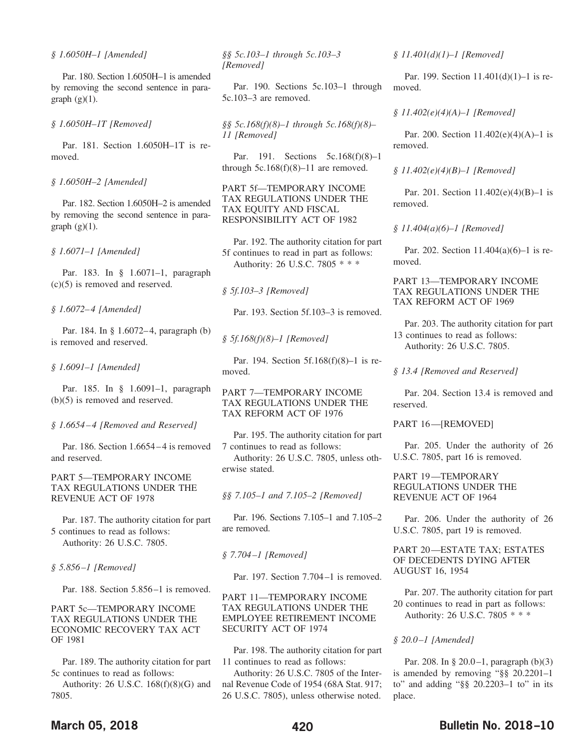*§ 1.6050H–1 [Amended]*

Par. 180. Section 1.6050H–1 is amended by removing the second sentence in paragraph (g)(1).

*§ 1.6050H–1T [Removed]*

Par. 181. Section 1.6050H–1T is removed.

*§ 1.6050H–2 [Amended]*

Par. 182. Section 1.6050H–2 is amended by removing the second sentence in paragraph (g)(1).

*§ 1.6071–1 [Amended]*

Par. 183. In § 1.6071–1, paragraph (c)(5) is removed and reserved.

*§ 1.6072–4 [Amended]*

Par. 184. In § 1.6072–4, paragraph (b) is removed and reserved.

*§ 1.6091–1 [Amended]*

Par. 185. In § 1.6091–1, paragraph (b)(5) is removed and reserved.

*§ 1.6654–4 [Removed and Reserved]*

Par. 186. Section 1.6654–4 is removed and reserved.

PART 5—TEMPORARY INCOME TAX REGULATIONS UNDER THE REVENUE ACT OF 1978

Par. 187. The authority citation for part 5 continues to read as follows:
Authority: 26 U.S.C. 7805.

*§ 5.856–1 [Removed]*

Par. 188. Section 5.856–1 is removed.

PART 5c—TEMPORARY INCOME TAX REGULATIONS UNDER THE ECONOMIC RECOVERY TAX ACT OF 1981

Par. 189. The authority citation for part 5c continues to read as follows:
Authority: 26 U.S.C. 168(f)(8)(G) and 7805.

*§§ 5c.103–1 through 5c.103–3 [Removed]*

Par. 190. Sections 5c.103–1 through 5c.103–3 are removed.

*§§ 5c.168(f)(8)–1 through 5c.168(f)(8)–11 [Removed]*

Par. 191. Sections 5c.168(f)(8)–1 through 5c.168(f)(8)–11 are removed.

PART 5f—TEMPORARY INCOME TAX REGULATIONS UNDER THE TAX EQUITY AND FISCAL RESPONSIBILITY ACT OF 1982

Par. 192. The authority citation for part 5f continues to read in part as follows:
Authority: 26 U.S.C. 7805 * * *

*§ 5f.103–3 [Removed]*

Par. 193. Section 5f.103–3 is removed.

*§ 5f.168(f)(8)–1 [Removed]*

Par. 194. Section 5f.168(f)(8)–1 is removed.

PART 7—TEMPORARY INCOME TAX REGULATIONS UNDER THE TAX REFORM ACT OF 1976

Par. 195. The authority citation for part 7 continues to read as follows:
Authority: 26 U.S.C. 7805, unless otherwise stated.

*§§ 7.105–1 and 7.105–2 [Removed]*

Par. 196. Sections 7.105–1 and 7.105–2 are removed.

*§ 7.704–1 [Removed]*

Par. 197. Section 7.704–1 is removed.

PART 11—TEMPORARY INCOME TAX REGULATIONS UNDER THE EMPLOYEE RETIREMENT INCOME SECURITY ACT OF 1974

Par. 198. The authority citation for part 11 continues to read as follows:
Authority: 26 U.S.C. 7805 of the Internal Revenue Code of 1954 (68A Stat. 917; 26 U.S.C. 7805), unless otherwise noted.

*§ 11.401(d)(1)–1 [Removed]*

Par. 199. Section 11.401(d)(1)–1 is removed.

*§ 11.402(e)(4)(A)–1 [Removed]*

Par. 200. Section 11.402(e)(4)(A)–1 is removed.

*§ 11.402(e)(4)(B)–1 [Removed]*

Par. 201. Section 11.402(e)(4)(B)–1 is removed.

*§ 11.404(a)(6)–1 [Removed]*

Par. 202. Section 11.404(a)(6)–1 is removed.

PART 13—TEMPORARY INCOME TAX REGULATIONS UNDER THE TAX REFORM ACT OF 1969

Par. 203. The authority citation for part 13 continues to read as follows:
Authority: 26 U.S.C. 7805.

*§ 13.4 [Removed and Reserved]*

Par. 204. Section 13.4 is removed and reserved.

PART 16—[REMOVED]

Par. 205. Under the authority of 26 U.S.C. 7805, part 16 is removed.

PART 19—TEMPORARY REGULATIONS UNDER THE REVENUE ACT OF 1964

Par. 206. Under the authority of 26 U.S.C. 7805, part 19 is removed.

PART 20—ESTATE TAX; ESTATES OF DECEDENTS DYING AFTER AUGUST 16, 1954

Par. 207. The authority citation for part 20 continues to read in part as follows:
Authority: 26 U.S.C. 7805 * * *

*§ 20.0–1 [Amended]*

Par. 208. In § 20.0–1, paragraph (b)(3) is amended by removing "§§ 20.2201–1 to" and adding "§§ 20.2203–1 to" in its place.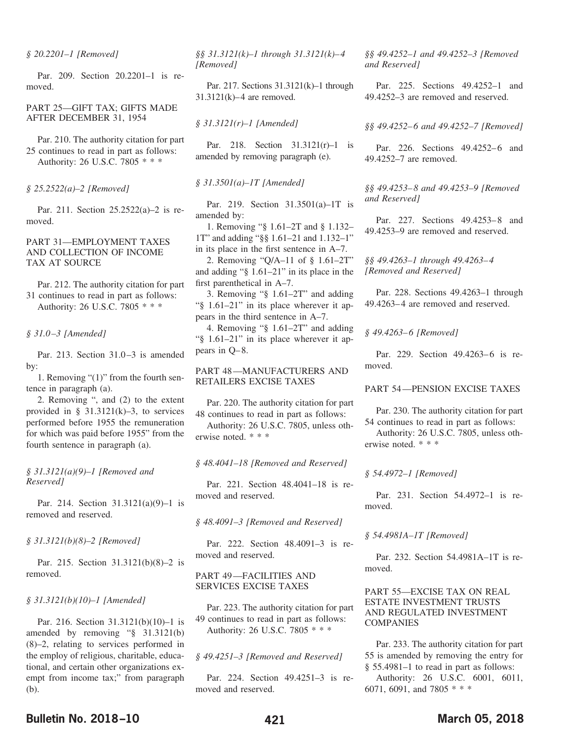*§ 20.2201–1 [Removed]*

Par. 209. Section 20.2201–1 is removed.

PART 25—GIFT TAX; GIFTS MADE AFTER DECEMBER 31, 1954

Par. 210. The authority citation for part 25 continues to read in part as follows:
Authority: 26 U.S.C. 7805 * * *

*§ 25.2522(a)–2 [Removed]*

Par. 211. Section 25.2522(a)–2 is removed.

PART 31—EMPLOYMENT TAXES AND COLLECTION OF INCOME TAX AT SOURCE

Par. 212. The authority citation for part 31 continues to read in part as follows:
Authority: 26 U.S.C. 7805 * * *

*§ 31.0–3 [Amended]*

Par. 213. Section 31.0–3 is amended by:

1. Removing "(1)" from the fourth sentence in paragraph (a).

2. Removing ", and (2) to the extent provided in § 31.3121(k)–3, to services performed before 1955 the remuneration for which was paid before 1955" from the fourth sentence in paragraph (a).

*§ 31.3121(a)(9)–1 [Removed and Reserved]*

Par. 214. Section 31.3121(a)(9)–1 is removed and reserved.

*§ 31.3121(b)(8)–2 [Removed]*

Par. 215. Section 31.3121(b)(8)–2 is removed.

*§ 31.3121(b)(10)–1 [Amended]*

Par. 216. Section 31.3121(b)(10)–1 is amended by removing "§ 31.3121(b)(8)–2, relating to services performed in the employ of religious, charitable, educational, and certain other organizations exempt from income tax;" from paragraph (b).

*§§ 31.3121(k)–1 through 31.3121(k)–4 [Removed]*

Par. 217. Sections 31.3121(k)–1 through 31.3121(k)–4 are removed.

*§ 31.3121(r)–1 [Amended]*

Par. 218. Section 31.3121(r)–1 is amended by removing paragraph (e).

*§ 31.3501(a)–1T [Amended]*

Par. 219. Section 31.3501(a)–1T is amended by:

1. Removing "§ 1.61–2T and § 1.132–1T" and adding "§§ 1.61–21 and 1.132–1" in its place in the first sentence in A–7.

2. Removing "Q/A–11 of § 1.61–2T" and adding "§ 1.61–21" in its place in the first parenthetical in A–7.

3. Removing "§ 1.61–2T" and adding "§ 1.61–21" in its place wherever it appears in the third sentence in A–7.

4. Removing "§ 1.61–2T" and adding "§ 1.61–21" in its place wherever it appears in Q–8.

PART 48—MANUFACTURERS AND RETAILERS EXCISE TAXES

Par. 220. The authority citation for part 48 continues to read in part as follows:
Authority: 26 U.S.C. 7805, unless otherwise noted. * * *

*§ 48.4041–18 [Removed and Reserved]*

Par. 221. Section 48.4041–18 is removed and reserved.

*§ 48.4091–3 [Removed and Reserved]*

Par. 222. Section 48.4091–3 is removed and reserved.

PART 49—FACILITIES AND SERVICES EXCISE TAXES

Par. 223. The authority citation for part 49 continues to read in part as follows:
Authority: 26 U.S.C. 7805 * * *

*§ 49.4251–3 [Removed and Reserved]*

Par. 224. Section 49.4251–3 is removed and reserved.

*§§ 49.4252–1 and 49.4252–3 [Removed and Reserved]*

Par. 225. Sections 49.4252–1 and 49.4252–3 are removed and reserved.

*§§ 49.4252–6 and 49.4252–7 [Removed]*

Par. 226. Sections 49.4252–6 and 49.4252–7 are removed.

*§§ 49.4253–8 and 49.4253–9 [Removed and Reserved]*

Par. 227. Sections 49.4253–8 and 49.4253–9 are removed and reserved.

*§§ 49.4263–1 through 49.4263–4 [Removed and Reserved]*

Par. 228. Sections 49.4263–1 through 49.4263–4 are removed and reserved.

*§ 49.4263–6 [Removed]*

Par. 229. Section 49.4263–6 is removed.

PART 54—PENSION EXCISE TAXES

Par. 230. The authority citation for part 54 continues to read in part as follows:
Authority: 26 U.S.C. 7805, unless otherwise noted. * * *

*§ 54.4972–1 [Removed]*

Par. 231. Section 54.4972–1 is removed.

*§ 54.4981A–1T [Removed]*

Par. 232. Section 54.4981A–1T is removed.

PART 55—EXCISE TAX ON REAL ESTATE INVESTMENT TRUSTS AND REGULATED INVESTMENT COMPANIES

Par. 233. The authority citation for part 55 is amended by removing the entry for § 55.4981–1 to read in part as follows:
Authority: 26 U.S.C. 6001, 6011, 6071, 6091, and 7805 * * *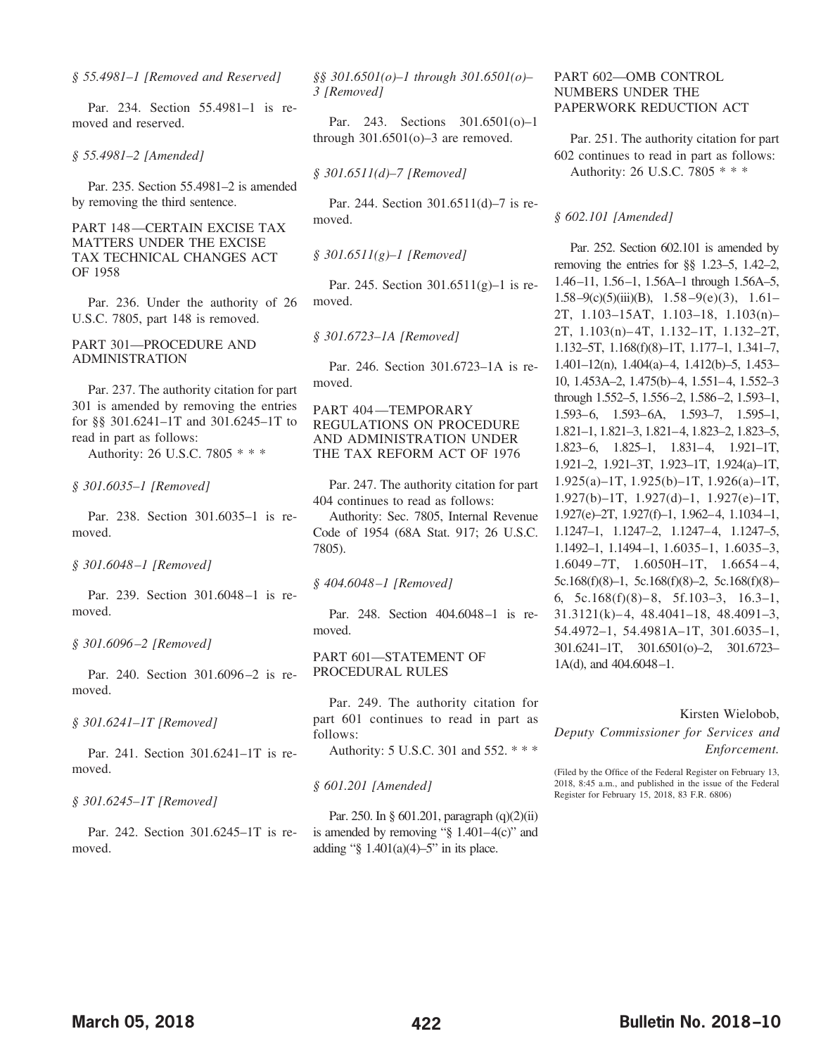*§ 55.4981–1 [Removed and Reserved]*

Par. 234. Section 55.4981–1 is removed and reserved.

*§ 55.4981–2 [Amended]*

Par. 235. Section 55.4981–2 is amended by removing the third sentence.

PART 148—CERTAIN EXCISE TAX MATTERS UNDER THE EXCISE TAX TECHNICAL CHANGES ACT OF 1958

Par. 236. Under the authority of 26 U.S.C. 7805, part 148 is removed.

PART 301—PROCEDURE AND ADMINISTRATION

Par. 237. The authority citation for part 301 is amended by removing the entries for §§ 301.6241–1T and 301.6245–1T to read in part as follows:

Authority: 26 U.S.C. 7805 * * *

*§ 301.6035–1 [Removed]*

Par. 238. Section 301.6035–1 is removed.

*§ 301.6048–1 [Removed]*

Par. 239. Section 301.6048–1 is removed.

*§ 301.6096–2 [Removed]*

Par. 240. Section 301.6096–2 is removed.

*§ 301.6241–1T [Removed]*

Par. 241. Section 301.6241–1T is removed.

*§ 301.6245–1T [Removed]*

Par. 242. Section 301.6245–1T is removed.

*§§ 301.6501(o)–1 through 301.6501(o)–3 [Removed]*

Par. 243. Sections 301.6501(o)–1 through 301.6501(o)–3 are removed.

*§ 301.6511(d)–7 [Removed]*

Par. 244. Section 301.6511(d)–7 is removed.

*§ 301.6511(g)–1 [Removed]*

Par. 245. Section 301.6511(g)–1 is removed.

*§ 301.6723–1A [Removed]*

Par. 246. Section 301.6723–1A is removed.

PART 404—TEMPORARY REGULATIONS ON PROCEDURE AND ADMINISTRATION UNDER THE TAX REFORM ACT OF 1976

Par. 247. The authority citation for part 404 continues to read as follows:

Authority: Sec. 7805, Internal Revenue Code of 1954 (68A Stat. 917; 26 U.S.C. 7805).

*§ 404.6048–1 [Removed]*

Par. 248. Section 404.6048–1 is removed.

PART 601—STATEMENT OF PROCEDURAL RULES

Par. 249. The authority citation for part 601 continues to read in part as follows:

Authority: 5 U.S.C. 301 and 552. * * *

*§ 601.201 [Amended]*

Par. 250. In § 601.201, paragraph (q)(2)(ii) is amended by removing "§ 1.401–4(c)" and adding "§ 1.401(a)(4)–5" in its place.

PART 602—OMB CONTROL NUMBERS UNDER THE PAPERWORK REDUCTION ACT

Par. 251. The authority citation for part 602 continues to read in part as follows:

Authority: 26 U.S.C. 7805 * * *

*§ 602.101 [Amended]*

Par. 252. Section 602.101 is amended by removing the entries for §§ 1.23–5, 1.42–2, 1.46–11, 1.56–1, 1.56A–1 through 1.56A–5, 1.58–9(c)(5)(iii)(B), 1.58–9(e)(3), 1.61–2T, 1.103–15AT, 1.103–18, 1.103(n)–2T, 1.103(n)–4T, 1.132–1T, 1.132–2T, 1.132–5T, 1.168(f)(8)–1T, 1.177–1, 1.341–7, 1.401–12(n), 1.404(a)–4, 1.412(b)–5, 1.453–10, 1.453A–2, 1.475(b)–4, 1.551–4, 1.552–3 through 1.552–5, 1.556–2, 1.586–2, 1.593–1, 1.593–6, 1.593–6A, 1.593–7, 1.595–1, 1.821–1, 1.821–3, 1.821–4, 1.823–2, 1.823–5, 1.823–6, 1.825–1, 1.831–4, 1.921–1T, 1.921–2, 1.921–3T, 1.923–1T, 1.924(a)–1T, 1.925(a)–1T, 1.925(b)–1T, 1.926(a)–1T, 1.927(b)–1T, 1.927(d)–1, 1.927(e)–1T, 1.927(e)–2T, 1.927(f)–1, 1.962–4, 1.1034–1, 1.1247–1, 1.1247–2, 1.1247–4, 1.1247–5, 1.1492–1, 1.1494–1, 1.6035–1, 1.6035–3, 1.6049–7T, 1.6050H–1T, 1.6654–4, 5c.168(f)(8)–1, 5c.168(f)(8)–2, 5c.168(f)(8)–6, 5c.168(f)(8)–8, 5f.103–3, 16.3–1, 31.3121(k)–4, 48.4041–18, 48.4091–3, 54.4972–1, 54.4981A–1T, 301.6035–1, 301.6241–1T, 301.6501(o)–2, 301.6723–1A(d), and 404.6048–1.

Kirsten Wielobob,
*Deputy Commissioner for Services and Enforcement.*

(Filed by the Office of the Federal Register on February 13, 2018, 8:45 a.m., and published in the issue of the Federal Register for February 15, 2018, 83 F.R. 6806)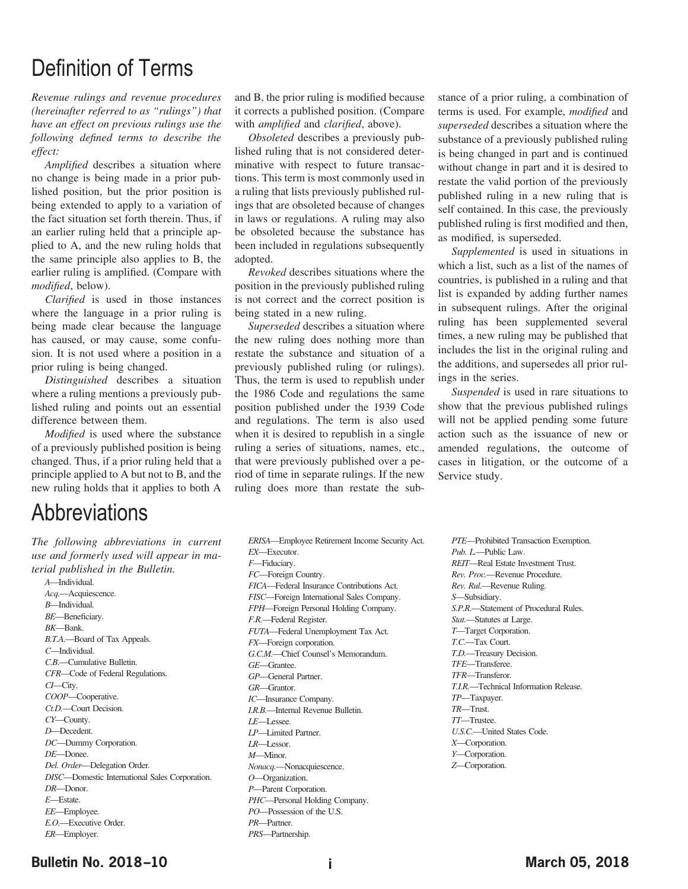# Definition of Terms

*Revenue rulings and revenue procedures (hereinafter referred to as "rulings") that have an effect on previous rulings use the following defined terms to describe the effect:*

*Amplified* describes a situation where no change is being made in a prior published position, but the prior position is being extended to apply to a variation of the fact situation set forth therein. Thus, if an earlier ruling held that a principle applied to A, and the new ruling holds that the same principle also applies to B, the earlier ruling is amplified. (Compare with *modified*, below).

*Clarified* is used in those instances where the language in a prior ruling is being made clear because the language has caused, or may cause, some confusion. It is not used where a position in a prior ruling is being changed.

*Distinguished* describes a situation where a ruling mentions a previously published ruling and points out an essential difference between them.

*Modified* is used where the substance of a previously published position is being changed. Thus, if a prior ruling held that a principle applied to A but not to B, and the new ruling holds that it applies to both A and B, the prior ruling is modified because it corrects a published position. (Compare with *amplified* and *clarified*, above).

*Obsoleted* describes a previously published ruling that is not considered determinative with respect to future transactions. This term is most commonly used in a ruling that lists previously published rulings that are obsoleted because of changes in laws or regulations. A ruling may also be obsoleted because the substance has been included in regulations subsequently adopted.

*Revoked* describes situations where the position in the previously published ruling is not correct and the correct position is being stated in a new ruling.

*Superseded* describes a situation where the new ruling does nothing more than restate the substance and situation of a previously published ruling (or rulings). Thus, the term is used to republish under the 1986 Code and regulations the same position published under the 1939 Code and regulations. The term is also used when it is desired to republish in a single ruling a series of situations, names, etc., that were previously published over a period of time in separate rulings. If the new ruling does more than restate the substance of a prior ruling, a combination of terms is used. For example, *modified* and *superseded* describes a situation where the substance of a previously published ruling is being changed in part and is continued without change in part and it is desired to restate the valid portion of the previously published ruling in a new ruling that is self contained. In this case, the previously published ruling is first modified and then, as modified, is superseded.

*Supplemented* is used in situations in which a list, such as a list of the names of countries, is published in a ruling and that list is expanded by adding further names in subsequent rulings. After the original ruling has been supplemented several times, a new ruling may be published that includes the list in the original ruling and the additions, and supersedes all prior rulings in the series.

*Suspended* is used in rare situations to show that the previous published rulings will not be applied pending some future action such as the issuance of new or amended regulations, the outcome of cases in litigation, or the outcome of a Service study.

# Abbreviations

*The following abbreviations in current use and formerly used will appear in material published in the Bulletin.*

*A*—Individual.
*Acq.*—Acquiescence.
*B*—Individual.
*BE*—Beneficiary.
*BK*—Bank.
*B.T.A.*—Board of Tax Appeals.
*C*—Individual.
*C.B.*—Cumulative Bulletin.
*CFR*—Code of Federal Regulations.
*CI*—City.
*COOP*—Cooperative.
*Ct.D.*—Court Decision.
*CY*—County.
*D*—Decedent.
*DC*—Dummy Corporation.
*DE*—Donee.
*Del. Order*—Delegation Order.
*DISC*—Domestic International Sales Corporation.
*DR*—Donor.
*E*—Estate.
*EE*—Employee.
*E.O.*—Executive Order.
*ER*—Employer.
*ERISA*—Employee Retirement Income Security Act.
*EX*—Executor.
*F*—Fiduciary.
*FC*—Foreign Country.
*FICA*—Federal Insurance Contributions Act.
*FISC*—Foreign International Sales Company.
*FPH*—Foreign Personal Holding Company.
*F.R.*—Federal Register.
*FUTA*—Federal Unemployment Tax Act.
*FX*—Foreign corporation.
*G.C.M.*—Chief Counsel's Memorandum.
*GE*—Grantee.
*GP*—General Partner.
*GR*—Grantor.
*IC*—Insurance Company.
*I.R.B.*—Internal Revenue Bulletin.
*LE*—Lessee.
*LP*—Limited Partner.
*LR*—Lessor.
*M*—Minor.
*Nonacq.*—Nonacquiescence.
*O*—Organization.
*P*—Parent Corporation.
*PHC*—Personal Holding Company.
*PO*—Possession of the U.S.
*PR*—Partner.
*PRS*—Partnership.
*PTE*—Prohibited Transaction Exemption.
*Pub. L.*—Public Law.
*REIT*—Real Estate Investment Trust.
*Rev. Proc.*—Revenue Procedure.
*Rev. Rul.*—Revenue Ruling.
*S*—Subsidiary.
*S.P.R.*—Statement of Procedural Rules.
*Stat.*—Statutes at Large.
*T*—Target Corporation.
*T.C.*—Tax Court.
*T.D.*—Treasury Decision.
*TFE*—Transferee.
*TFR*—Transferor.
*T.I.R.*—Technical Information Release.
*TP*—Taxpayer.
*TR*—Trust.
*TT*—Trustee.
*U.S.C.*—United States Code.
*X*—Corporation.
*Y*—Corporation.
*Z*—Corporation.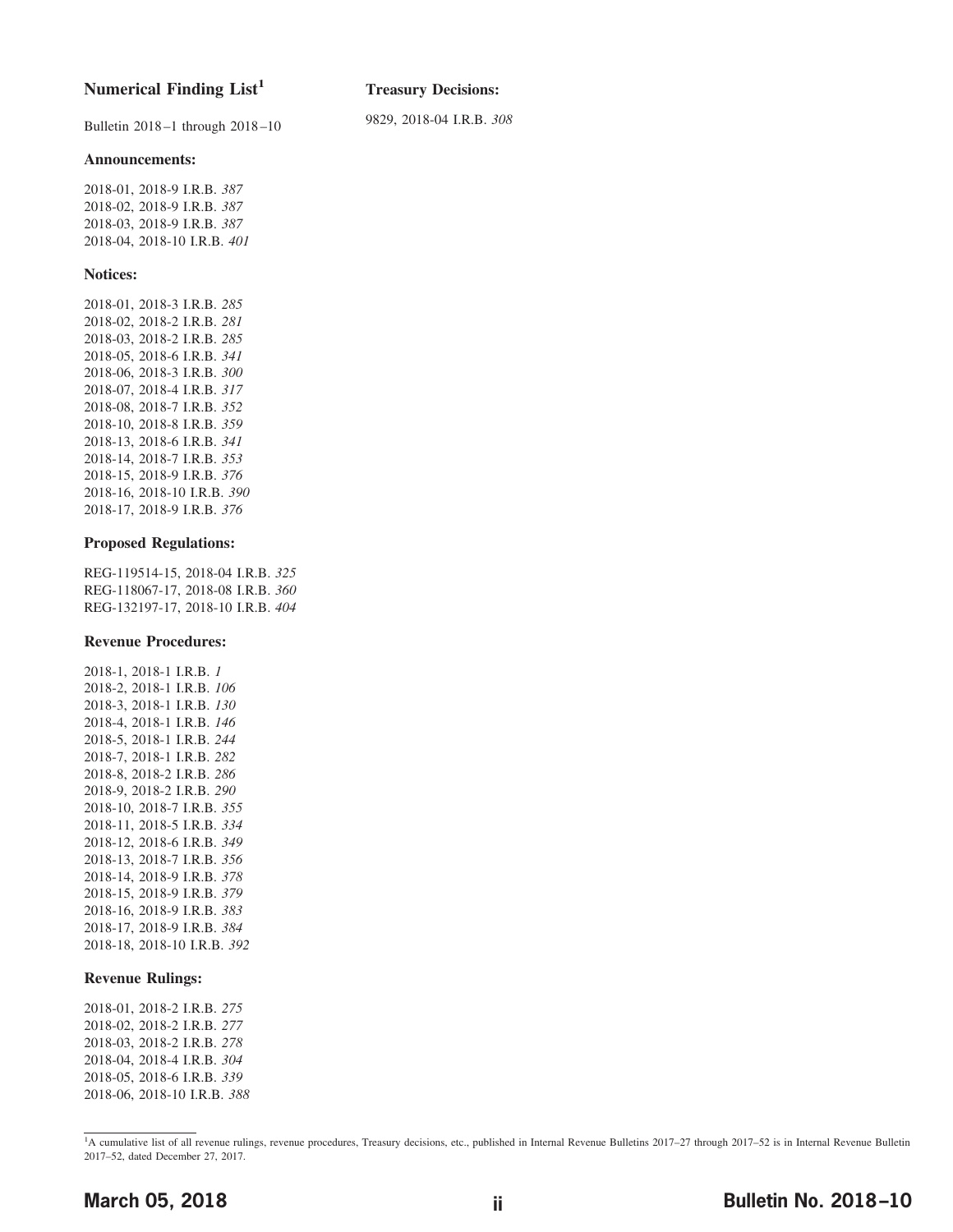## Numerical Finding List[1]

Bulletin 2018–1 through 2018–10

### Announcements:

2018-01, 2018-9 I.R.B. *387*
2018-02, 2018-9 I.R.B. *387*
2018-03, 2018-9 I.R.B. *387*
2018-04, 2018-10 I.R.B. *401*

### Notices:

2018-01, 2018-3 I.R.B. *285*
2018-02, 2018-2 I.R.B. *281*
2018-03, 2018-2 I.R.B. *285*
2018-05, 2018-6 I.R.B. *341*
2018-06, 2018-3 I.R.B. *300*
2018-07, 2018-4 I.R.B. *317*
2018-08, 2018-7 I.R.B. *352*
2018-10, 2018-8 I.R.B. *359*
2018-13, 2018-6 I.R.B. *341*
2018-14, 2018-7 I.R.B. *353*
2018-15, 2018-9 I.R.B. *376*
2018-16, 2018-10 I.R.B. *390*
2018-17, 2018-9 I.R.B. *376*

### Proposed Regulations:

REG-119514-15, 2018-04 I.R.B. *325*
REG-118067-17, 2018-08 I.R.B. *360*
REG-132197-17, 2018-10 I.R.B. *404*

### Revenue Procedures:

2018-1, 2018-1 I.R.B. *1*
2018-2, 2018-1 I.R.B. *106*
2018-3, 2018-1 I.R.B. *130*
2018-4, 2018-1 I.R.B. *146*
2018-5, 2018-1 I.R.B. *244*
2018-7, 2018-1 I.R.B. *282*
2018-8, 2018-2 I.R.B. *286*
2018-9, 2018-2 I.R.B. *290*
2018-10, 2018-7 I.R.B. *355*
2018-11, 2018-5 I.R.B. *334*
2018-12, 2018-6 I.R.B. *349*
2018-13, 2018-7 I.R.B. *356*
2018-14, 2018-9 I.R.B. *378*
2018-15, 2018-9 I.R.B. *379*
2018-16, 2018-9 I.R.B. *383*
2018-17, 2018-9 I.R.B. *384*
2018-18, 2018-10 I.R.B. *392*

### Revenue Rulings:

2018-01, 2018-2 I.R.B. *275*
2018-02, 2018-2 I.R.B. *277*
2018-03, 2018-2 I.R.B. *278*
2018-04, 2018-4 I.R.B. *304*
2018-05, 2018-6 I.R.B. *339*
2018-06, 2018-10 I.R.B. *388*

### Treasury Decisions:

9829, 2018-04 I.R.B. *308*

[1] A cumulative list of all revenue rulings, revenue procedures, Treasury decisions, etc., published in Internal Revenue Bulletins 2017–27 through 2017–52 is in Internal Revenue Bulletin 2017–52, dated December 27, 2017.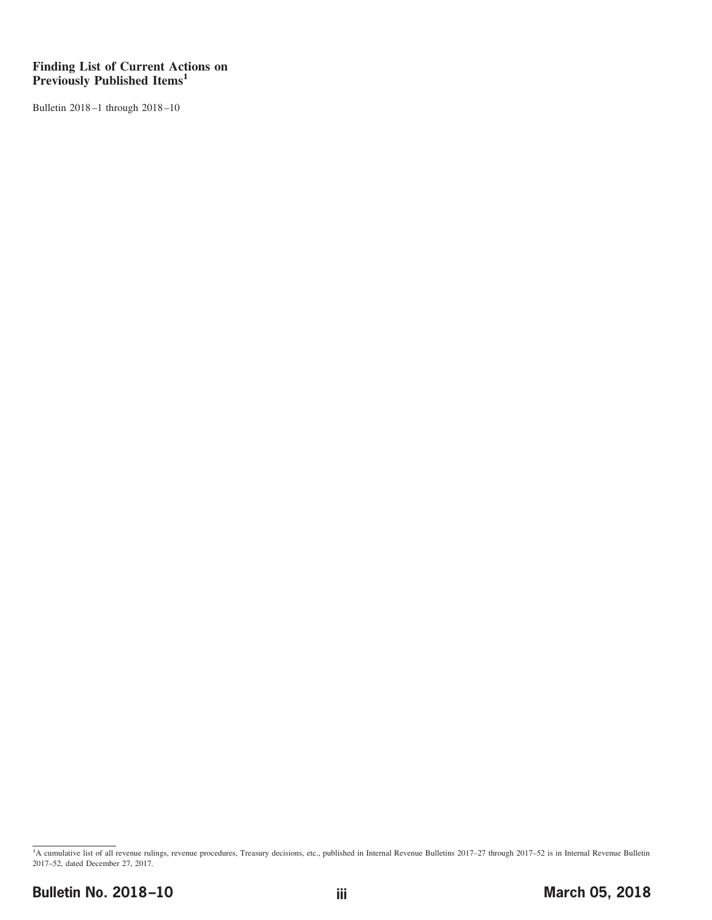## Finding List of Current Actions on Previously Published Items[1]

Bulletin 2018–1 through 2018–10

[1]A cumulative list of all revenue rulings, revenue procedures, Treasury decisions, etc., published in Internal Revenue Bulletins 2017–27 through 2017–52 is in Internal Revenue Bulletin 2017–52, dated December 27, 2017.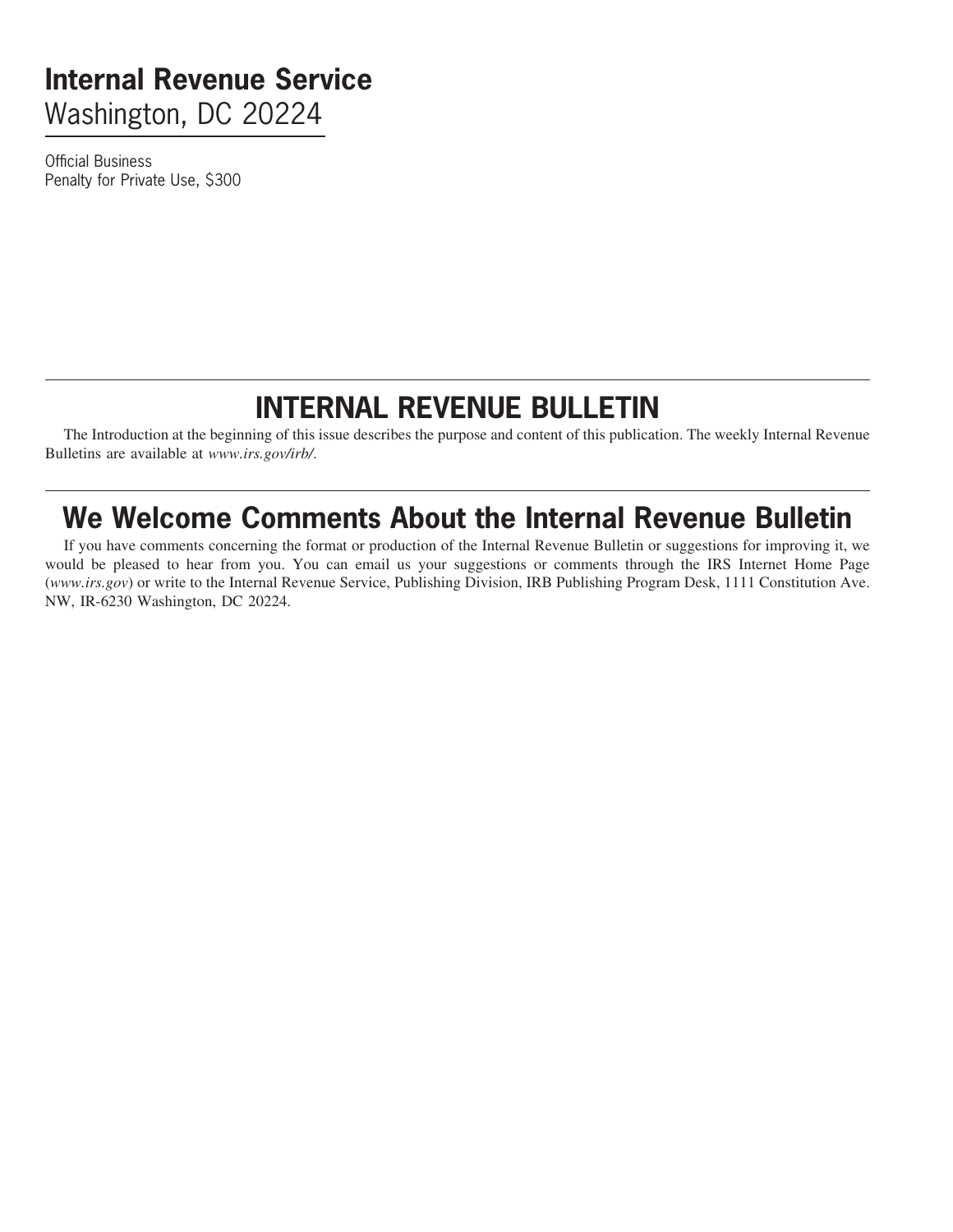**Internal Revenue Service**
Washington, DC 20224

Official Business
Penalty for Private Use, $300

# INTERNAL REVENUE BULLETIN

The Introduction at the beginning of this issue describes the purpose and content of this publication. The weekly Internal Revenue Bulletins are available at *www.irs.gov/irb/*.

# We Welcome Comments About the Internal Revenue Bulletin

If you have comments concerning the format or production of the Internal Revenue Bulletin or suggestions for improving it, we would be pleased to hear from you. You can email us your suggestions or comments through the IRS Internet Home Page (*www.irs.gov*) or write to the Internal Revenue Service, Publishing Division, IRB Publishing Program Desk, 1111 Constitution Ave. NW, IR-6230 Washington, DC 20224.